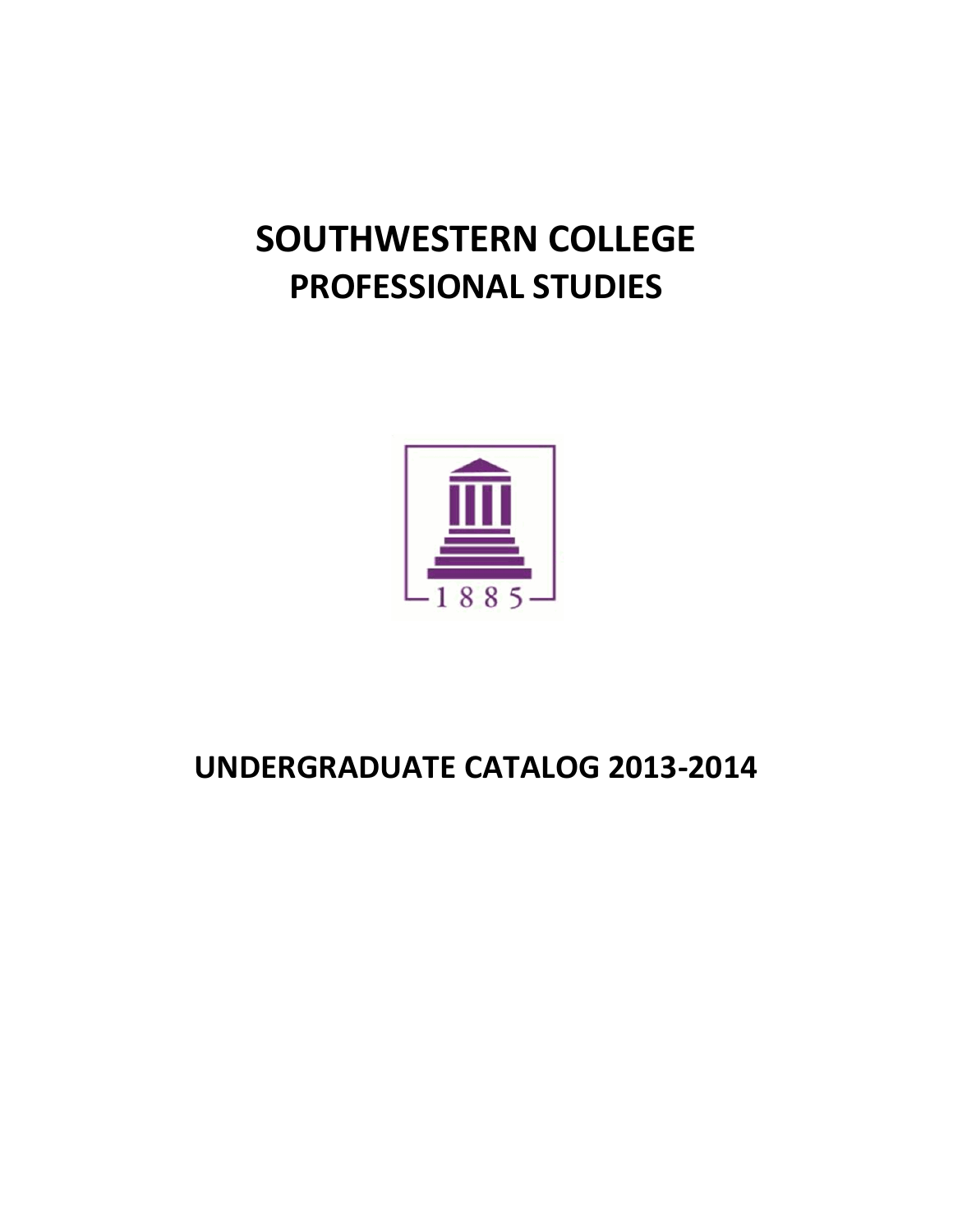# SOUTHWESTERN COLLEGE
# PROFESSIONAL STUDIES

1885

# UNDERGRADUATE CATALOG 2013-2014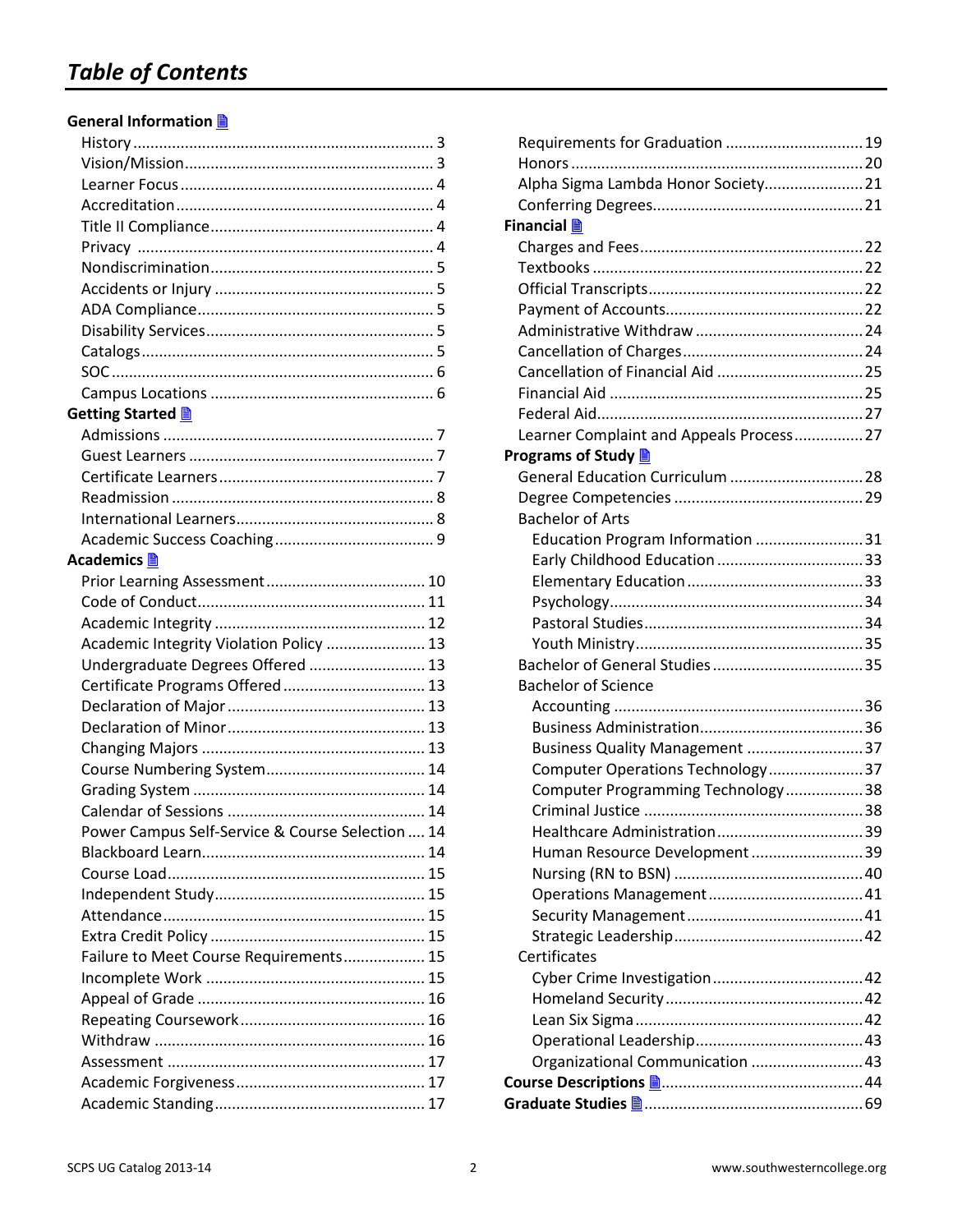# Table of Contents

**General Information**

- History .......... 3
- Vision/Mission .......... 3
- Learner Focus .......... 4
- Accreditation .......... 4
- Title II Compliance .......... 4
- Privacy .......... 4
- Nondiscrimination .......... 5
- Accidents or Injury .......... 5
- ADA Compliance .......... 5
- Disability Services .......... 5
- Catalogs .......... 5
- SOC .......... 6
- Campus Locations .......... 6

**Getting Started**

- Admissions .......... 7
- Guest Learners .......... 7
- Certificate Learners .......... 7
- Readmission .......... 8
- International Learners .......... 8
- Academic Success Coaching .......... 9

**Academics**

- Prior Learning Assessment .......... 10
- Code of Conduct .......... 11
- Academic Integrity .......... 12
- Academic Integrity Violation Policy .......... 13
- Undergraduate Degrees Offered .......... 13
- Certificate Programs Offered .......... 13
- Declaration of Major .......... 13
- Declaration of Minor .......... 13
- Changing Majors .......... 13
- Course Numbering System .......... 14
- Grading System .......... 14
- Calendar of Sessions .......... 14
- Power Campus Self-Service & Course Selection .......... 14
- Blackboard Learn .......... 14
- Course Load .......... 15
- Independent Study .......... 15
- Attendance .......... 15
- Extra Credit Policy .......... 15
- Failure to Meet Course Requirements .......... 15
- Incomplete Work .......... 15
- Appeal of Grade .......... 16
- Repeating Coursework .......... 16
- Withdraw .......... 16
- Assessment .......... 17
- Academic Forgiveness .......... 17
- Academic Standing .......... 17
- Requirements for Graduation .......... 19
- Honors .......... 20
- Alpha Sigma Lambda Honor Society .......... 21
- Conferring Degrees .......... 21

**Financial**

- Charges and Fees .......... 22
- Textbooks .......... 22
- Official Transcripts .......... 22
- Payment of Accounts .......... 22
- Administrative Withdraw .......... 24
- Cancellation of Charges .......... 24
- Cancellation of Financial Aid .......... 25
- Financial Aid .......... 25
- Federal Aid .......... 27
- Learner Complaint and Appeals Process .......... 27

**Programs of Study**

- General Education Curriculum .......... 28
- Degree Competencies .......... 29
- Bachelor of Arts
  - Education Program Information .......... 31
  - Early Childhood Education .......... 33
  - Elementary Education .......... 33
  - Psychology .......... 34
  - Pastoral Studies .......... 34
  - Youth Ministry .......... 35
- Bachelor of General Studies .......... 35
- Bachelor of Science
  - Accounting .......... 36
  - Business Administration .......... 36
  - Business Quality Management .......... 37
  - Computer Operations Technology .......... 37
  - Computer Programming Technology .......... 38
  - Criminal Justice .......... 38
  - Healthcare Administration .......... 39
  - Human Resource Development .......... 39
  - Nursing (RN to BSN) .......... 40
  - Operations Management .......... 41
  - Security Management .......... 41
  - Strategic Leadership .......... 42
- Certificates
  - Cyber Crime Investigation .......... 42
  - Homeland Security .......... 42
  - Lean Six Sigma .......... 42
  - Operational Leadership .......... 43
  - Organizational Communication .......... 43

**Course Descriptions** .......... 44

**Graduate Studies** .......... 69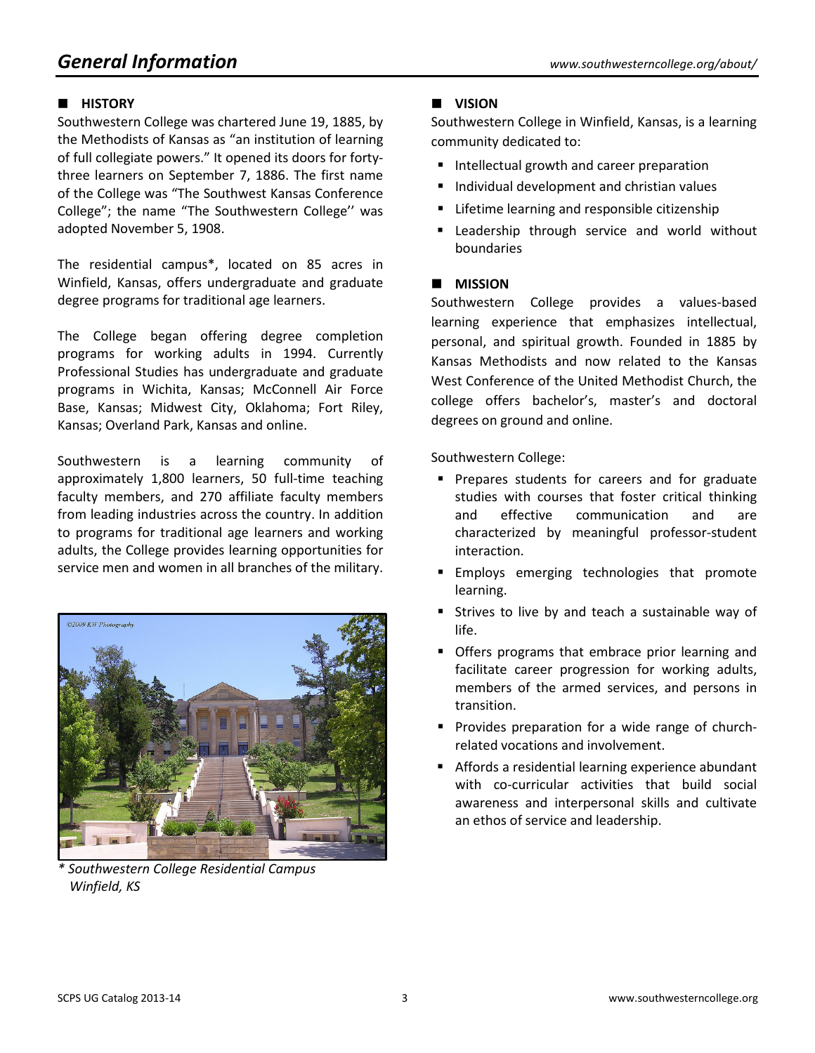# General Information

www.southwesterncollege.org/about/

## HISTORY

Southwestern College was chartered June 19, 1885, by the Methodists of Kansas as "an institution of learning of full collegiate powers." It opened its doors for forty-three learners on September 7, 1886. The first name of the College was "The Southwest Kansas Conference College"; the name "The Southwestern College'' was adopted November 5, 1908.

The residential campus*, located on 85 acres in Winfield, Kansas, offers undergraduate and graduate degree programs for traditional age learners.

The College began offering degree completion programs for working adults in 1994. Currently Professional Studies has undergraduate and graduate programs in Wichita, Kansas; McConnell Air Force Base, Kansas; Midwest City, Oklahoma; Fort Riley, Kansas; Overland Park, Kansas and online.

Southwestern is a learning community of approximately 1,800 learners, 50 full-time teaching faculty members, and 270 affiliate faculty members from leading industries across the country. In addition to programs for traditional age learners and working adults, the College provides learning opportunities for service men and women in all branches of the military.

*\* Southwestern College Residential Campus Winfield, KS*

## VISION

Southwestern College in Winfield, Kansas, is a learning community dedicated to:

- Intellectual growth and career preparation
- Individual development and christian values
- Lifetime learning and responsible citizenship
- Leadership through service and world without boundaries

## MISSION

Southwestern College provides a values-based learning experience that emphasizes intellectual, personal, and spiritual growth. Founded in 1885 by Kansas Methodists and now related to the Kansas West Conference of the United Methodist Church, the college offers bachelor's, master's and doctoral degrees on ground and online.

Southwestern College:

- Prepares students for careers and for graduate studies with courses that foster critical thinking and effective communication and are characterized by meaningful professor-student interaction.
- Employs emerging technologies that promote learning.
- Strives to live by and teach a sustainable way of life.
- Offers programs that embrace prior learning and facilitate career progression for working adults, members of the armed services, and persons in transition.
- Provides preparation for a wide range of church-related vocations and involvement.
- Affords a residential learning experience abundant with co-curricular activities that build social awareness and interpersonal skills and cultivate an ethos of service and leadership.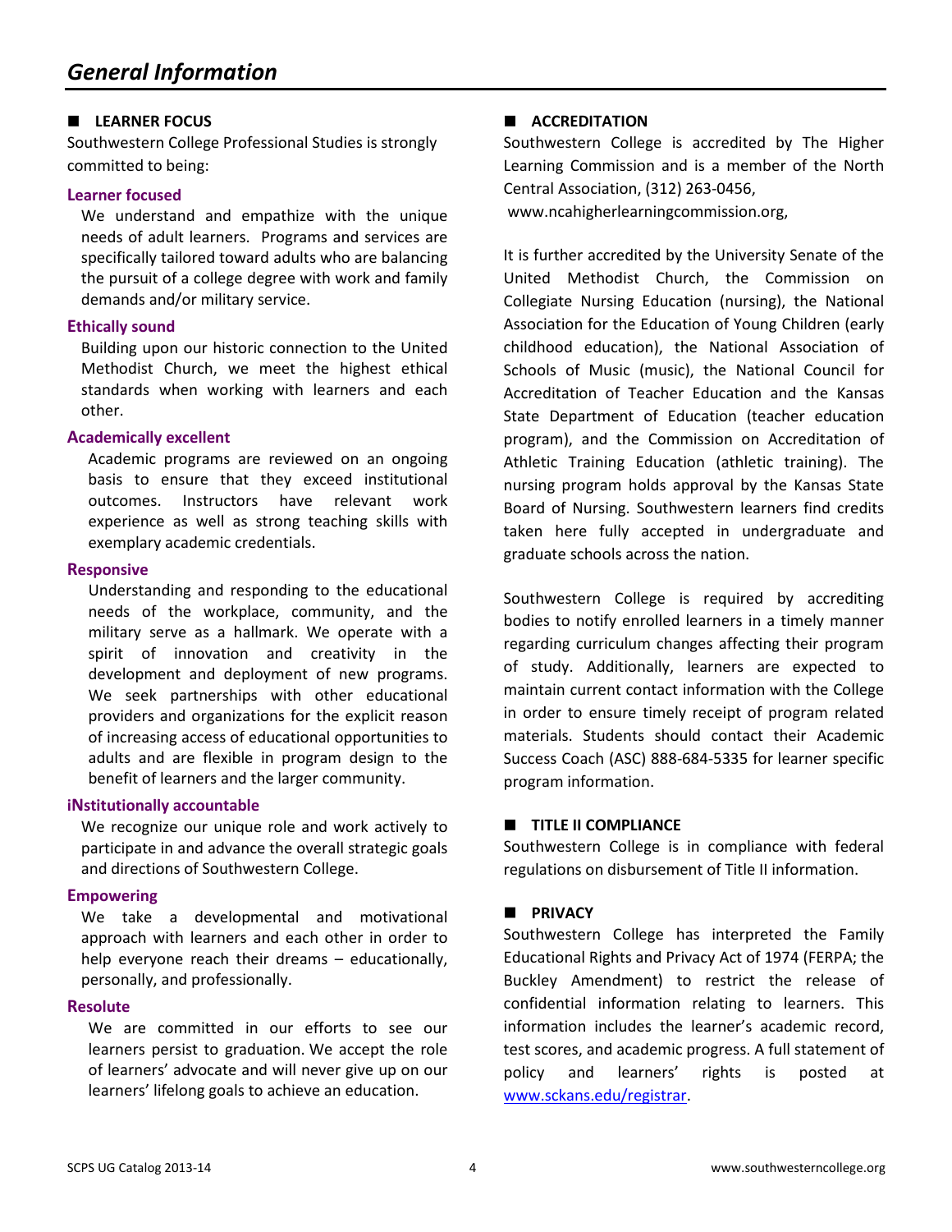# General Information

## LEARNER FOCUS

Southwestern College Professional Studies is strongly committed to being:

### Learner focused

We understand and empathize with the unique needs of adult learners. Programs and services are specifically tailored toward adults who are balancing the pursuit of a college degree with work and family demands and/or military service.

### Ethically sound

Building upon our historic connection to the United Methodist Church, we meet the highest ethical standards when working with learners and each other.

### Academically excellent

Academic programs are reviewed on an ongoing basis to ensure that they exceed institutional outcomes. Instructors have relevant work experience as well as strong teaching skills with exemplary academic credentials.

### Responsive

Understanding and responding to the educational needs of the workplace, community, and the military serve as a hallmark. We operate with a spirit of innovation and creativity in the development and deployment of new programs. We seek partnerships with other educational providers and organizations for the explicit reason of increasing access of educational opportunities to adults and are flexible in program design to the benefit of learners and the larger community.

### iNstitutionally accountable

We recognize our unique role and work actively to participate in and advance the overall strategic goals and directions of Southwestern College.

### Empowering

We take a developmental and motivational approach with learners and each other in order to help everyone reach their dreams – educationally, personally, and professionally.

### Resolute

We are committed in our efforts to see our learners persist to graduation. We accept the role of learners' advocate and will never give up on our learners' lifelong goals to achieve an education.

## ACCREDITATION

Southwestern College is accredited by The Higher Learning Commission and is a member of the North Central Association, (312) 263-0456, www.ncahigherlearningcommission.org,

It is further accredited by the University Senate of the United Methodist Church, the Commission on Collegiate Nursing Education (nursing), the National Association for the Education of Young Children (early childhood education), the National Association of Schools of Music (music), the National Council for Accreditation of Teacher Education and the Kansas State Department of Education (teacher education program), and the Commission on Accreditation of Athletic Training Education (athletic training). The nursing program holds approval by the Kansas State Board of Nursing. Southwestern learners find credits taken here fully accepted in undergraduate and graduate schools across the nation.

Southwestern College is required by accrediting bodies to notify enrolled learners in a timely manner regarding curriculum changes affecting their program of study. Additionally, learners are expected to maintain current contact information with the College in order to ensure timely receipt of program related materials. Students should contact their Academic Success Coach (ASC) 888-684-5335 for learner specific program information.

## TITLE II COMPLIANCE

Southwestern College is in compliance with federal regulations on disbursement of Title II information.

## PRIVACY

Southwestern College has interpreted the Family Educational Rights and Privacy Act of 1974 (FERPA; the Buckley Amendment) to restrict the release of confidential information relating to learners. This information includes the learner's academic record, test scores, and academic progress. A full statement of policy and learners' rights is posted at www.sckans.edu/registrar.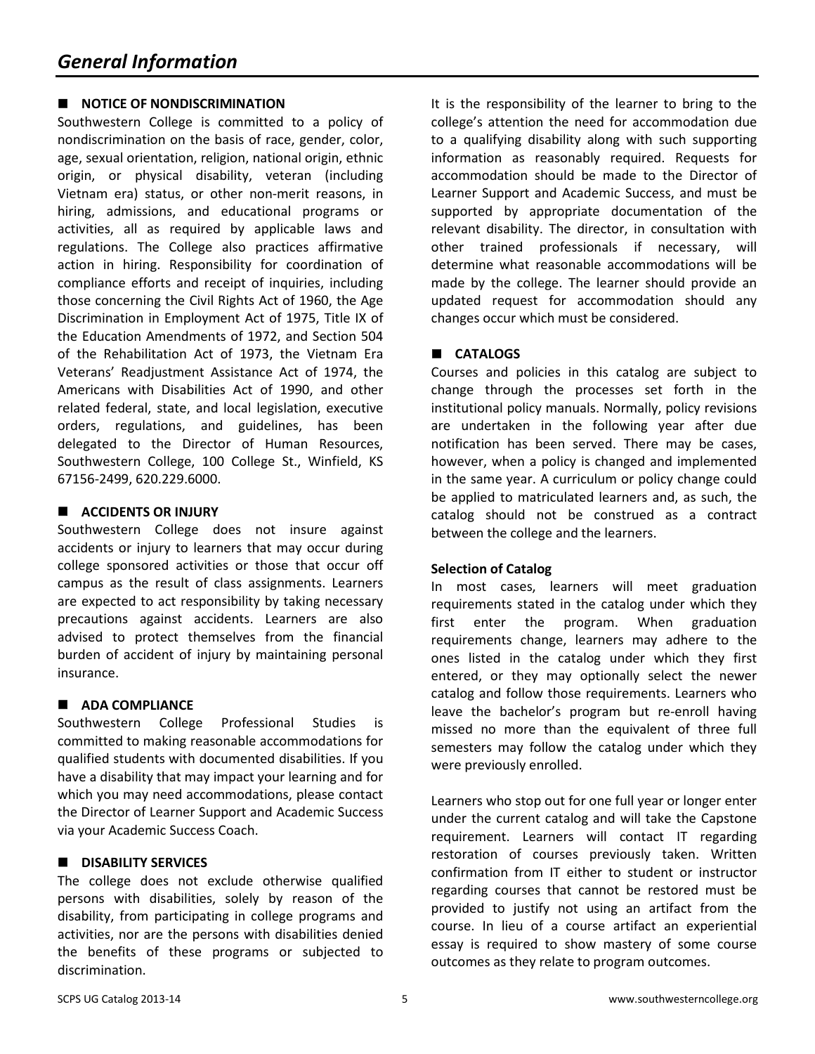# General Information

## NOTICE OF NONDISCRIMINATION

Southwestern College is committed to a policy of nondiscrimination on the basis of race, gender, color, age, sexual orientation, religion, national origin, ethnic origin, or physical disability, veteran (including Vietnam era) status, or other non-merit reasons, in hiring, admissions, and educational programs or activities, all as required by applicable laws and regulations. The College also practices affirmative action in hiring. Responsibility for coordination of compliance efforts and receipt of inquiries, including those concerning the Civil Rights Act of 1960, the Age Discrimination in Employment Act of 1975, Title IX of the Education Amendments of 1972, and Section 504 of the Rehabilitation Act of 1973, the Vietnam Era Veterans' Readjustment Assistance Act of 1974, the Americans with Disabilities Act of 1990, and other related federal, state, and local legislation, executive orders, regulations, and guidelines, has been delegated to the Director of Human Resources, Southwestern College, 100 College St., Winfield, KS 67156-2499, 620.229.6000.

## ACCIDENTS OR INJURY

Southwestern College does not insure against accidents or injury to learners that may occur during college sponsored activities or those that occur off campus as the result of class assignments. Learners are expected to act responsibility by taking necessary precautions against accidents. Learners are also advised to protect themselves from the financial burden of accident of injury by maintaining personal insurance.

## ADA COMPLIANCE

Southwestern College Professional Studies is committed to making reasonable accommodations for qualified students with documented disabilities. If you have a disability that may impact your learning and for which you may need accommodations, please contact the Director of Learner Support and Academic Success via your Academic Success Coach.

## DISABILITY SERVICES

The college does not exclude otherwise qualified persons with disabilities, solely by reason of the disability, from participating in college programs and activities, nor are the persons with disabilities denied the benefits of these programs or subjected to discrimination.

It is the responsibility of the learner to bring to the college's attention the need for accommodation due to a qualifying disability along with such supporting information as reasonably required. Requests for accommodation should be made to the Director of Learner Support and Academic Success, and must be supported by appropriate documentation of the relevant disability. The director, in consultation with other trained professionals if necessary, will determine what reasonable accommodations will be made by the college. The learner should provide an updated request for accommodation should any changes occur which must be considered.

## CATALOGS

Courses and policies in this catalog are subject to change through the processes set forth in the institutional policy manuals. Normally, policy revisions are undertaken in the following year after due notification has been served. There may be cases, however, when a policy is changed and implemented in the same year. A curriculum or policy change could be applied to matriculated learners and, as such, the catalog should not be construed as a contract between the college and the learners.

### Selection of Catalog

In most cases, learners will meet graduation requirements stated in the catalog under which they first enter the program. When graduation requirements change, learners may adhere to the ones listed in the catalog under which they first entered, or they may optionally select the newer catalog and follow those requirements. Learners who leave the bachelor's program but re-enroll having missed no more than the equivalent of three full semesters may follow the catalog under which they were previously enrolled.

Learners who stop out for one full year or longer enter under the current catalog and will take the Capstone requirement. Learners will contact IT regarding restoration of courses previously taken. Written confirmation from IT either to student or instructor regarding courses that cannot be restored must be provided to justify not using an artifact from the course. In lieu of a course artifact an experiential essay is required to show mastery of some course outcomes as they relate to program outcomes.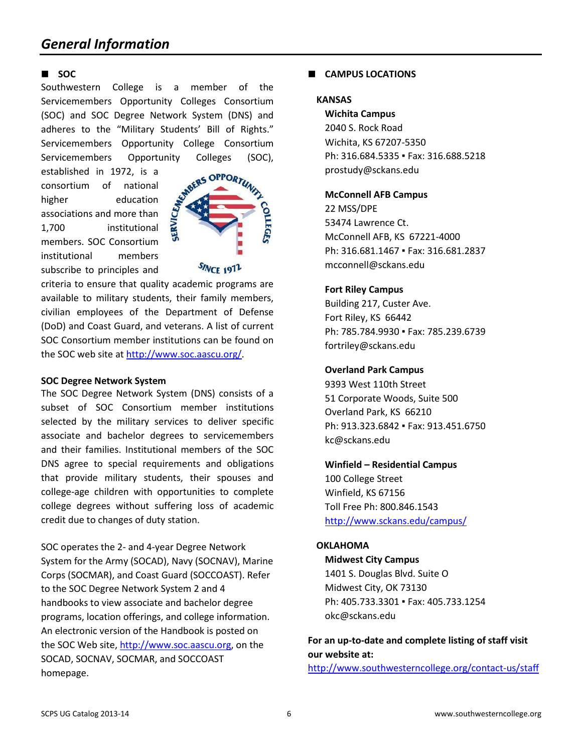## General Information

### SOC

Southwestern College is a member of the Servicemembers Opportunity Colleges Consortium (SOC) and SOC Degree Network System (DNS) and adheres to the "Military Students' Bill of Rights." Servicemembers Opportunity College Consortium Servicemembers Opportunity Colleges (SOC), established in 1972, is a consortium of national higher education associations and more than 1,700 institutional members. SOC Consortium institutional members subscribe to principles and criteria to ensure that quality academic programs are available to military students, their family members, civilian employees of the Department of Defense (DoD) and Coast Guard, and veterans. A list of current SOC Consortium member institutions can be found on the SOC web site at http://www.soc.aascu.org/.

**SOC Degree Network System**

The SOC Degree Network System (DNS) consists of a subset of SOC Consortium member institutions selected by the military services to deliver specific associate and bachelor degrees to servicemembers and their families. Institutional members of the SOC DNS agree to special requirements and obligations that provide military students, their spouses and college-age children with opportunities to complete college degrees without suffering loss of academic credit due to changes of duty station.

SOC operates the 2- and 4-year Degree Network System for the Army (SOCAD), Navy (SOCNAV), Marine Corps (SOCMAR), and Coast Guard (SOCCOAST). Refer to the SOC Degree Network System 2 and 4 handbooks to view associate and bachelor degree programs, location offerings, and college information. An electronic version of the Handbook is posted on the SOC Web site, http://www.soc.aascu.org, on the SOCAD, SOCNAV, SOCMAR, and SOCCOAST homepage.

### CAMPUS LOCATIONS

**KANSAS**

**Wichita Campus**
2040 S. Rock Road
Wichita, KS 67207-5350
Ph: 316.684.5335 ▪ Fax: 316.688.5218
prostudy@sckans.edu

**McConnell AFB Campus**
22 MSS/DPE
53474 Lawrence Ct.
McConnell AFB, KS 67221-4000
Ph: 316.681.1467 ▪ Fax: 316.681.2837
mcconnell@sckans.edu

**Fort Riley Campus**
Building 217, Custer Ave.
Fort Riley, KS 66442
Ph: 785.784.9930 ▪ Fax: 785.239.6739
fortriley@sckans.edu

**Overland Park Campus**
9393 West 110th Street
51 Corporate Woods, Suite 500
Overland Park, KS 66210
Ph: 913.323.6842 ▪ Fax: 913.451.6750
kc@sckans.edu

**Winfield – Residential Campus**
100 College Street
Winfield, KS 67156
Toll Free Ph: 800.846.1543
http://www.sckans.edu/campus/

**OKLAHOMA**

**Midwest City Campus**
1401 S. Douglas Blvd. Suite O
Midwest City, OK 73130
Ph: 405.733.3301 ▪ Fax: 405.733.1254
okc@sckans.edu

**For an up-to-date and complete listing of staff visit our website at:**
http://www.southwesterncollege.org/contact-us/staff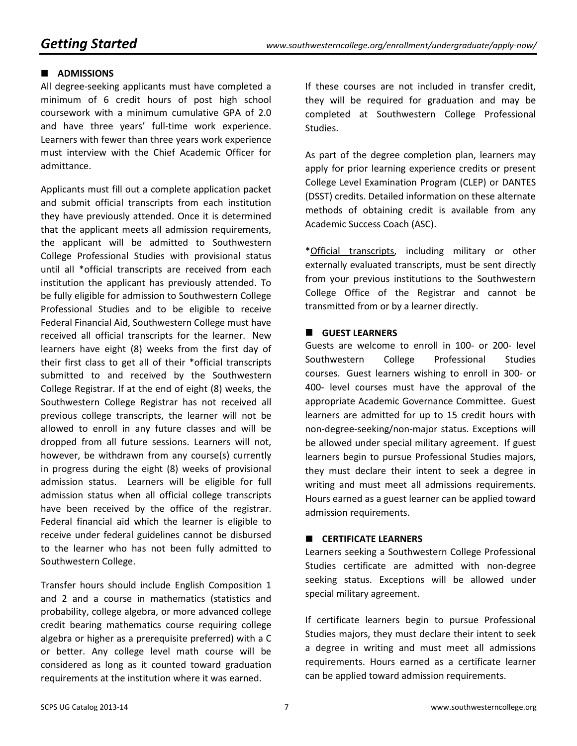# Getting Started

www.southwesterncollege.org/enrollment/undergraduate/apply-now/

## ADMISSIONS

All degree-seeking applicants must have completed a minimum of 6 credit hours of post high school coursework with a minimum cumulative GPA of 2.0 and have three years' full-time work experience. Learners with fewer than three years work experience must interview with the Chief Academic Officer for admittance.

Applicants must fill out a complete application packet and submit official transcripts from each institution they have previously attended. Once it is determined that the applicant meets all admission requirements, the applicant will be admitted to Southwestern College Professional Studies with provisional status until all *official transcripts are received from each institution the applicant has previously attended. To be fully eligible for admission to Southwestern College Professional Studies and to be eligible to receive Federal Financial Aid, Southwestern College must have received all official transcripts for the learner. New learners have eight (8) weeks from the first day of their first class to get all of their *official transcripts submitted to and received by the Southwestern College Registrar. If at the end of eight (8) weeks, the Southwestern College Registrar has not received all previous college transcripts, the learner will not be allowed to enroll in any future classes and will be dropped from all future sessions. Learners will not, however, be withdrawn from any course(s) currently in progress during the eight (8) weeks of provisional admission status. Learners will be eligible for full admission status when all official college transcripts have been received by the office of the registrar. Federal financial aid which the learner is eligible to receive under federal guidelines cannot be disbursed to the learner who has not been fully admitted to Southwestern College.

Transfer hours should include English Composition 1 and 2 and a course in mathematics (statistics and probability, college algebra, or more advanced college credit bearing mathematics course requiring college algebra or higher as a prerequisite preferred) with a C or better. Any college level math course will be considered as long as it counted toward graduation requirements at the institution where it was earned.

If these courses are not included in transfer credit, they will be required for graduation and may be completed at Southwestern College Professional Studies.

As part of the degree completion plan, learners may apply for prior learning experience credits or present College Level Examination Program (CLEP) or DANTES (DSST) credits. Detailed information on these alternate methods of obtaining credit is available from any Academic Success Coach (ASC).

*Official transcripts, including military or other externally evaluated transcripts, must be sent directly from your previous institutions to the Southwestern College Office of the Registrar and cannot be transmitted from or by a learner directly.

## GUEST LEARNERS

Guests are welcome to enroll in 100- or 200- level Southwestern College Professional Studies courses. Guest learners wishing to enroll in 300- or 400- level courses must have the approval of the appropriate Academic Governance Committee. Guest learners are admitted for up to 15 credit hours with non-degree-seeking/non-major status. Exceptions will be allowed under special military agreement. If guest learners begin to pursue Professional Studies majors, they must declare their intent to seek a degree in writing and must meet all admissions requirements. Hours earned as a guest learner can be applied toward admission requirements.

## CERTIFICATE LEARNERS

Learners seeking a Southwestern College Professional Studies certificate are admitted with non-degree seeking status. Exceptions will be allowed under special military agreement.

If certificate learners begin to pursue Professional Studies majors, they must declare their intent to seek a degree in writing and must meet all admissions requirements. Hours earned as a certificate learner can be applied toward admission requirements.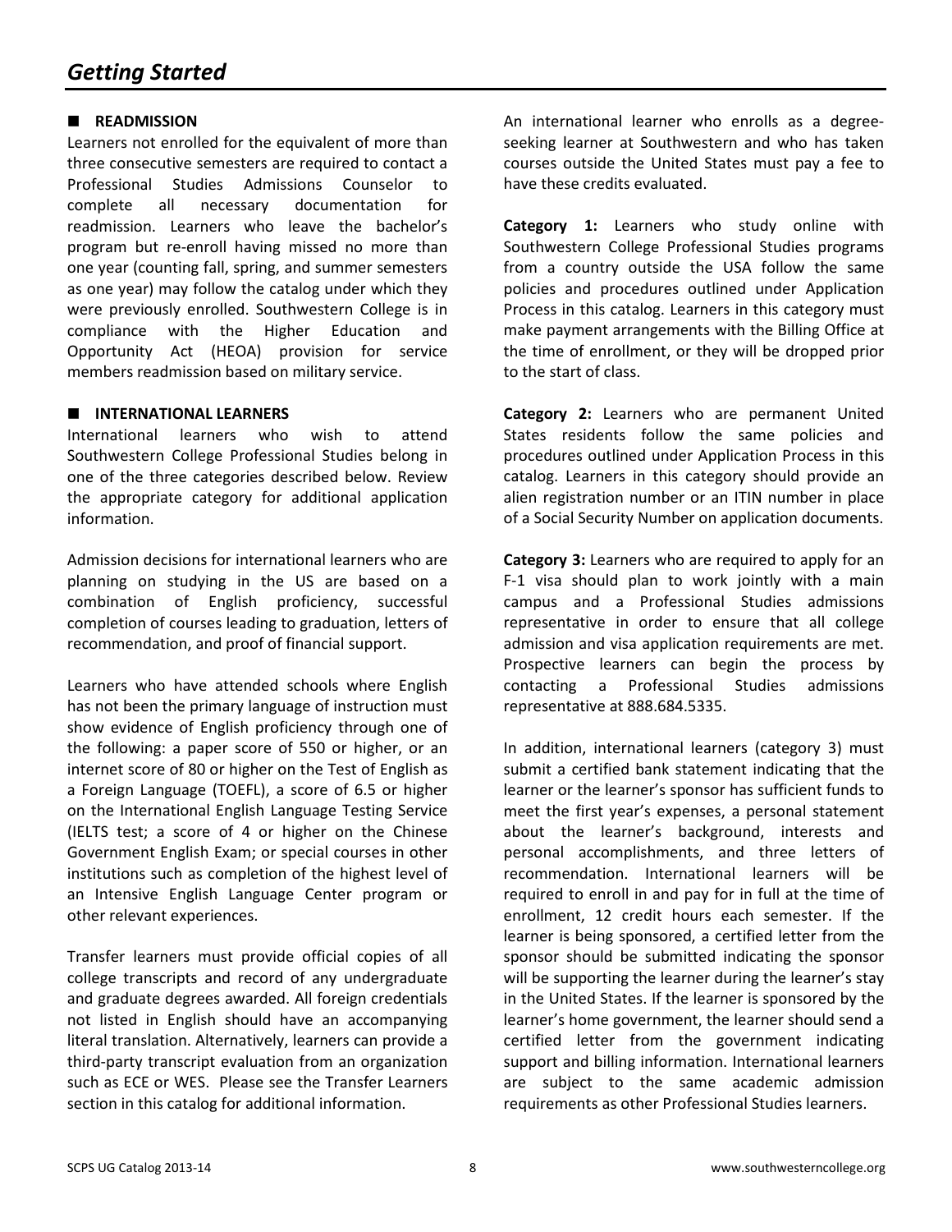# *Getting Started*

## READMISSION

Learners not enrolled for the equivalent of more than three consecutive semesters are required to contact a Professional Studies Admissions Counselor to complete all necessary documentation for readmission. Learners who leave the bachelor's program but re-enroll having missed no more than one year (counting fall, spring, and summer semesters as one year) may follow the catalog under which they were previously enrolled. Southwestern College is in compliance with the Higher Education and Opportunity Act (HEOA) provision for service members readmission based on military service.

## INTERNATIONAL LEARNERS

International learners who wish to attend Southwestern College Professional Studies belong in one of the three categories described below. Review the appropriate category for additional application information.

Admission decisions for international learners who are planning on studying in the US are based on a combination of English proficiency, successful completion of courses leading to graduation, letters of recommendation, and proof of financial support.

Learners who have attended schools where English has not been the primary language of instruction must show evidence of English proficiency through one of the following: a paper score of 550 or higher, or an internet score of 80 or higher on the Test of English as a Foreign Language (TOEFL), a score of 6.5 or higher on the International English Language Testing Service (IELTS test; a score of 4 or higher on the Chinese Government English Exam; or special courses in other institutions such as completion of the highest level of an Intensive English Language Center program or other relevant experiences.

Transfer learners must provide official copies of all college transcripts and record of any undergraduate and graduate degrees awarded. All foreign credentials not listed in English should have an accompanying literal translation. Alternatively, learners can provide a third-party transcript evaluation from an organization such as ECE or WES. Please see the Transfer Learners section in this catalog for additional information.

An international learner who enrolls as a degree-seeking learner at Southwestern and who has taken courses outside the United States must pay a fee to have these credits evaluated.

**Category 1:** Learners who study online with Southwestern College Professional Studies programs from a country outside the USA follow the same policies and procedures outlined under Application Process in this catalog. Learners in this category must make payment arrangements with the Billing Office at the time of enrollment, or they will be dropped prior to the start of class.

**Category 2:** Learners who are permanent United States residents follow the same policies and procedures outlined under Application Process in this catalog. Learners in this category should provide an alien registration number or an ITIN number in place of a Social Security Number on application documents.

**Category 3:** Learners who are required to apply for an F-1 visa should plan to work jointly with a main campus and a Professional Studies admissions representative in order to ensure that all college admission and visa application requirements are met. Prospective learners can begin the process by contacting a Professional Studies admissions representative at 888.684.5335.

In addition, international learners (category 3) must submit a certified bank statement indicating that the learner or the learner's sponsor has sufficient funds to meet the first year's expenses, a personal statement about the learner's background, interests and personal accomplishments, and three letters of recommendation. International learners will be required to enroll in and pay for in full at the time of enrollment, 12 credit hours each semester. If the learner is being sponsored, a certified letter from the sponsor should be submitted indicating the sponsor will be supporting the learner during the learner's stay in the United States. If the learner is sponsored by the learner's home government, the learner should send a certified letter from the government indicating support and billing information. International learners are subject to the same academic admission requirements as other Professional Studies learners.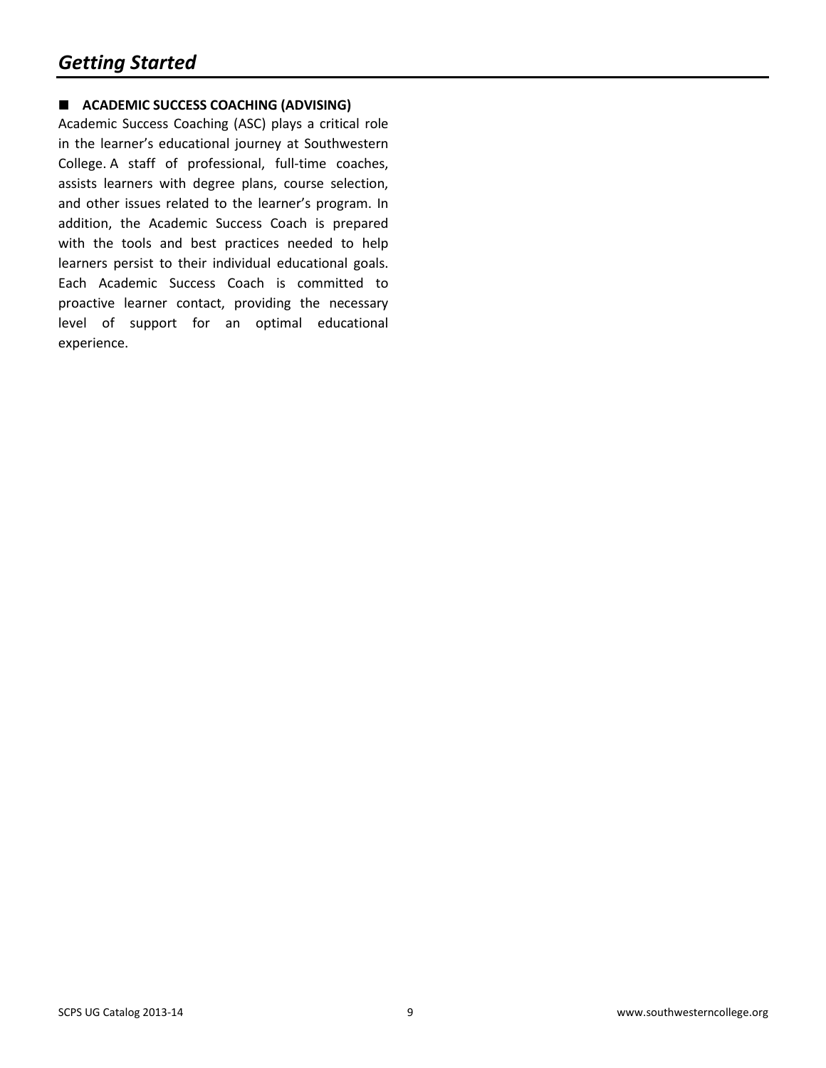## Getting Started

### ACADEMIC SUCCESS COACHING (ADVISING)

Academic Success Coaching (ASC) plays a critical role in the learner's educational journey at Southwestern College. A staff of professional, full-time coaches, assists learners with degree plans, course selection, and other issues related to the learner's program. In addition, the Academic Success Coach is prepared with the tools and best practices needed to help learners persist to their individual educational goals. Each Academic Success Coach is committed to proactive learner contact, providing the necessary level of support for an optimal educational experience.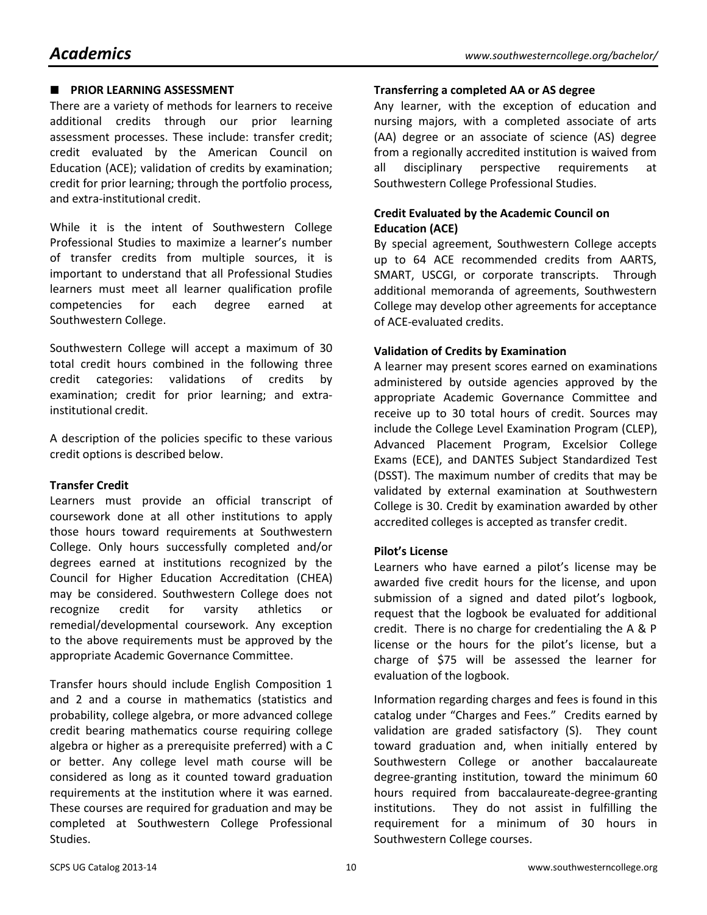## PRIOR LEARNING ASSESSMENT

There are a variety of methods for learners to receive additional credits through our prior learning assessment processes. These include: transfer credit; credit evaluated by the American Council on Education (ACE); validation of credits by examination; credit for prior learning; through the portfolio process, and extra-institutional credit.

While it is the intent of Southwestern College Professional Studies to maximize a learner's number of transfer credits from multiple sources, it is important to understand that all Professional Studies learners must meet all learner qualification profile competencies for each degree earned at Southwestern College.

Southwestern College will accept a maximum of 30 total credit hours combined in the following three credit categories: validations of credits by examination; credit for prior learning; and extra-institutional credit.

A description of the policies specific to these various credit options is described below.

### Transfer Credit

Learners must provide an official transcript of coursework done at all other institutions to apply those hours toward requirements at Southwestern College. Only hours successfully completed and/or degrees earned at institutions recognized by the Council for Higher Education Accreditation (CHEA) may be considered. Southwestern College does not recognize credit for varsity athletics or remedial/developmental coursework. Any exception to the above requirements must be approved by the appropriate Academic Governance Committee.

Transfer hours should include English Composition 1 and 2 and a course in mathematics (statistics and probability, college algebra, or more advanced college credit bearing mathematics course requiring college algebra or higher as a prerequisite preferred) with a C or better. Any college level math course will be considered as long as it counted toward graduation requirements at the institution where it was earned. These courses are required for graduation and may be completed at Southwestern College Professional Studies.

### Transferring a completed AA or AS degree

Any learner, with the exception of education and nursing majors, with a completed associate of arts (AA) degree or an associate of science (AS) degree from a regionally accredited institution is waived from all disciplinary perspective requirements at Southwestern College Professional Studies.

### Credit Evaluated by the Academic Council on Education (ACE)

By special agreement, Southwestern College accepts up to 64 ACE recommended credits from AARTS, SMART, USCGI, or corporate transcripts. Through additional memoranda of agreements, Southwestern College may develop other agreements for acceptance of ACE-evaluated credits.

### Validation of Credits by Examination

A learner may present scores earned on examinations administered by outside agencies approved by the appropriate Academic Governance Committee and receive up to 30 total hours of credit. Sources may include the College Level Examination Program (CLEP), Advanced Placement Program, Excelsior College Exams (ECE), and DANTES Subject Standardized Test (DSST). The maximum number of credits that may be validated by external examination at Southwestern College is 30. Credit by examination awarded by other accredited colleges is accepted as transfer credit.

### Pilot's License

Learners who have earned a pilot's license may be awarded five credit hours for the license, and upon submission of a signed and dated pilot's logbook, request that the logbook be evaluated for additional credit. There is no charge for credentialing the A & P license or the hours for the pilot's license, but a charge of $75 will be assessed the learner for evaluation of the logbook.

Information regarding charges and fees is found in this catalog under "Charges and Fees." Credits earned by validation are graded satisfactory (S). They count toward graduation and, when initially entered by Southwestern College or another baccalaureate degree-granting institution, toward the minimum 60 hours required from baccalaureate-degree-granting institutions. They do not assist in fulfilling the requirement for a minimum of 30 hours in Southwestern College courses.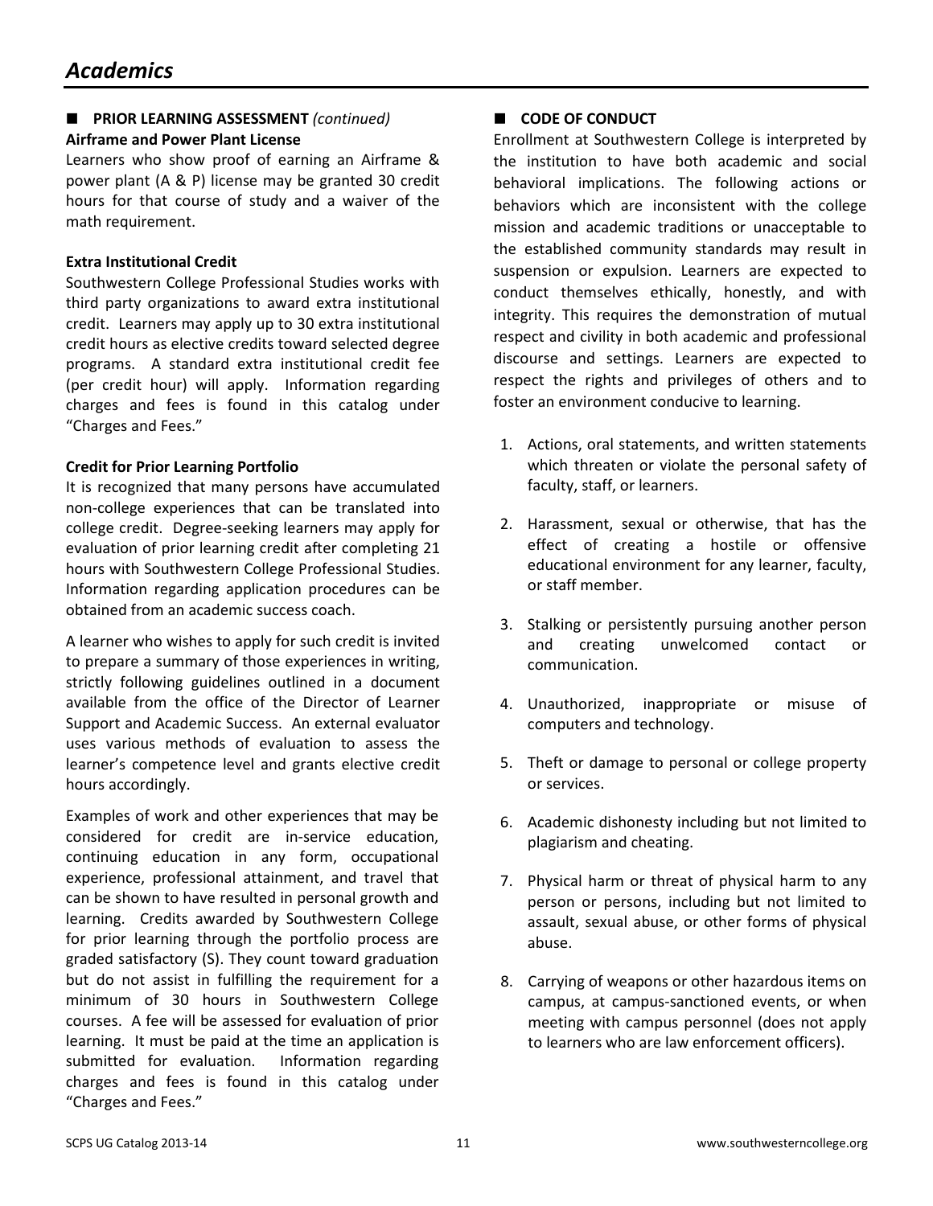# Academics

## ■ PRIOR LEARNING ASSESSMENT *(continued)*

**Airframe and Power Plant License**

Learners who show proof of earning an Airframe & power plant (A & P) license may be granted 30 credit hours for that course of study and a waiver of the math requirement.

**Extra Institutional Credit**

Southwestern College Professional Studies works with third party organizations to award extra institutional credit. Learners may apply up to 30 extra institutional credit hours as elective credits toward selected degree programs. A standard extra institutional credit fee (per credit hour) will apply. Information regarding charges and fees is found in this catalog under "Charges and Fees."

**Credit for Prior Learning Portfolio**

It is recognized that many persons have accumulated non-college experiences that can be translated into college credit. Degree-seeking learners may apply for evaluation of prior learning credit after completing 21 hours with Southwestern College Professional Studies. Information regarding application procedures can be obtained from an academic success coach.

A learner who wishes to apply for such credit is invited to prepare a summary of those experiences in writing, strictly following guidelines outlined in a document available from the office of the Director of Learner Support and Academic Success. An external evaluator uses various methods of evaluation to assess the learner's competence level and grants elective credit hours accordingly.

Examples of work and other experiences that may be considered for credit are in-service education, continuing education in any form, occupational experience, professional attainment, and travel that can be shown to have resulted in personal growth and learning. Credits awarded by Southwestern College for prior learning through the portfolio process are graded satisfactory (S). They count toward graduation but do not assist in fulfilling the requirement for a minimum of 30 hours in Southwestern College courses. A fee will be assessed for evaluation of prior learning. It must be paid at the time an application is submitted for evaluation. Information regarding charges and fees is found in this catalog under "Charges and Fees."

## ■ CODE OF CONDUCT

Enrollment at Southwestern College is interpreted by the institution to have both academic and social behavioral implications. The following actions or behaviors which are inconsistent with the college mission and academic traditions or unacceptable to the established community standards may result in suspension or expulsion. Learners are expected to conduct themselves ethically, honestly, and with integrity. This requires the demonstration of mutual respect and civility in both academic and professional discourse and settings. Learners are expected to respect the rights and privileges of others and to foster an environment conducive to learning.

1. Actions, oral statements, and written statements which threaten or violate the personal safety of faculty, staff, or learners.
2. Harassment, sexual or otherwise, that has the effect of creating a hostile or offensive educational environment for any learner, faculty, or staff member.
3. Stalking or persistently pursuing another person and creating unwelcomed contact or communication.
4. Unauthorized, inappropriate or misuse of computers and technology.
5. Theft or damage to personal or college property or services.
6. Academic dishonesty including but not limited to plagiarism and cheating.
7. Physical harm or threat of physical harm to any person or persons, including but not limited to assault, sexual abuse, or other forms of physical abuse.
8. Carrying of weapons or other hazardous items on campus, at campus-sanctioned events, or when meeting with campus personnel (does not apply to learners who are law enforcement officers).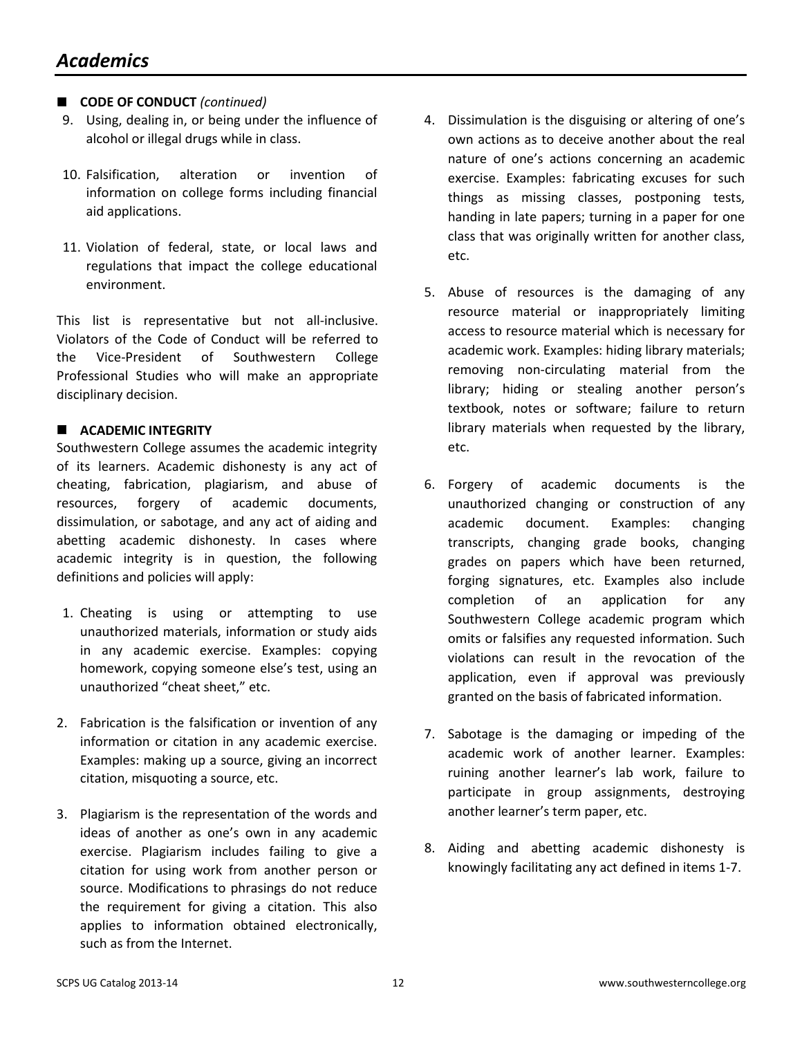# Academics

## ■ CODE OF CONDUCT *(continued)*

9. Using, dealing in, or being under the influence of alcohol or illegal drugs while in class.
10. Falsification, alteration or invention of information on college forms including financial aid applications.
11. Violation of federal, state, or local laws and regulations that impact the college educational environment.

This list is representative but not all-inclusive. Violators of the Code of Conduct will be referred to the Vice-President of Southwestern College Professional Studies who will make an appropriate disciplinary decision.

## ■ ACADEMIC INTEGRITY

Southwestern College assumes the academic integrity of its learners. Academic dishonesty is any act of cheating, fabrication, plagiarism, and abuse of resources, forgery of academic documents, dissimulation, or sabotage, and any act of aiding and abetting academic dishonesty. In cases where academic integrity is in question, the following definitions and policies will apply:

1. Cheating is using or attempting to use unauthorized materials, information or study aids in any academic exercise. Examples: copying homework, copying someone else's test, using an unauthorized "cheat sheet," etc.
2. Fabrication is the falsification or invention of any information or citation in any academic exercise. Examples: making up a source, giving an incorrect citation, misquoting a source, etc.
3. Plagiarism is the representation of the words and ideas of another as one's own in any academic exercise. Plagiarism includes failing to give a citation for using work from another person or source. Modifications to phrasings do not reduce the requirement for giving a citation. This also applies to information obtained electronically, such as from the Internet.
4. Dissimulation is the disguising or altering of one's own actions as to deceive another about the real nature of one's actions concerning an academic exercise. Examples: fabricating excuses for such things as missing classes, postponing tests, handing in late papers; turning in a paper for one class that was originally written for another class, etc.
5. Abuse of resources is the damaging of any resource material or inappropriately limiting access to resource material which is necessary for academic work. Examples: hiding library materials; removing non-circulating material from the library; hiding or stealing another person's textbook, notes or software; failure to return library materials when requested by the library, etc.
6. Forgery of academic documents is the unauthorized changing or construction of any academic document. Examples: changing transcripts, changing grade books, changing grades on papers which have been returned, forging signatures, etc. Examples also include completion of an application for any Southwestern College academic program which omits or falsifies any requested information. Such violations can result in the revocation of the application, even if approval was previously granted on the basis of fabricated information.
7. Sabotage is the damaging or impeding of the academic work of another learner. Examples: ruining another learner's lab work, failure to participate in group assignments, destroying another learner's term paper, etc.
8. Aiding and abetting academic dishonesty is knowingly facilitating any act defined in items 1-7.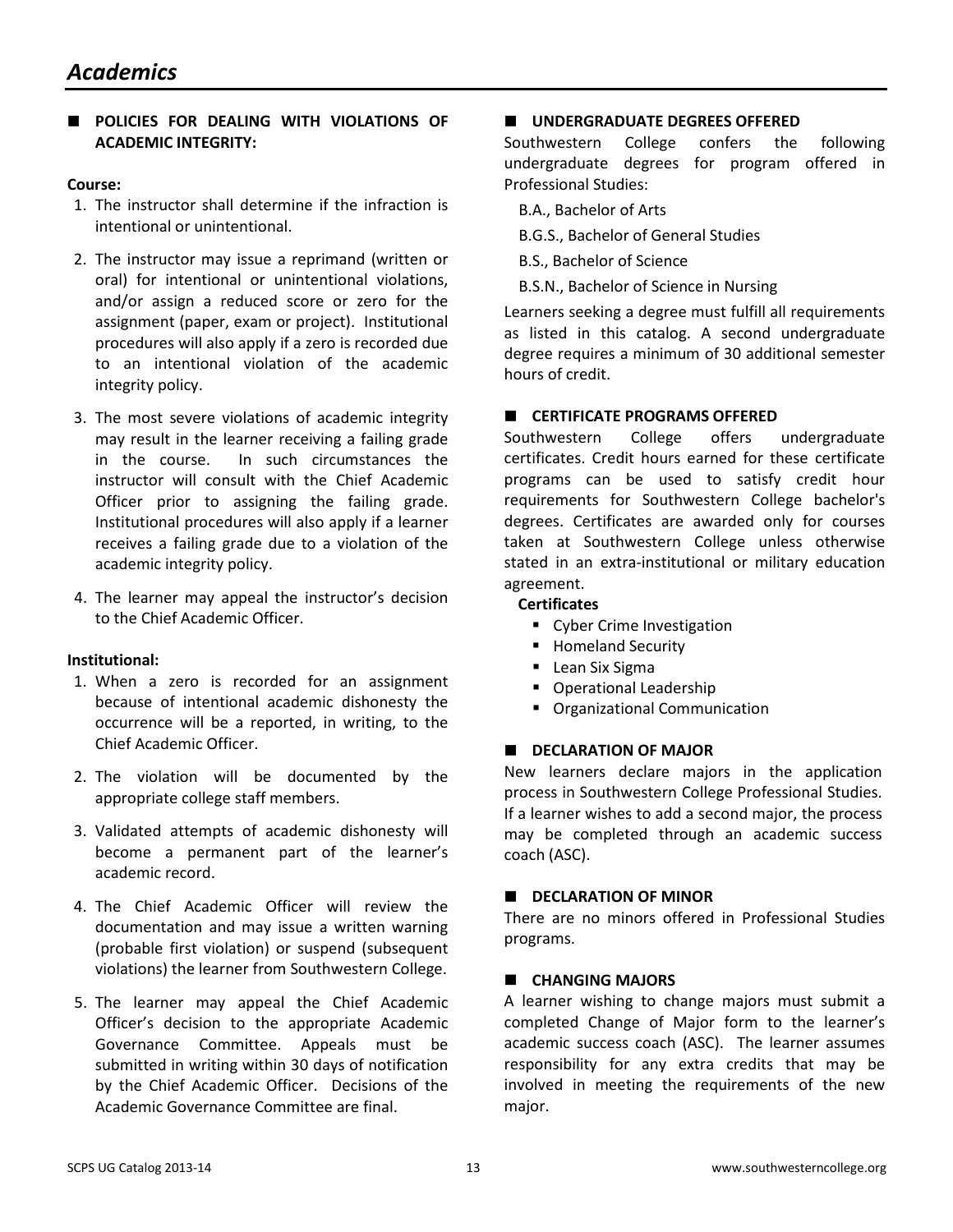# Academics

## POLICIES FOR DEALING WITH VIOLATIONS OF ACADEMIC INTEGRITY:

**Course:**

1. The instructor shall determine if the infraction is intentional or unintentional.
2. The instructor may issue a reprimand (written or oral) for intentional or unintentional violations, and/or assign a reduced score or zero for the assignment (paper, exam or project). Institutional procedures will also apply if a zero is recorded due to an intentional violation of the academic integrity policy.
3. The most severe violations of academic integrity may result in the learner receiving a failing grade in the course. In such circumstances the instructor will consult with the Chief Academic Officer prior to assigning the failing grade. Institutional procedures will also apply if a learner receives a failing grade due to a violation of the academic integrity policy.
4. The learner may appeal the instructor's decision to the Chief Academic Officer.

**Institutional:**

1. When a zero is recorded for an assignment because of intentional academic dishonesty the occurrence will be a reported, in writing, to the Chief Academic Officer.
2. The violation will be documented by the appropriate college staff members.
3. Validated attempts of academic dishonesty will become a permanent part of the learner's academic record.
4. The Chief Academic Officer will review the documentation and may issue a written warning (probable first violation) or suspend (subsequent violations) the learner from Southwestern College.
5. The learner may appeal the Chief Academic Officer's decision to the appropriate Academic Governance Committee. Appeals must be submitted in writing within 30 days of notification by the Chief Academic Officer. Decisions of the Academic Governance Committee are final.

## UNDERGRADUATE DEGREES OFFERED

Southwestern College confers the following undergraduate degrees for program offered in Professional Studies:

B.A., Bachelor of Arts

B.G.S., Bachelor of General Studies

B.S., Bachelor of Science

B.S.N., Bachelor of Science in Nursing

Learners seeking a degree must fulfill all requirements as listed in this catalog. A second undergraduate degree requires a minimum of 30 additional semester hours of credit.

## CERTIFICATE PROGRAMS OFFERED

Southwestern College offers undergraduate certificates. Credit hours earned for these certificate programs can be used to satisfy credit hour requirements for Southwestern College bachelor's degrees. Certificates are awarded only for courses taken at Southwestern College unless otherwise stated in an extra-institutional or military education agreement.

**Certificates**

- Cyber Crime Investigation
- Homeland Security
- Lean Six Sigma
- Operational Leadership
- Organizational Communication

## DECLARATION OF MAJOR

New learners declare majors in the application process in Southwestern College Professional Studies. If a learner wishes to add a second major, the process may be completed through an academic success coach (ASC).

## DECLARATION OF MINOR

There are no minors offered in Professional Studies programs.

## CHANGING MAJORS

A learner wishing to change majors must submit a completed Change of Major form to the learner's academic success coach (ASC). The learner assumes responsibility for any extra credits that may be involved in meeting the requirements of the new major.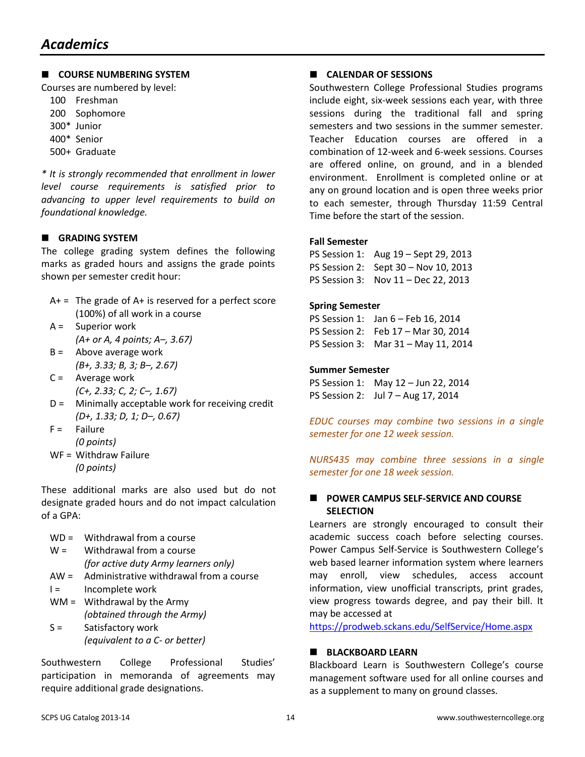# Academics

## COURSE NUMBERING SYSTEM

Courses are numbered by level:

- 100 Freshman
- 200 Sophomore
- 300* Junior
- 400* Senior
- 500+ Graduate

*\* It is strongly recommended that enrollment in lower level course requirements is satisfied prior to advancing to upper level requirements to build on foundational knowledge.*

## GRADING SYSTEM

The college grading system defines the following marks as graded hours and assigns the grade points shown per semester credit hour:

- A+ = The grade of A+ is reserved for a perfect score (100%) of all work in a course
- A = Superior work
  *(A+ or A, 4 points; A–, 3.67)*
- B = Above average work
  *(B+, 3.33; B, 3; B–, 2.67)*
- C = Average work
  *(C+, 2.33; C, 2; C–, 1.67)*
- D = Minimally acceptable work for receiving credit
  *(D+, 1.33; D, 1; D–, 0.67)*
- F = Failure
  *(0 points)*
- WF = Withdraw Failure
  *(0 points)*

These additional marks are also used but do not designate graded hours and do not impact calculation of a GPA:

- WD = Withdrawal from a course
- W = Withdrawal from a course
  *(for active duty Army learners only)*
- AW = Administrative withdrawal from a course
- I = Incomplete work
- WM = Withdrawal by the Army
  *(obtained through the Army)*
- S = Satisfactory work
  *(equivalent to a C- or better)*

Southwestern College Professional Studies' participation in memoranda of agreements may require additional grade designations.

## CALENDAR OF SESSIONS

Southwestern College Professional Studies programs include eight, six-week sessions each year, with three sessions during the traditional fall and spring semesters and two sessions in the summer semester. Teacher Education courses are offered in a combination of 12-week and 6-week sessions. Courses are offered online, on ground, and in a blended environment. Enrollment is completed online or at any on ground location and is open three weeks prior to each semester, through Thursday 11:59 Central Time before the start of the session.

**Fall Semester**

PS Session 1: Aug 19 – Sept 29, 2013
PS Session 2: Sept 30 – Nov 10, 2013
PS Session 3: Nov 11 – Dec 22, 2013

**Spring Semester**

PS Session 1: Jan 6 – Feb 16, 2014
PS Session 2: Feb 17 – Mar 30, 2014
PS Session 3: Mar 31 – May 11, 2014

**Summer Semester**

PS Session 1: May 12 – Jun 22, 2014
PS Session 2: Jul 7 – Aug 17, 2014

*EDUC courses may combine two sessions in a single semester for one 12 week session.*

*NURS435 may combine three sessions in a single semester for one 18 week session.*

## POWER CAMPUS SELF-SERVICE AND COURSE SELECTION

Learners are strongly encouraged to consult their academic success coach before selecting courses. Power Campus Self-Service is Southwestern College's web based learner information system where learners may enroll, view schedules, access account information, view unofficial transcripts, print grades, view progress towards degree, and pay their bill. It may be accessed at
https://prodweb.sckans.edu/SelfService/Home.aspx

## BLACKBOARD LEARN

Blackboard Learn is Southwestern College's course management software used for all online courses and as a supplement to many on ground classes.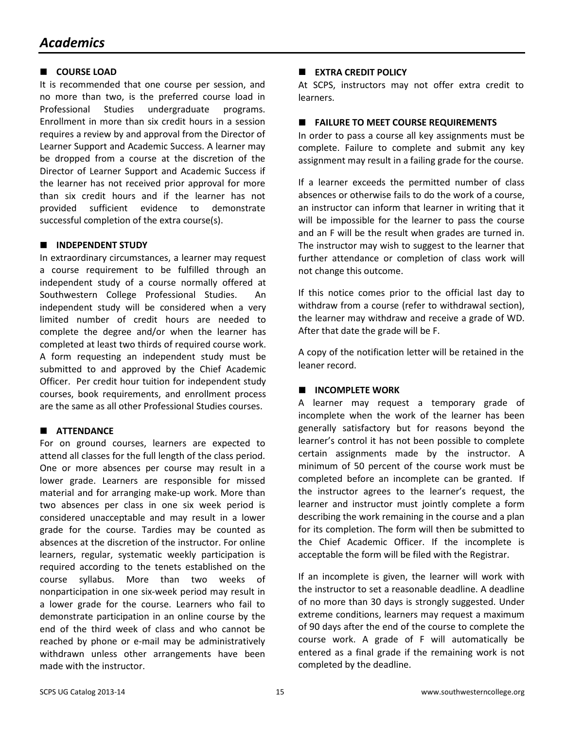# *Academics*

## COURSE LOAD

It is recommended that one course per session, and no more than two, is the preferred course load in Professional Studies undergraduate programs. Enrollment in more than six credit hours in a session requires a review by and approval from the Director of Learner Support and Academic Success. A learner may be dropped from a course at the discretion of the Director of Learner Support and Academic Success if the learner has not received prior approval for more than six credit hours and if the learner has not provided sufficient evidence to demonstrate successful completion of the extra course(s).

## INDEPENDENT STUDY

In extraordinary circumstances, a learner may request a course requirement to be fulfilled through an independent study of a course normally offered at Southwestern College Professional Studies. An independent study will be considered when a very limited number of credit hours are needed to complete the degree and/or when the learner has completed at least two thirds of required course work. A form requesting an independent study must be submitted to and approved by the Chief Academic Officer. Per credit hour tuition for independent study courses, book requirements, and enrollment process are the same as all other Professional Studies courses.

## ATTENDANCE

For on ground courses, learners are expected to attend all classes for the full length of the class period. One or more absences per course may result in a lower grade. Learners are responsible for missed material and for arranging make-up work. More than two absences per class in one six week period is considered unacceptable and may result in a lower grade for the course. Tardies may be counted as absences at the discretion of the instructor. For online learners, regular, systematic weekly participation is required according to the tenets established on the course syllabus. More than two weeks of nonparticipation in one six-week period may result in a lower grade for the course. Learners who fail to demonstrate participation in an online course by the end of the third week of class and who cannot be reached by phone or e-mail may be administratively withdrawn unless other arrangements have been made with the instructor.

## EXTRA CREDIT POLICY

At SCPS, instructors may not offer extra credit to learners.

## FAILURE TO MEET COURSE REQUIREMENTS

In order to pass a course all key assignments must be complete. Failure to complete and submit any key assignment may result in a failing grade for the course.

If a learner exceeds the permitted number of class absences or otherwise fails to do the work of a course, an instructor can inform that learner in writing that it will be impossible for the learner to pass the course and an F will be the result when grades are turned in. The instructor may wish to suggest to the learner that further attendance or completion of class work will not change this outcome.

If this notice comes prior to the official last day to withdraw from a course (refer to withdrawal section), the learner may withdraw and receive a grade of WD. After that date the grade will be F.

A copy of the notification letter will be retained in the leaner record.

## INCOMPLETE WORK

A learner may request a temporary grade of incomplete when the work of the learner has been generally satisfactory but for reasons beyond the learner's control it has not been possible to complete certain assignments made by the instructor. A minimum of 50 percent of the course work must be completed before an incomplete can be granted. If the instructor agrees to the learner's request, the learner and instructor must jointly complete a form describing the work remaining in the course and a plan for its completion. The form will then be submitted to the Chief Academic Officer. If the incomplete is acceptable the form will be filed with the Registrar.

If an incomplete is given, the learner will work with the instructor to set a reasonable deadline. A deadline of no more than 30 days is strongly suggested. Under extreme conditions, learners may request a maximum of 90 days after the end of the course to complete the course work. A grade of F will automatically be entered as a final grade if the remaining work is not completed by the deadline.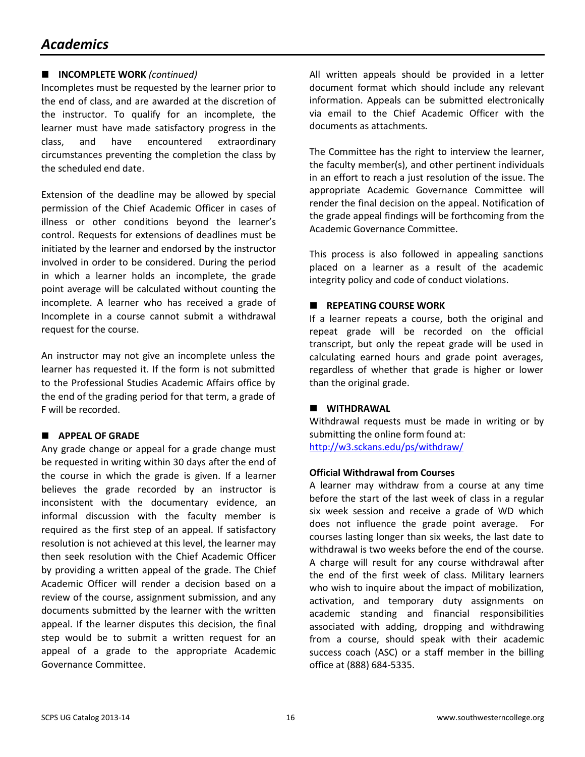# Academics

## INCOMPLETE WORK *(continued)*

Incompletes must be requested by the learner prior to the end of class, and are awarded at the discretion of the instructor. To qualify for an incomplete, the learner must have made satisfactory progress in the class, and have encountered extraordinary circumstances preventing the completion the class by the scheduled end date.

Extension of the deadline may be allowed by special permission of the Chief Academic Officer in cases of illness or other conditions beyond the learner's control. Requests for extensions of deadlines must be initiated by the learner and endorsed by the instructor involved in order to be considered. During the period in which a learner holds an incomplete, the grade point average will be calculated without counting the incomplete. A learner who has received a grade of Incomplete in a course cannot submit a withdrawal request for the course.

An instructor may not give an incomplete unless the learner has requested it. If the form is not submitted to the Professional Studies Academic Affairs office by the end of the grading period for that term, a grade of F will be recorded.

## APPEAL OF GRADE

Any grade change or appeal for a grade change must be requested in writing within 30 days after the end of the course in which the grade is given. If a learner believes the grade recorded by an instructor is inconsistent with the documentary evidence, an informal discussion with the faculty member is required as the first step of an appeal. If satisfactory resolution is not achieved at this level, the learner may then seek resolution with the Chief Academic Officer by providing a written appeal of the grade. The Chief Academic Officer will render a decision based on a review of the course, assignment submission, and any documents submitted by the learner with the written appeal. If the learner disputes this decision, the final step would be to submit a written request for an appeal of a grade to the appropriate Academic Governance Committee.

All written appeals should be provided in a letter document format which should include any relevant information. Appeals can be submitted electronically via email to the Chief Academic Officer with the documents as attachments.

The Committee has the right to interview the learner, the faculty member(s), and other pertinent individuals in an effort to reach a just resolution of the issue. The appropriate Academic Governance Committee will render the final decision on the appeal. Notification of the grade appeal findings will be forthcoming from the Academic Governance Committee.

This process is also followed in appealing sanctions placed on a learner as a result of the academic integrity policy and code of conduct violations.

## REPEATING COURSE WORK

If a learner repeats a course, both the original and repeat grade will be recorded on the official transcript, but only the repeat grade will be used in calculating earned hours and grade point averages, regardless of whether that grade is higher or lower than the original grade.

## WITHDRAWAL

Withdrawal requests must be made in writing or by submitting the online form found at:
http://w3.sckans.edu/ps/withdraw/

### Official Withdrawal from Courses

A learner may withdraw from a course at any time before the start of the last week of class in a regular six week session and receive a grade of WD which does not influence the grade point average. For courses lasting longer than six weeks, the last date to withdrawal is two weeks before the end of the course. A charge will result for any course withdrawal after the end of the first week of class. Military learners who wish to inquire about the impact of mobilization, activation, and temporary duty assignments on academic standing and financial responsibilities associated with adding, dropping and withdrawing from a course, should speak with their academic success coach (ASC) or a staff member in the billing office at (888) 684-5335.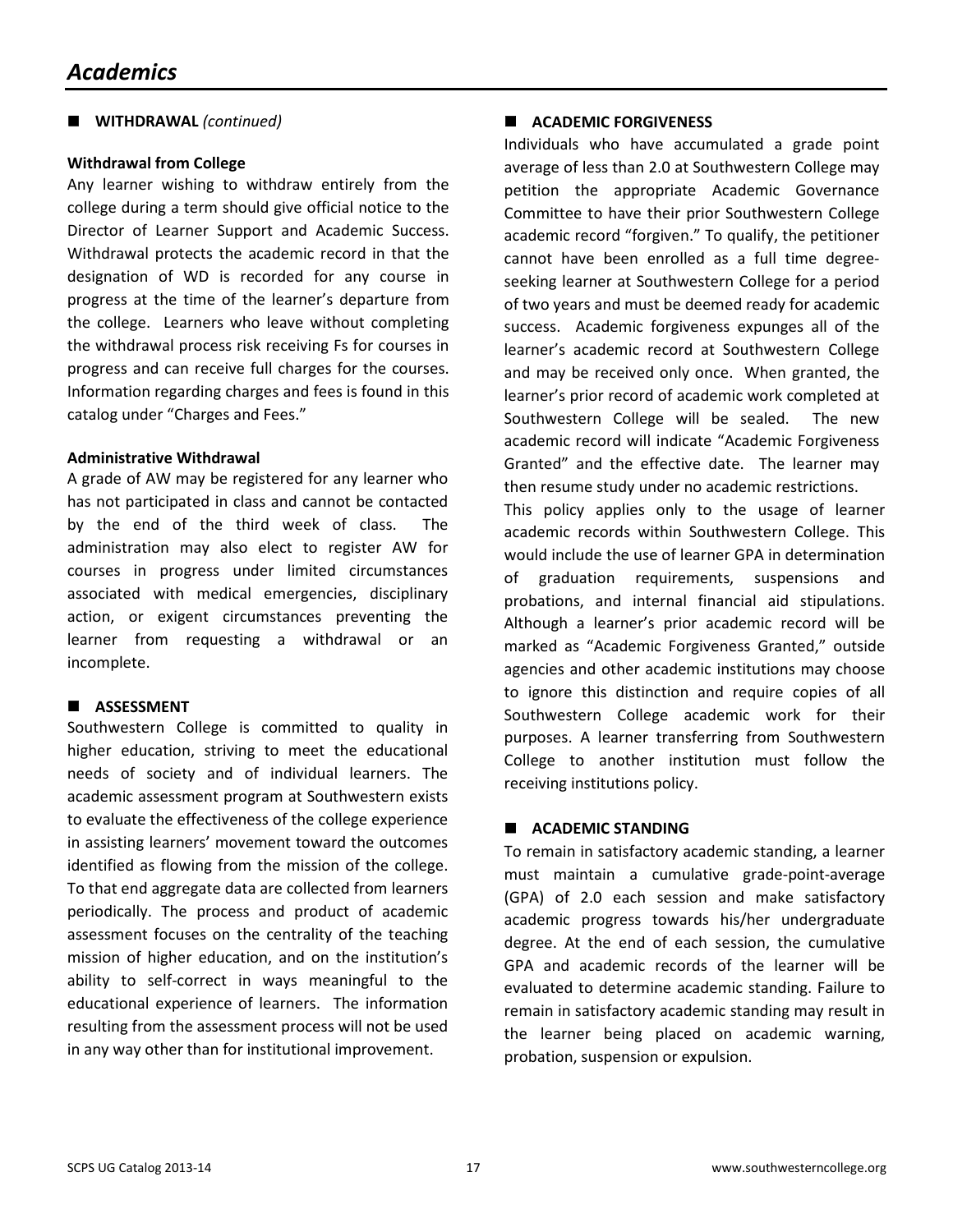# Academics

## WITHDRAWAL *(continued)*

### Withdrawal from College

Any learner wishing to withdraw entirely from the college during a term should give official notice to the Director of Learner Support and Academic Success. Withdrawal protects the academic record in that the designation of WD is recorded for any course in progress at the time of the learner's departure from the college. Learners who leave without completing the withdrawal process risk receiving Fs for courses in progress and can receive full charges for the courses. Information regarding charges and fees is found in this catalog under "Charges and Fees."

### Administrative Withdrawal

A grade of AW may be registered for any learner who has not participated in class and cannot be contacted by the end of the third week of class. The administration may also elect to register AW for courses in progress under limited circumstances associated with medical emergencies, disciplinary action, or exigent circumstances preventing the learner from requesting a withdrawal or an incomplete.

## ASSESSMENT

Southwestern College is committed to quality in higher education, striving to meet the educational needs of society and of individual learners. The academic assessment program at Southwestern exists to evaluate the effectiveness of the college experience in assisting learners' movement toward the outcomes identified as flowing from the mission of the college. To that end aggregate data are collected from learners periodically. The process and product of academic assessment focuses on the centrality of the teaching mission of higher education, and on the institution's ability to self-correct in ways meaningful to the educational experience of learners. The information resulting from the assessment process will not be used in any way other than for institutional improvement.

## ACADEMIC FORGIVENESS

Individuals who have accumulated a grade point average of less than 2.0 at Southwestern College may petition the appropriate Academic Governance Committee to have their prior Southwestern College academic record "forgiven." To qualify, the petitioner cannot have been enrolled as a full time degree-seeking learner at Southwestern College for a period of two years and must be deemed ready for academic success. Academic forgiveness expunges all of the learner's academic record at Southwestern College and may be received only once. When granted, the learner's prior record of academic work completed at Southwestern College will be sealed. The new academic record will indicate "Academic Forgiveness Granted" and the effective date. The learner may then resume study under no academic restrictions.

This policy applies only to the usage of learner academic records within Southwestern College. This would include the use of learner GPA in determination of graduation requirements, suspensions and probations, and internal financial aid stipulations. Although a learner's prior academic record will be marked as "Academic Forgiveness Granted," outside agencies and other academic institutions may choose to ignore this distinction and require copies of all Southwestern College academic work for their purposes. A learner transferring from Southwestern College to another institution must follow the receiving institutions policy.

## ACADEMIC STANDING

To remain in satisfactory academic standing, a learner must maintain a cumulative grade-point-average (GPA) of 2.0 each session and make satisfactory academic progress towards his/her undergraduate degree. At the end of each session, the cumulative GPA and academic records of the learner will be evaluated to determine academic standing. Failure to remain in satisfactory academic standing may result in the learner being placed on academic warning, probation, suspension or expulsion.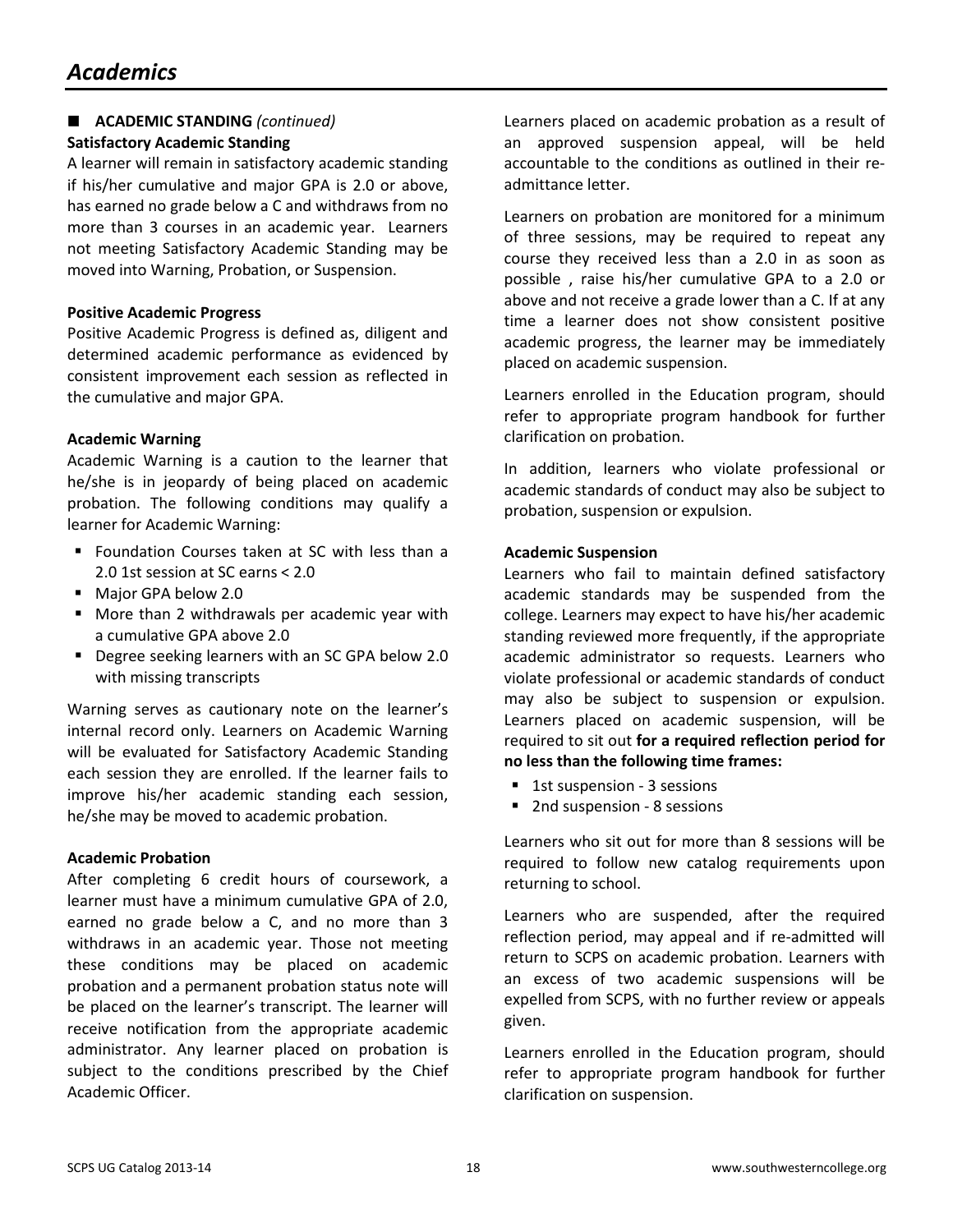# Academics

## ■ ACADEMIC STANDING *(continued)*

### Satisfactory Academic Standing

A learner will remain in satisfactory academic standing if his/her cumulative and major GPA is 2.0 or above, has earned no grade below a C and withdraws from no more than 3 courses in an academic year. Learners not meeting Satisfactory Academic Standing may be moved into Warning, Probation, or Suspension.

### Positive Academic Progress

Positive Academic Progress is defined as, diligent and determined academic performance as evidenced by consistent improvement each session as reflected in the cumulative and major GPA.

### Academic Warning

Academic Warning is a caution to the learner that he/she is in jeopardy of being placed on academic probation. The following conditions may qualify a learner for Academic Warning:

- Foundation Courses taken at SC with less than a 2.0 1st session at SC earns < 2.0
- Major GPA below 2.0
- More than 2 withdrawals per academic year with a cumulative GPA above 2.0
- Degree seeking learners with an SC GPA below 2.0 with missing transcripts

Warning serves as cautionary note on the learner's internal record only. Learners on Academic Warning will be evaluated for Satisfactory Academic Standing each session they are enrolled. If the learner fails to improve his/her academic standing each session, he/she may be moved to academic probation.

### Academic Probation

After completing 6 credit hours of coursework, a learner must have a minimum cumulative GPA of 2.0, earned no grade below a C, and no more than 3 withdraws in an academic year. Those not meeting these conditions may be placed on academic probation and a permanent probation status note will be placed on the learner's transcript. The learner will receive notification from the appropriate academic administrator. Any learner placed on probation is subject to the conditions prescribed by the Chief Academic Officer.

Learners placed on academic probation as a result of an approved suspension appeal, will be held accountable to the conditions as outlined in their re-admittance letter.

Learners on probation are monitored for a minimum of three sessions, may be required to repeat any course they received less than a 2.0 in as soon as possible , raise his/her cumulative GPA to a 2.0 or above and not receive a grade lower than a C. If at any time a learner does not show consistent positive academic progress, the learner may be immediately placed on academic suspension.

Learners enrolled in the Education program, should refer to appropriate program handbook for further clarification on probation.

In addition, learners who violate professional or academic standards of conduct may also be subject to probation, suspension or expulsion.

### Academic Suspension

Learners who fail to maintain defined satisfactory academic standards may be suspended from the college. Learners may expect to have his/her academic standing reviewed more frequently, if the appropriate academic administrator so requests. Learners who violate professional or academic standards of conduct may also be subject to suspension or expulsion. Learners placed on academic suspension, will be required to sit out **for a required reflection period for no less than the following time frames:**

- 1st suspension - 3 sessions
- 2nd suspension - 8 sessions

Learners who sit out for more than 8 sessions will be required to follow new catalog requirements upon returning to school.

Learners who are suspended, after the required reflection period, may appeal and if re-admitted will return to SCPS on academic probation. Learners with an excess of two academic suspensions will be expelled from SCPS, with no further review or appeals given.

Learners enrolled in the Education program, should refer to appropriate program handbook for further clarification on suspension.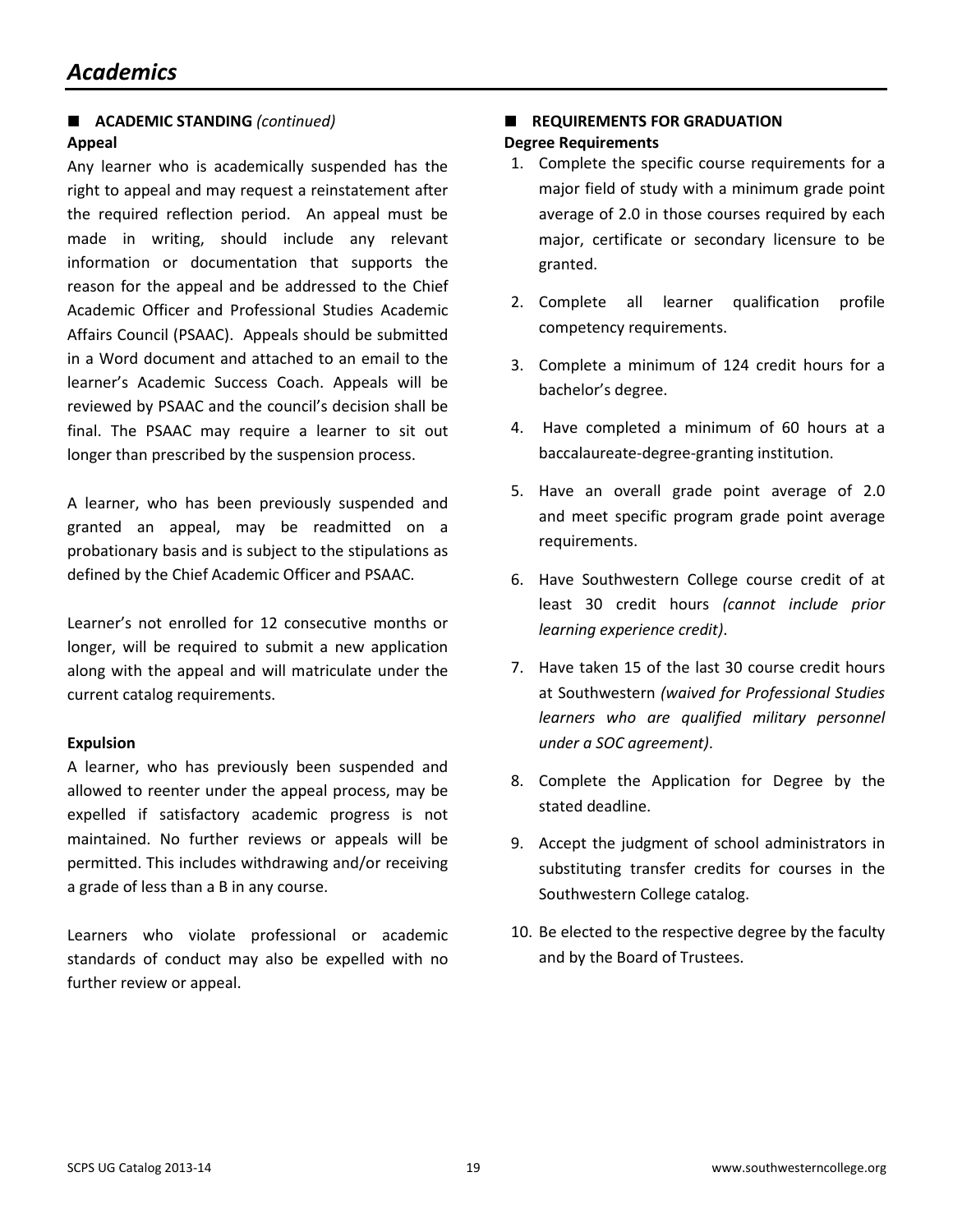# Academics

## ACADEMIC STANDING *(continued)*

### Appeal

Any learner who is academically suspended has the right to appeal and may request a reinstatement after the required reflection period. An appeal must be made in writing, should include any relevant information or documentation that supports the reason for the appeal and be addressed to the Chief Academic Officer and Professional Studies Academic Affairs Council (PSAAC). Appeals should be submitted in a Word document and attached to an email to the learner's Academic Success Coach. Appeals will be reviewed by PSAAC and the council's decision shall be final. The PSAAC may require a learner to sit out longer than prescribed by the suspension process.

A learner, who has been previously suspended and granted an appeal, may be readmitted on a probationary basis and is subject to the stipulations as defined by the Chief Academic Officer and PSAAC.

Learner's not enrolled for 12 consecutive months or longer, will be required to submit a new application along with the appeal and will matriculate under the current catalog requirements.

### Expulsion

A learner, who has previously been suspended and allowed to reenter under the appeal process, may be expelled if satisfactory academic progress is not maintained. No further reviews or appeals will be permitted. This includes withdrawing and/or receiving a grade of less than a B in any course.

Learners who violate professional or academic standards of conduct may also be expelled with no further review or appeal.

## REQUIREMENTS FOR GRADUATION

### Degree Requirements

1. Complete the specific course requirements for a major field of study with a minimum grade point average of 2.0 in those courses required by each major, certificate or secondary licensure to be granted.
2. Complete all learner qualification profile competency requirements.
3. Complete a minimum of 124 credit hours for a bachelor's degree.
4. Have completed a minimum of 60 hours at a baccalaureate-degree-granting institution.
5. Have an overall grade point average of 2.0 and meet specific program grade point average requirements.
6. Have Southwestern College course credit of at least 30 credit hours *(cannot include prior learning experience credit)*.
7. Have taken 15 of the last 30 course credit hours at Southwestern *(waived for Professional Studies learners who are qualified military personnel under a SOC agreement)*.
8. Complete the Application for Degree by the stated deadline.
9. Accept the judgment of school administrators in substituting transfer credits for courses in the Southwestern College catalog.
10. Be elected to the respective degree by the faculty and by the Board of Trustees.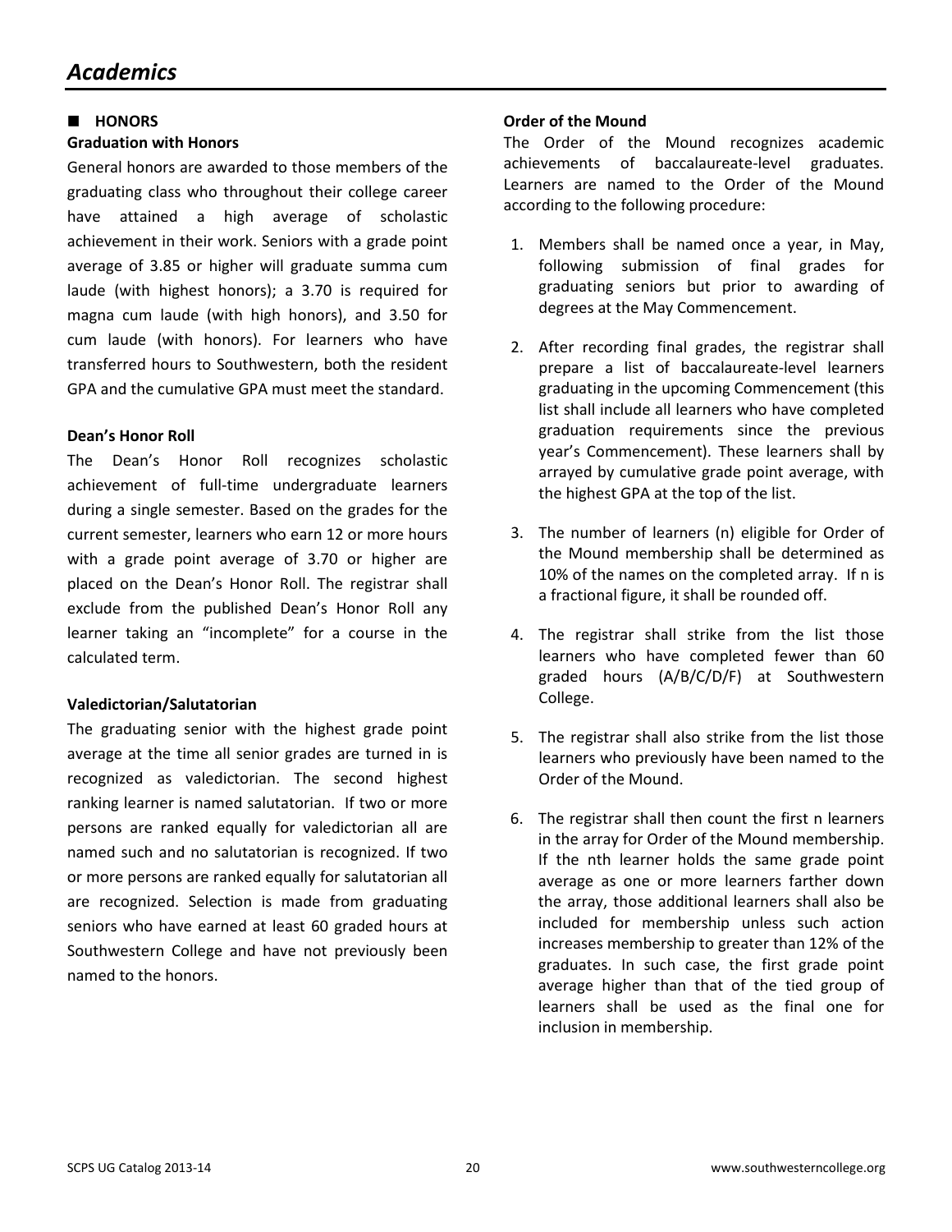# Academics

## HONORS

### Graduation with Honors

General honors are awarded to those members of the graduating class who throughout their college career have attained a high average of scholastic achievement in their work. Seniors with a grade point average of 3.85 or higher will graduate summa cum laude (with highest honors); a 3.70 is required for magna cum laude (with high honors), and 3.50 for cum laude (with honors). For learners who have transferred hours to Southwestern, both the resident GPA and the cumulative GPA must meet the standard.

### Dean's Honor Roll

The Dean's Honor Roll recognizes scholastic achievement of full-time undergraduate learners during a single semester. Based on the grades for the current semester, learners who earn 12 or more hours with a grade point average of 3.70 or higher are placed on the Dean's Honor Roll. The registrar shall exclude from the published Dean's Honor Roll any learner taking an "incomplete" for a course in the calculated term.

### Valedictorian/Salutatorian

The graduating senior with the highest grade point average at the time all senior grades are turned in is recognized as valedictorian. The second highest ranking learner is named salutatorian. If two or more persons are ranked equally for valedictorian all are named such and no salutatorian is recognized. If two or more persons are ranked equally for salutatorian all are recognized. Selection is made from graduating seniors who have earned at least 60 graded hours at Southwestern College and have not previously been named to the honors.

### Order of the Mound

The Order of the Mound recognizes academic achievements of baccalaureate-level graduates. Learners are named to the Order of the Mound according to the following procedure:

1. Members shall be named once a year, in May, following submission of final grades for graduating seniors but prior to awarding of degrees at the May Commencement.
2. After recording final grades, the registrar shall prepare a list of baccalaureate-level learners graduating in the upcoming Commencement (this list shall include all learners who have completed graduation requirements since the previous year's Commencement). These learners shall by arrayed by cumulative grade point average, with the highest GPA at the top of the list.
3. The number of learners (n) eligible for Order of the Mound membership shall be determined as 10% of the names on the completed array. If n is a fractional figure, it shall be rounded off.
4. The registrar shall strike from the list those learners who have completed fewer than 60 graded hours (A/B/C/D/F) at Southwestern College.
5. The registrar shall also strike from the list those learners who previously have been named to the Order of the Mound.
6. The registrar shall then count the first n learners in the array for Order of the Mound membership. If the nth learner holds the same grade point average as one or more learners farther down the array, those additional learners shall also be included for membership unless such action increases membership to greater than 12% of the graduates. In such case, the first grade point average higher than that of the tied group of learners shall be used as the final one for inclusion in membership.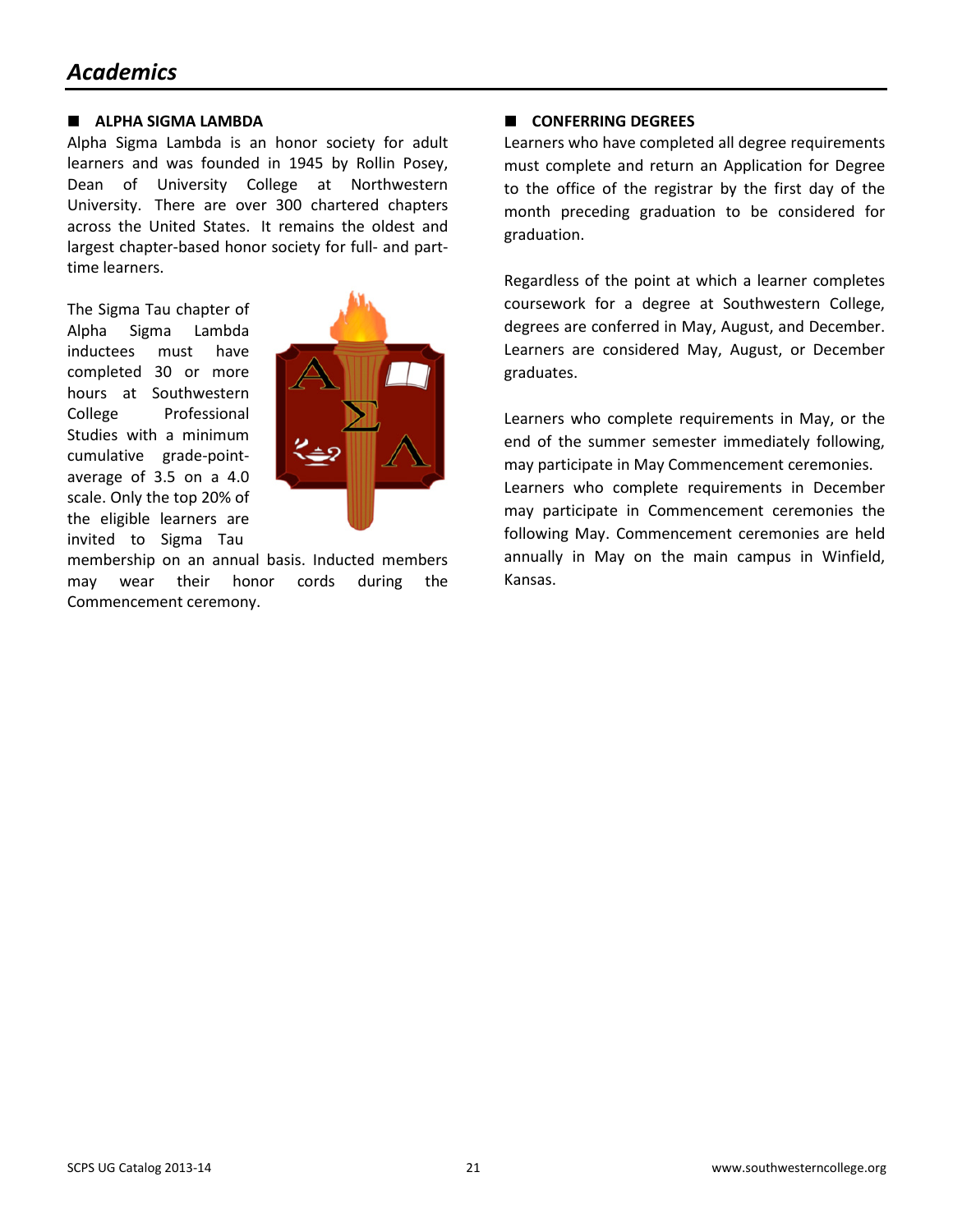# Academics

## ALPHA SIGMA LAMBDA

Alpha Sigma Lambda is an honor society for adult learners and was founded in 1945 by Rollin Posey, Dean of University College at Northwestern University. There are over 300 chartered chapters across the United States. It remains the oldest and largest chapter-based honor society for full- and part-time learners.

The Sigma Tau chapter of Alpha Sigma Lambda inductees must have completed 30 or more hours at Southwestern College Professional Studies with a minimum cumulative grade-point-average of 3.5 on a 4.0 scale. Only the top 20% of the eligible learners are invited to Sigma Tau membership on an annual basis. Inducted members may wear their honor cords during the Commencement ceremony.

## CONFERRING DEGREES

Learners who have completed all degree requirements must complete and return an Application for Degree to the office of the registrar by the first day of the month preceding graduation to be considered for graduation.

Regardless of the point at which a learner completes coursework for a degree at Southwestern College, degrees are conferred in May, August, and December. Learners are considered May, August, or December graduates.

Learners who complete requirements in May, or the end of the summer semester immediately following, may participate in May Commencement ceremonies. Learners who complete requirements in December may participate in Commencement ceremonies the following May. Commencement ceremonies are held annually in May on the main campus in Winfield, Kansas.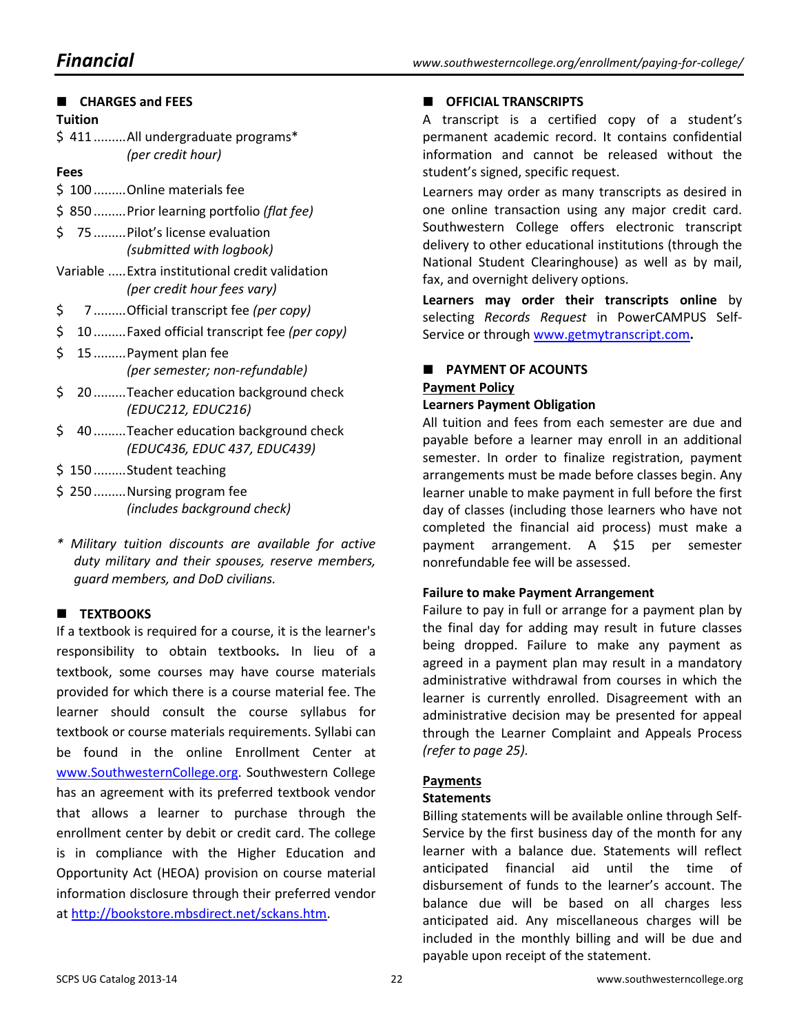# Financial

## CHARGES and FEES

### Tuition

$ 411 ......... All undergraduate programs* *(per credit hour)*

### Fees

$ 100 ......... Online materials fee

$ 850 ......... Prior learning portfolio *(flat fee)*

$ 75 ......... Pilot's license evaluation *(submitted with logbook)*

Variable ..... Extra institutional credit validation *(per credit hour fees vary)*

$ 7 ......... Official transcript fee *(per copy)*

$ 10 ......... Faxed official transcript fee *(per copy)*

$ 15 ......... Payment plan fee *(per semester; non-refundable)*

$ 20 ......... Teacher education background check *(EDUC212, EDUC216)*

$ 40 ......... Teacher education background check *(EDUC436, EDUC 437, EDUC439)*

$ 150 ......... Student teaching

$ 250 ......... Nursing program fee *(includes background check)*

* *Military tuition discounts are available for active duty military and their spouses, reserve members, guard members, and DoD civilians.*

## TEXTBOOKS

If a textbook is required for a course, it is the learner's responsibility to obtain textbooks**.** In lieu of a textbook, some courses may have course materials provided for which there is a course material fee. The learner should consult the course syllabus for textbook or course materials requirements. Syllabi can be found in the online Enrollment Center at www.SouthwesternCollege.org. Southwestern College has an agreement with its preferred textbook vendor that allows a learner to purchase through the enrollment center by debit or credit card. The college is in compliance with the Higher Education and Opportunity Act (HEOA) provision on course material information disclosure through their preferred vendor at http://bookstore.mbsdirect.net/sckans.htm.

## OFFICIAL TRANSCRIPTS

A transcript is a certified copy of a student's permanent academic record. It contains confidential information and cannot be released without the student's signed, specific request.

Learners may order as many transcripts as desired in one online transaction using any major credit card. Southwestern College offers electronic transcript delivery to other educational institutions (through the National Student Clearinghouse) as well as by mail, fax, and overnight delivery options.

**Learners may order their transcripts online** by selecting *Records Request* in PowerCAMPUS Self-Service or through www.getmytranscript.com**.**

## PAYMENT OF ACOUNTS

### Payment Policy

**Learners Payment Obligation**

All tuition and fees from each semester are due and payable before a learner may enroll in an additional semester. In order to finalize registration, payment arrangements must be made before classes begin. Any learner unable to make payment in full before the first day of classes (including those learners who have not completed the financial aid process) must make a payment arrangement. A $15 per semester nonrefundable fee will be assessed.

**Failure to make Payment Arrangement**

Failure to pay in full or arrange for a payment plan by the final day for adding may result in future classes being dropped. Failure to make any payment as agreed in a payment plan may result in a mandatory administrative withdrawal from courses in which the learner is currently enrolled. Disagreement with an administrative decision may be presented for appeal through the Learner Complaint and Appeals Process *(refer to page 25).*

### Payments

**Statements**

Billing statements will be available online through Self-Service by the first business day of the month for any learner with a balance due. Statements will reflect anticipated financial aid until the time of disbursement of funds to the learner's account. The balance due will be based on all charges less anticipated aid. Any miscellaneous charges will be included in the monthly billing and will be due and payable upon receipt of the statement.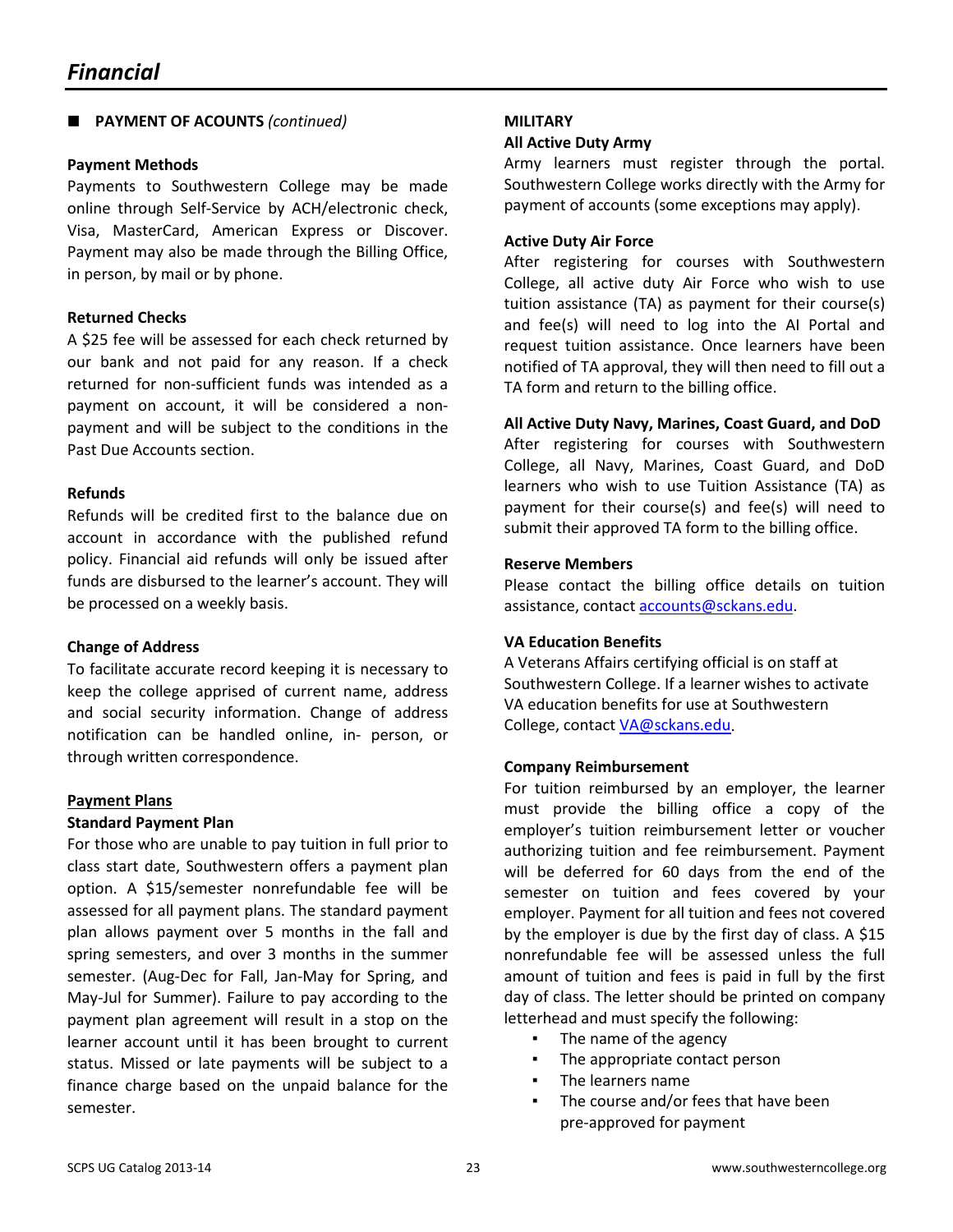# Financial

## PAYMENT OF ACOUNTS *(continued)*

**Payment Methods**

Payments to Southwestern College may be made online through Self-Service by ACH/electronic check, Visa, MasterCard, American Express or Discover. Payment may also be made through the Billing Office, in person, by mail or by phone.

**Returned Checks**

A $25 fee will be assessed for each check returned by our bank and not paid for any reason. If a check returned for non-sufficient funds was intended as a payment on account, it will be considered a non-payment and will be subject to the conditions in the Past Due Accounts section.

**Refunds**

Refunds will be credited first to the balance due on account in accordance with the published refund policy. Financial aid refunds will only be issued after funds are disbursed to the learner's account. They will be processed on a weekly basis.

**Change of Address**

To facilitate accurate record keeping it is necessary to keep the college apprised of current name, address and social security information. Change of address notification can be handled online, in- person, or through written correspondence.

**Payment Plans**

**Standard Payment Plan**

For those who are unable to pay tuition in full prior to class start date, Southwestern offers a payment plan option. A $15/semester nonrefundable fee will be assessed for all payment plans. The standard payment plan allows payment over 5 months in the fall and spring semesters, and over 3 months in the summer semester. (Aug-Dec for Fall, Jan-May for Spring, and May-Jul for Summer). Failure to pay according to the payment plan agreement will result in a stop on the learner account until it has been brought to current status. Missed or late payments will be subject to a finance charge based on the unpaid balance for the semester.

**MILITARY**

**All Active Duty Army**

Army learners must register through the portal. Southwestern College works directly with the Army for payment of accounts (some exceptions may apply).

**Active Duty Air Force**

After registering for courses with Southwestern College, all active duty Air Force who wish to use tuition assistance (TA) as payment for their course(s) and fee(s) will need to log into the AI Portal and request tuition assistance. Once learners have been notified of TA approval, they will then need to fill out a TA form and return to the billing office.

**All Active Duty Navy, Marines, Coast Guard, and DoD**

After registering for courses with Southwestern College, all Navy, Marines, Coast Guard, and DoD learners who wish to use Tuition Assistance (TA) as payment for their course(s) and fee(s) will need to submit their approved TA form to the billing office.

**Reserve Members**

Please contact the billing office details on tuition assistance, contact accounts@sckans.edu.

**VA Education Benefits**

A Veterans Affairs certifying official is on staff at Southwestern College. If a learner wishes to activate VA education benefits for use at Southwestern College, contact VA@sckans.edu.

**Company Reimbursement**

For tuition reimbursed by an employer, the learner must provide the billing office a copy of the employer's tuition reimbursement letter or voucher authorizing tuition and fee reimbursement. Payment will be deferred for 60 days from the end of the semester on tuition and fees covered by your employer. Payment for all tuition and fees not covered by the employer is due by the first day of class. A $15 nonrefundable fee will be assessed unless the full amount of tuition and fees is paid in full by the first day of class. The letter should be printed on company letterhead and must specify the following:

- The name of the agency
- The appropriate contact person
- The learners name
- The course and/or fees that have been pre-approved for payment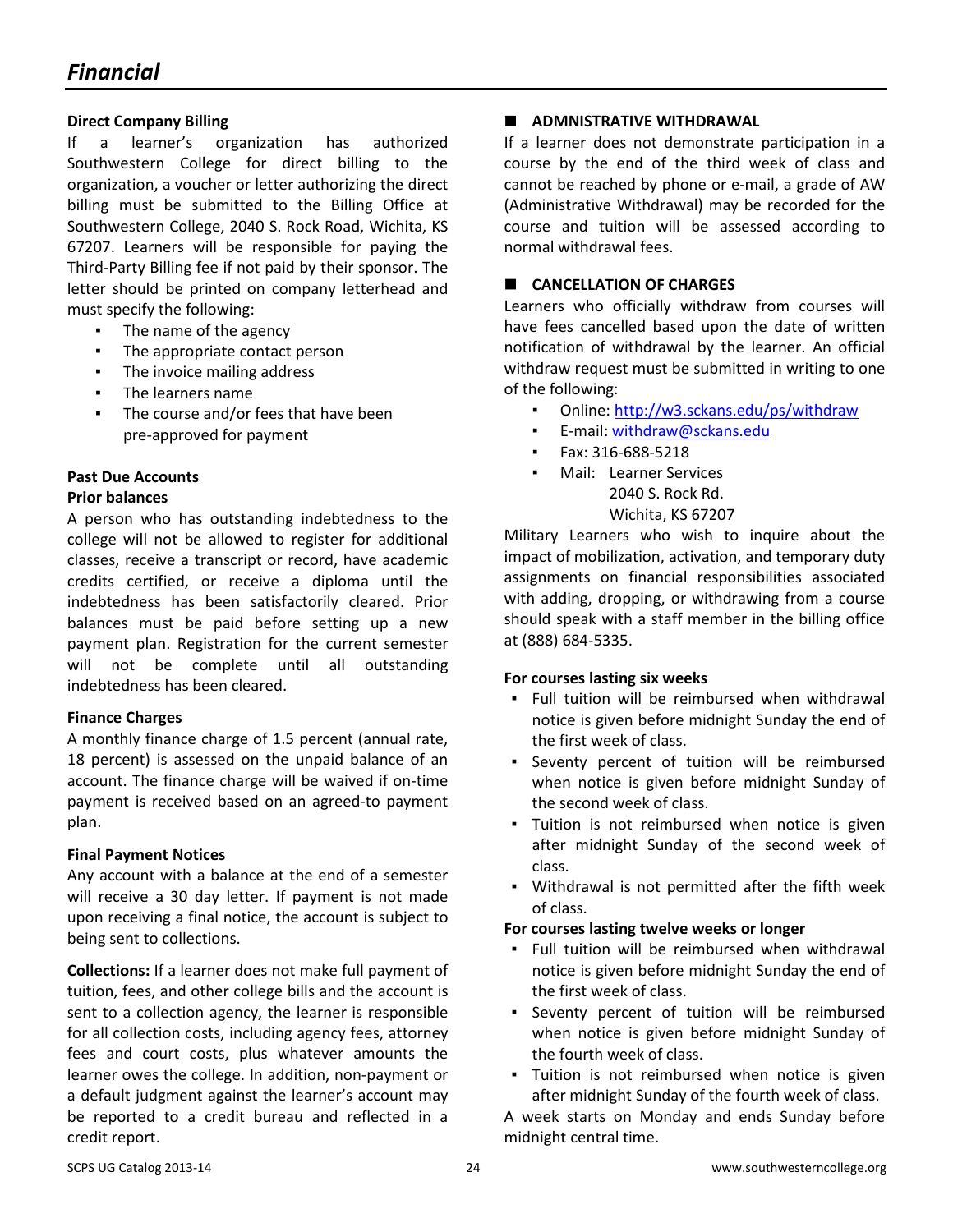## *Financial*

**Direct Company Billing**

If a learner's organization has authorized Southwestern College for direct billing to the organization, a voucher or letter authorizing the direct billing must be submitted to the Billing Office at Southwestern College, 2040 S. Rock Road, Wichita, KS 67207. Learners will be responsible for paying the Third-Party Billing fee if not paid by their sponsor. The letter should be printed on company letterhead and must specify the following:

- The name of the agency
- The appropriate contact person
- The invoice mailing address
- The learners name
- The course and/or fees that have been pre-approved for payment

**Past Due Accounts**

**Prior balances**

A person who has outstanding indebtedness to the college will not be allowed to register for additional classes, receive a transcript or record, have academic credits certified, or receive a diploma until the indebtedness has been satisfactorily cleared. Prior balances must be paid before setting up a new payment plan. Registration for the current semester will not be complete until all outstanding indebtedness has been cleared.

**Finance Charges**

A monthly finance charge of 1.5 percent (annual rate, 18 percent) is assessed on the unpaid balance of an account. The finance charge will be waived if on-time payment is received based on an agreed-to payment plan.

**Final Payment Notices**

Any account with a balance at the end of a semester will receive a 30 day letter. If payment is not made upon receiving a final notice, the account is subject to being sent to collections.

**Collections:** If a learner does not make full payment of tuition, fees, and other college bills and the account is sent to a collection agency, the learner is responsible for all collection costs, including agency fees, attorney fees and court costs, plus whatever amounts the learner owes the college. In addition, non-payment or a default judgment against the learner's account may be reported to a credit bureau and reflected in a credit report.

### ■ ADMNISTRATIVE WITHDRAWAL

If a learner does not demonstrate participation in a course by the end of the third week of class and cannot be reached by phone or e-mail, a grade of AW (Administrative Withdrawal) may be recorded for the course and tuition will be assessed according to normal withdrawal fees.

### ■ CANCELLATION OF CHARGES

Learners who officially withdraw from courses will have fees cancelled based upon the date of written notification of withdrawal by the learner. An official withdraw request must be submitted in writing to one of the following:

- Online: http://w3.sckans.edu/ps/withdraw
- E-mail: withdraw@sckans.edu
- Fax: 316-688-5218
- Mail: Learner Services
  2040 S. Rock Rd.
  Wichita, KS 67207

Military Learners who wish to inquire about the impact of mobilization, activation, and temporary duty assignments on financial responsibilities associated with adding, dropping, or withdrawing from a course should speak with a staff member in the billing office at (888) 684-5335.

**For courses lasting six weeks**

- Full tuition will be reimbursed when withdrawal notice is given before midnight Sunday the end of the first week of class.
- Seventy percent of tuition will be reimbursed when notice is given before midnight Sunday of the second week of class.
- Tuition is not reimbursed when notice is given after midnight Sunday of the second week of class.
- Withdrawal is not permitted after the fifth week of class.

**For courses lasting twelve weeks or longer**

- Full tuition will be reimbursed when withdrawal notice is given before midnight Sunday the end of the first week of class.
- Seventy percent of tuition will be reimbursed when notice is given before midnight Sunday of the fourth week of class.
- Tuition is not reimbursed when notice is given after midnight Sunday of the fourth week of class.

A week starts on Monday and ends Sunday before midnight central time.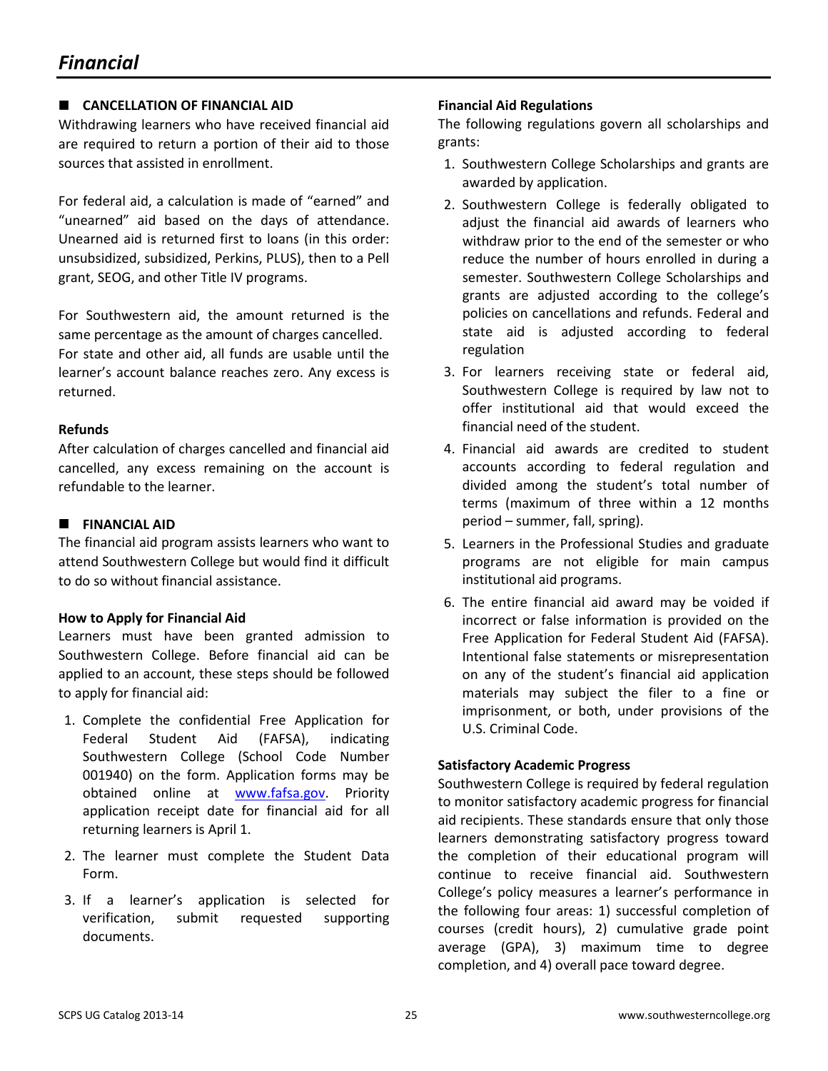# Financial

## CANCELLATION OF FINANCIAL AID

Withdrawing learners who have received financial aid are required to return a portion of their aid to those sources that assisted in enrollment.

For federal aid, a calculation is made of "earned" and "unearned" aid based on the days of attendance. Unearned aid is returned first to loans (in this order: unsubsidized, subsidized, Perkins, PLUS), then to a Pell grant, SEOG, and other Title IV programs.

For Southwestern aid, the amount returned is the same percentage as the amount of charges cancelled. For state and other aid, all funds are usable until the learner's account balance reaches zero. Any excess is returned.

### Refunds

After calculation of charges cancelled and financial aid cancelled, any excess remaining on the account is refundable to the learner.

## FINANCIAL AID

The financial aid program assists learners who want to attend Southwestern College but would find it difficult to do so without financial assistance.

### How to Apply for Financial Aid

Learners must have been granted admission to Southwestern College. Before financial aid can be applied to an account, these steps should be followed to apply for financial aid:

1. Complete the confidential Free Application for Federal Student Aid (FAFSA), indicating Southwestern College (School Code Number 001940) on the form. Application forms may be obtained online at www.fafsa.gov. Priority application receipt date for financial aid for all returning learners is April 1.
2. The learner must complete the Student Data Form.
3. If a learner's application is selected for verification, submit requested supporting documents.

### Financial Aid Regulations

The following regulations govern all scholarships and grants:

1. Southwestern College Scholarships and grants are awarded by application.
2. Southwestern College is federally obligated to adjust the financial aid awards of learners who withdraw prior to the end of the semester or who reduce the number of hours enrolled in during a semester. Southwestern College Scholarships and grants are adjusted according to the college's policies on cancellations and refunds. Federal and state aid is adjusted according to federal regulation
3. For learners receiving state or federal aid, Southwestern College is required by law not to offer institutional aid that would exceed the financial need of the student.
4. Financial aid awards are credited to student accounts according to federal regulation and divided among the student's total number of terms (maximum of three within a 12 months period – summer, fall, spring).
5. Learners in the Professional Studies and graduate programs are not eligible for main campus institutional aid programs.
6. The entire financial aid award may be voided if incorrect or false information is provided on the Free Application for Federal Student Aid (FAFSA). Intentional false statements or misrepresentation on any of the student's financial aid application materials may subject the filer to a fine or imprisonment, or both, under provisions of the U.S. Criminal Code.

### Satisfactory Academic Progress

Southwestern College is required by federal regulation to monitor satisfactory academic progress for financial aid recipients. These standards ensure that only those learners demonstrating satisfactory progress toward the completion of their educational program will continue to receive financial aid. Southwestern College's policy measures a learner's performance in the following four areas: 1) successful completion of courses (credit hours), 2) cumulative grade point average (GPA), 3) maximum time to degree completion, and 4) overall pace toward degree.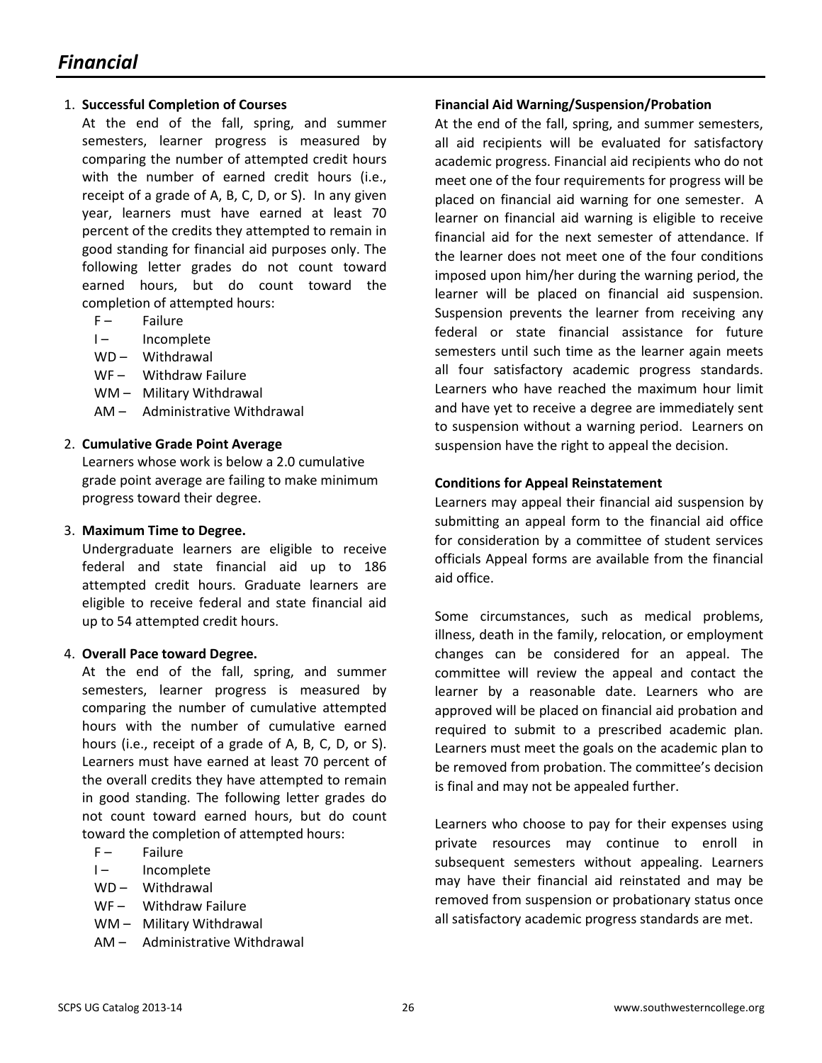# *Financial*

1. **Successful Completion of Courses**

   At the end of the fall, spring, and summer semesters, learner progress is measured by comparing the number of attempted credit hours with the number of earned credit hours (i.e., receipt of a grade of A, B, C, D, or S). In any given year, learners must have earned at least 70 percent of the credits they attempted to remain in good standing for financial aid purposes only. The following letter grades do not count toward earned hours, but do count toward the completion of attempted hours:

   - F – Failure
   - I – Incomplete
   - WD – Withdrawal
   - WF – Withdraw Failure
   - WM – Military Withdrawal
   - AM – Administrative Withdrawal

2. **Cumulative Grade Point Average**

   Learners whose work is below a 2.0 cumulative grade point average are failing to make minimum progress toward their degree.

3. **Maximum Time to Degree.**

   Undergraduate learners are eligible to receive federal and state financial aid up to 186 attempted credit hours. Graduate learners are eligible to receive federal and state financial aid up to 54 attempted credit hours.

4. **Overall Pace toward Degree.**

   At the end of the fall, spring, and summer semesters, learner progress is measured by comparing the number of cumulative attempted hours with the number of cumulative earned hours (i.e., receipt of a grade of A, B, C, D, or S). Learners must have earned at least 70 percent of the overall credits they have attempted to remain in good standing. The following letter grades do not count toward earned hours, but do count toward the completion of attempted hours:

   - F – Failure
   - I – Incomplete
   - WD – Withdrawal
   - WF – Withdraw Failure
   - WM – Military Withdrawal
   - AM – Administrative Withdrawal

**Financial Aid Warning/Suspension/Probation**

At the end of the fall, spring, and summer semesters, all aid recipients will be evaluated for satisfactory academic progress. Financial aid recipients who do not meet one of the four requirements for progress will be placed on financial aid warning for one semester. A learner on financial aid warning is eligible to receive financial aid for the next semester of attendance. If the learner does not meet one of the four conditions imposed upon him/her during the warning period, the learner will be placed on financial aid suspension. Suspension prevents the learner from receiving any federal or state financial assistance for future semesters until such time as the learner again meets all four satisfactory academic progress standards. Learners who have reached the maximum hour limit and have yet to receive a degree are immediately sent to suspension without a warning period. Learners on suspension have the right to appeal the decision.

**Conditions for Appeal Reinstatement**

Learners may appeal their financial aid suspension by submitting an appeal form to the financial aid office for consideration by a committee of student services officials Appeal forms are available from the financial aid office.

Some circumstances, such as medical problems, illness, death in the family, relocation, or employment changes can be considered for an appeal. The committee will review the appeal and contact the learner by a reasonable date. Learners who are approved will be placed on financial aid probation and required to submit to a prescribed academic plan. Learners must meet the goals on the academic plan to be removed from probation. The committee's decision is final and may not be appealed further.

Learners who choose to pay for their expenses using private resources may continue to enroll in subsequent semesters without appealing. Learners may have their financial aid reinstated and may be removed from suspension or probationary status once all satisfactory academic progress standards are met.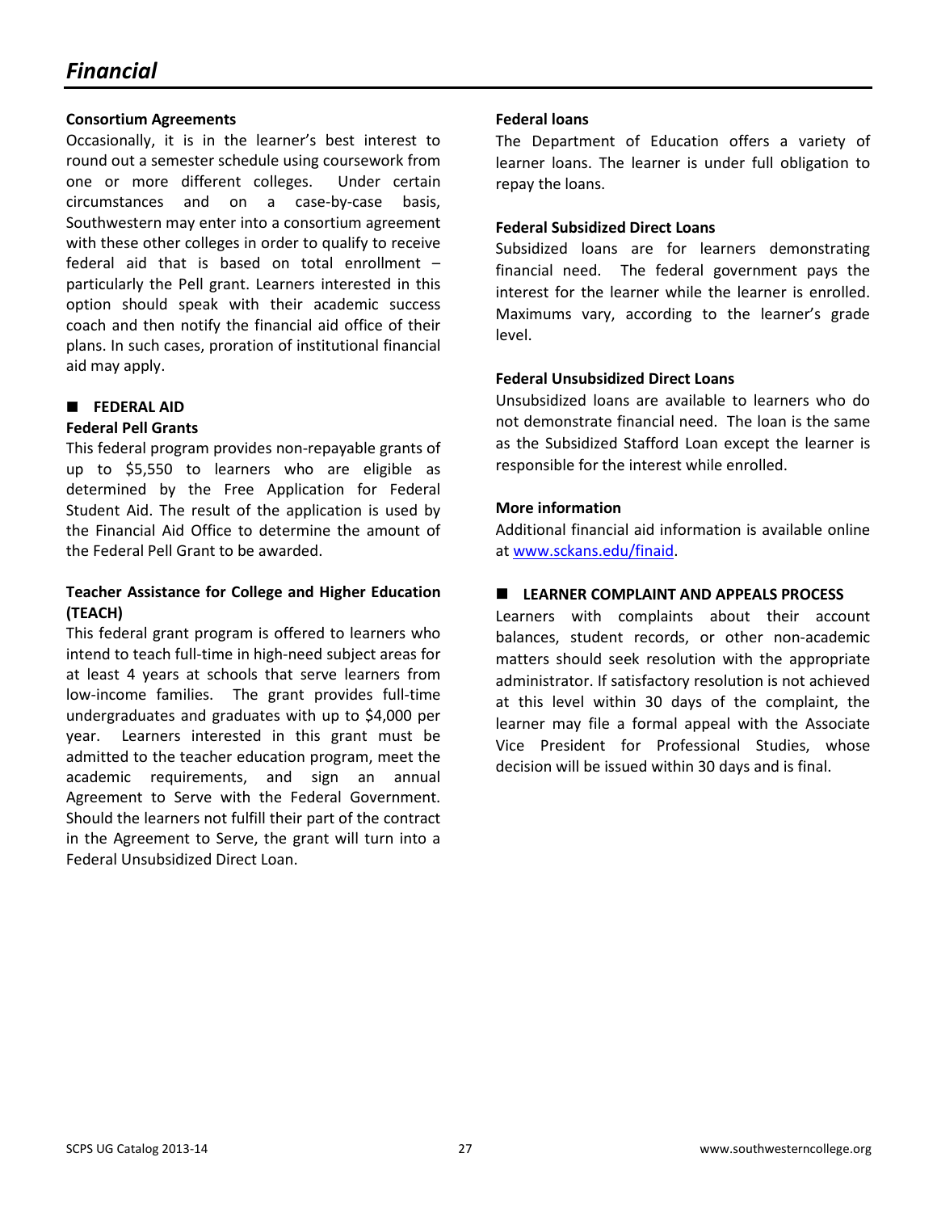# *Financial*

**Consortium Agreements**

Occasionally, it is in the learner's best interest to round out a semester schedule using coursework from one or more different colleges. Under certain circumstances and on a case-by-case basis, Southwestern may enter into a consortium agreement with these other colleges in order to qualify to receive federal aid that is based on total enrollment – particularly the Pell grant. Learners interested in this option should speak with their academic success coach and then notify the financial aid office of their plans. In such cases, proration of institutional financial aid may apply.

## ■ FEDERAL AID

**Federal Pell Grants**

This federal program provides non-repayable grants of up to $5,550 to learners who are eligible as determined by the Free Application for Federal Student Aid. The result of the application is used by the Financial Aid Office to determine the amount of the Federal Pell Grant to be awarded.

**Teacher Assistance for College and Higher Education (TEACH)**

This federal grant program is offered to learners who intend to teach full-time in high-need subject areas for at least 4 years at schools that serve learners from low-income families. The grant provides full-time undergraduates and graduates with up to $4,000 per year. Learners interested in this grant must be admitted to the teacher education program, meet the academic requirements, and sign an annual Agreement to Serve with the Federal Government. Should the learners not fulfill their part of the contract in the Agreement to Serve, the grant will turn into a Federal Unsubsidized Direct Loan.

**Federal loans**

The Department of Education offers a variety of learner loans. The learner is under full obligation to repay the loans.

**Federal Subsidized Direct Loans**

Subsidized loans are for learners demonstrating financial need. The federal government pays the interest for the learner while the learner is enrolled. Maximums vary, according to the learner's grade level.

**Federal Unsubsidized Direct Loans**

Unsubsidized loans are available to learners who do not demonstrate financial need. The loan is the same as the Subsidized Stafford Loan except the learner is responsible for the interest while enrolled.

**More information**

Additional financial aid information is available online at [www.sckans.edu/finaid](http://www.sckans.edu/finaid).

## ■ LEARNER COMPLAINT AND APPEALS PROCESS

Learners with complaints about their account balances, student records, or other non-academic matters should seek resolution with the appropriate administrator. If satisfactory resolution is not achieved at this level within 30 days of the complaint, the learner may file a formal appeal with the Associate Vice President for Professional Studies, whose decision will be issued within 30 days and is final.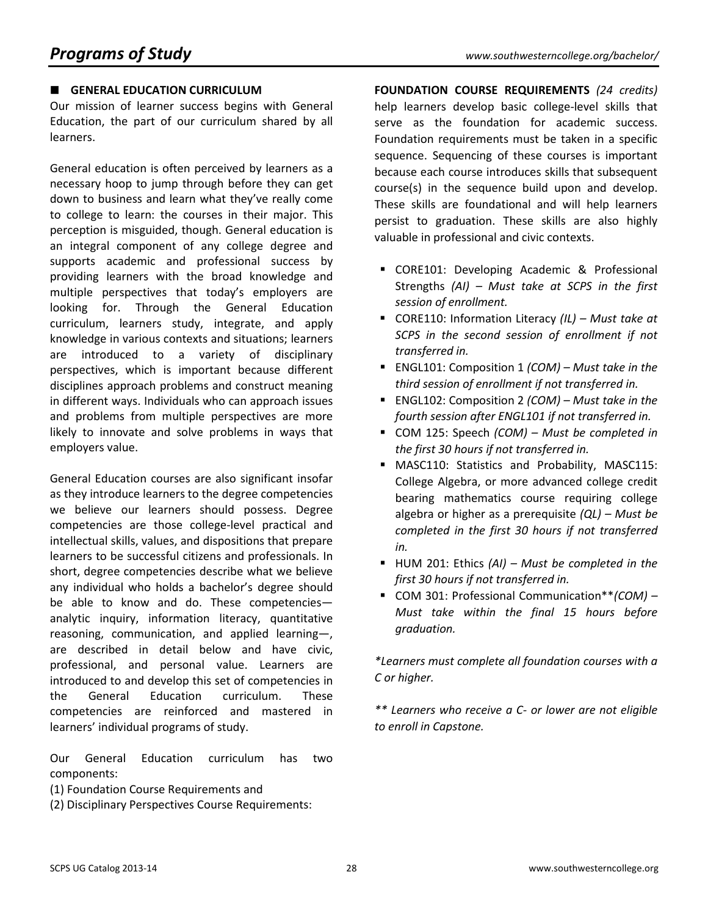## GENERAL EDUCATION CURRICULUM

Our mission of learner success begins with General Education, the part of our curriculum shared by all learners.

General education is often perceived by learners as a necessary hoop to jump through before they can get down to business and learn what they've really come to college to learn: the courses in their major. This perception is misguided, though. General education is an integral component of any college degree and supports academic and professional success by providing learners with the broad knowledge and multiple perspectives that today's employers are looking for. Through the General Education curriculum, learners study, integrate, and apply knowledge in various contexts and situations; learners are introduced to a variety of disciplinary perspectives, which is important because different disciplines approach problems and construct meaning in different ways. Individuals who can approach issues and problems from multiple perspectives are more likely to innovate and solve problems in ways that employers value.

General Education courses are also significant insofar as they introduce learners to the degree competencies we believe our learners should possess. Degree competencies are those college-level practical and intellectual skills, values, and dispositions that prepare learners to be successful citizens and professionals. In short, degree competencies describe what we believe any individual who holds a bachelor's degree should be able to know and do. These competencies—analytic inquiry, information literacy, quantitative reasoning, communication, and applied learning—, are described in detail below and have civic, professional, and personal value. Learners are introduced to and develop this set of competencies in the General Education curriculum. These competencies are reinforced and mastered in learners' individual programs of study.

Our General Education curriculum has two components:
(1) Foundation Course Requirements and
(2) Disciplinary Perspectives Course Requirements:

**FOUNDATION COURSE REQUIREMENTS** *(24 credits)* help learners develop basic college-level skills that serve as the foundation for academic success. Foundation requirements must be taken in a specific sequence. Sequencing of these courses is important because each course introduces skills that subsequent course(s) in the sequence build upon and develop. These skills are foundational and will help learners persist to graduation. These skills are also highly valuable in professional and civic contexts.

- CORE101: Developing Academic & Professional Strengths *(AI) – Must take at SCPS in the first session of enrollment.*
- CORE110: Information Literacy *(IL) – Must take at SCPS in the second session of enrollment if not transferred in.*
- ENGL101: Composition 1 *(COM) – Must take in the third session of enrollment if not transferred in.*
- ENGL102: Composition 2 *(COM) – Must take in the fourth session after ENGL101 if not transferred in.*
- COM 125: Speech *(COM) – Must be completed in the first 30 hours if not transferred in.*
- MASC110: Statistics and Probability, MASC115: College Algebra, or more advanced college credit bearing mathematics course requiring college algebra or higher as a prerequisite *(QL) – Must be completed in the first 30 hours if not transferred in.*
- HUM 201: Ethics *(AI) – Must be completed in the first 30 hours if not transferred in.*
- COM 301: Professional Communication***(COM) – Must take within the final 15 hours before graduation.*

*\*Learners must complete all foundation courses with a C or higher.*

*\*\* Learners who receive a C- or lower are not eligible to enroll in Capstone.*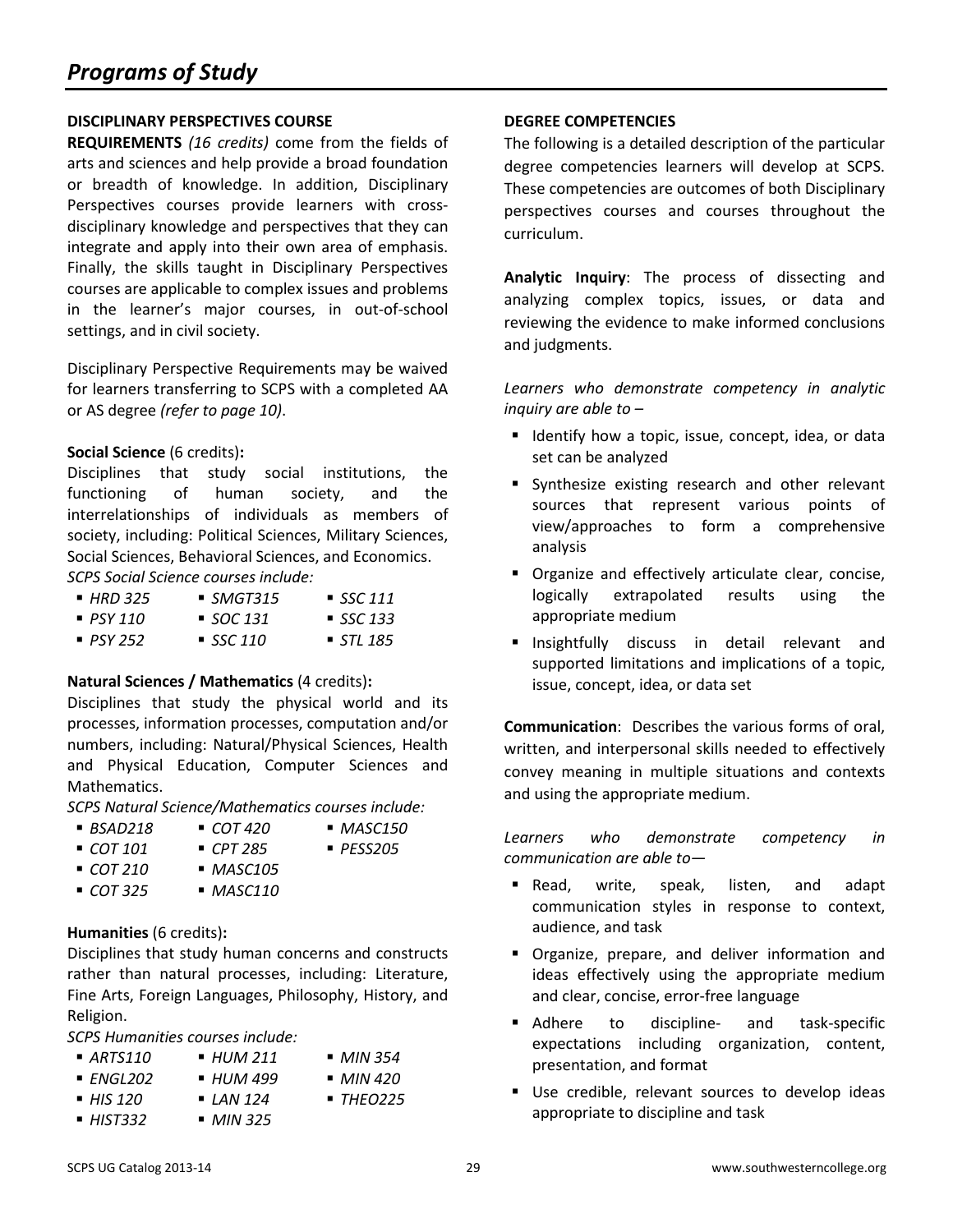# Programs of Study

**DISCIPLINARY PERSPECTIVES COURSE REQUIREMENTS** *(16 credits)* come from the fields of arts and sciences and help provide a broad foundation or breadth of knowledge. In addition, Disciplinary Perspectives courses provide learners with cross-disciplinary knowledge and perspectives that they can integrate and apply into their own area of emphasis. Finally, the skills taught in Disciplinary Perspectives courses are applicable to complex issues and problems in the learner's major courses, in out-of-school settings, and in civil society.

Disciplinary Perspective Requirements may be waived for learners transferring to SCPS with a completed AA or AS degree *(refer to page 10)*.

**Social Science** (6 credits)**:**
Disciplines that study social institutions, the functioning of human society, and the interrelationships of individuals as members of society, including: Political Sciences, Military Sciences, Social Sciences, Behavioral Sciences, and Economics.
*SCPS Social Science courses include:*

- *HRD 325*
- *PSY 110*
- *PSY 252*
- *SMGT315*
- *SOC 131*
- *SSC 110*
- *SSC 111*
- *SSC 133*
- *STL 185*

**Natural Sciences / Mathematics** (4 credits)**:**
Disciplines that study the physical world and its processes, information processes, computation and/or numbers, including: Natural/Physical Sciences, Health and Physical Education, Computer Sciences and Mathematics.
*SCPS Natural Science/Mathematics courses include:*

- *BSAD218*
- *COT 101*
- *COT 210*
- *COT 325*
- *COT 420*
- *CPT 285*
- *MASC105*
- *MASC110*
- *MASC150*
- *PESS205*

**Humanities** (6 credits)**:**
Disciplines that study human concerns and constructs rather than natural processes, including: Literature, Fine Arts, Foreign Languages, Philosophy, History, and Religion.
*SCPS Humanities courses include:*

- *ARTS110*
- *ENGL202*
- *HIS 120*
- *HIST332*
- *HUM 211*
- *HUM 499*
- *LAN 124*
- *MIN 325*
- *MIN 354*
- *MIN 420*
- *THEO225*

**DEGREE COMPETENCIES**

The following is a detailed description of the particular degree competencies learners will develop at SCPS. These competencies are outcomes of both Disciplinary perspectives courses and courses throughout the curriculum.

**Analytic Inquiry**: The process of dissecting and analyzing complex topics, issues, or data and reviewing the evidence to make informed conclusions and judgments.

*Learners who demonstrate competency in analytic inquiry are able to –*

- Identify how a topic, issue, concept, idea, or data set can be analyzed
- Synthesize existing research and other relevant sources that represent various points of view/approaches to form a comprehensive analysis
- Organize and effectively articulate clear, concise, logically extrapolated results using the appropriate medium
- Insightfully discuss in detail relevant and supported limitations and implications of a topic, issue, concept, idea, or data set

**Communication**: Describes the various forms of oral, written, and interpersonal skills needed to effectively convey meaning in multiple situations and contexts and using the appropriate medium.

*Learners who demonstrate competency in communication are able to—*

- Read, write, speak, listen, and adapt communication styles in response to context, audience, and task
- Organize, prepare, and deliver information and ideas effectively using the appropriate medium and clear, concise, error-free language
- Adhere to discipline- and task-specific expectations including organization, content, presentation, and format
- Use credible, relevant sources to develop ideas appropriate to discipline and task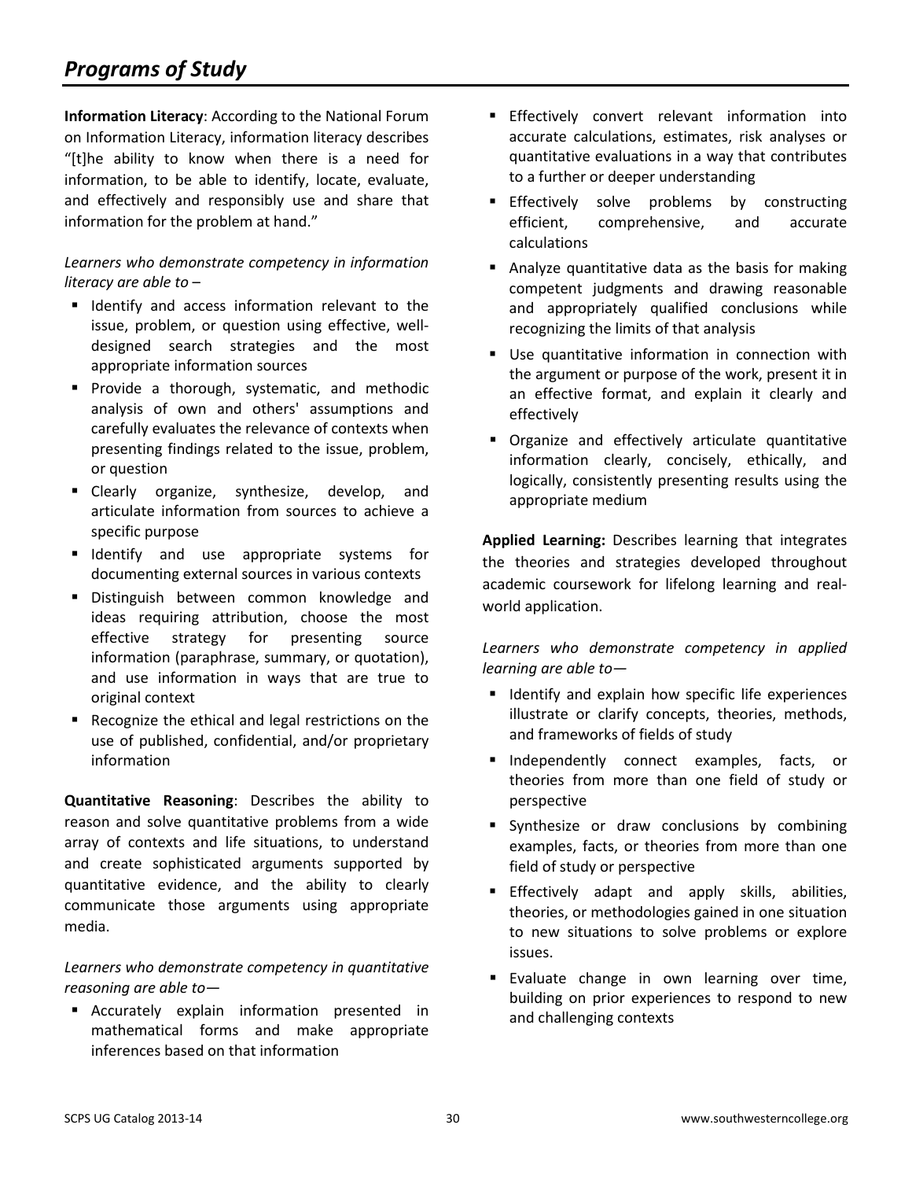# Programs of Study

**Information Literacy**: According to the National Forum on Information Literacy, information literacy describes "[t]he ability to know when there is a need for information, to be able to identify, locate, evaluate, and effectively and responsibly use and share that information for the problem at hand."

*Learners who demonstrate competency in information literacy are able to* –

- Identify and access information relevant to the issue, problem, or question using effective, well-designed search strategies and the most appropriate information sources
- Provide a thorough, systematic, and methodic analysis of own and others' assumptions and carefully evaluates the relevance of contexts when presenting findings related to the issue, problem, or question
- Clearly organize, synthesize, develop, and articulate information from sources to achieve a specific purpose
- Identify and use appropriate systems for documenting external sources in various contexts
- Distinguish between common knowledge and ideas requiring attribution, choose the most effective strategy for presenting source information (paraphrase, summary, or quotation), and use information in ways that are true to original context
- Recognize the ethical and legal restrictions on the use of published, confidential, and/or proprietary information

**Quantitative Reasoning**: Describes the ability to reason and solve quantitative problems from a wide array of contexts and life situations, to understand and create sophisticated arguments supported by quantitative evidence, and the ability to clearly communicate those arguments using appropriate media.

*Learners who demonstrate competency in quantitative reasoning are able to—*

- Accurately explain information presented in mathematical forms and make appropriate inferences based on that information
- Effectively convert relevant information into accurate calculations, estimates, risk analyses or quantitative evaluations in a way that contributes to a further or deeper understanding
- Effectively solve problems by constructing efficient, comprehensive, and accurate calculations
- Analyze quantitative data as the basis for making competent judgments and drawing reasonable and appropriately qualified conclusions while recognizing the limits of that analysis
- Use quantitative information in connection with the argument or purpose of the work, present it in an effective format, and explain it clearly and effectively
- Organize and effectively articulate quantitative information clearly, concisely, ethically, and logically, consistently presenting results using the appropriate medium

**Applied Learning:** Describes learning that integrates the theories and strategies developed throughout academic coursework for lifelong learning and real-world application.

*Learners who demonstrate competency in applied learning are able to—*

- Identify and explain how specific life experiences illustrate or clarify concepts, theories, methods, and frameworks of fields of study
- Independently connect examples, facts, or theories from more than one field of study or perspective
- Synthesize or draw conclusions by combining examples, facts, or theories from more than one field of study or perspective
- Effectively adapt and apply skills, abilities, theories, or methodologies gained in one situation to new situations to solve problems or explore issues.
- Evaluate change in own learning over time, building on prior experiences to respond to new and challenging contexts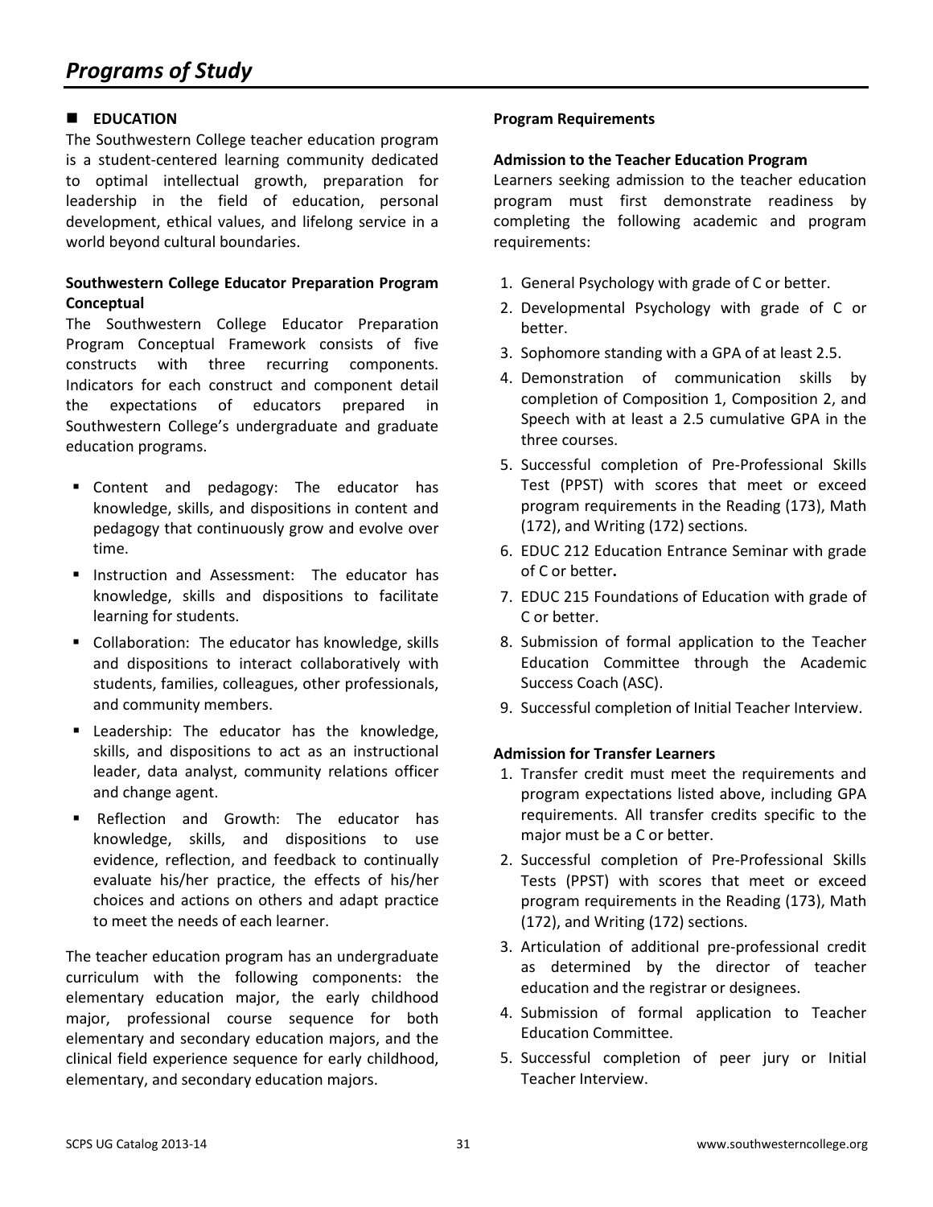# *Programs of Study*

## EDUCATION

The Southwestern College teacher education program is a student-centered learning community dedicated to optimal intellectual growth, preparation for leadership in the field of education, personal development, ethical values, and lifelong service in a world beyond cultural boundaries.

### Southwestern College Educator Preparation Program Conceptual

The Southwestern College Educator Preparation Program Conceptual Framework consists of five constructs with three recurring components. Indicators for each construct and component detail the expectations of educators prepared in Southwestern College's undergraduate and graduate education programs.

- Content and pedagogy: The educator has knowledge, skills, and dispositions in content and pedagogy that continuously grow and evolve over time.
- Instruction and Assessment: The educator has knowledge, skills and dispositions to facilitate learning for students.
- Collaboration: The educator has knowledge, skills and dispositions to interact collaboratively with students, families, colleagues, other professionals, and community members.
- Leadership: The educator has the knowledge, skills, and dispositions to act as an instructional leader, data analyst, community relations officer and change agent.
- Reflection and Growth: The educator has knowledge, skills, and dispositions to use evidence, reflection, and feedback to continually evaluate his/her practice, the effects of his/her choices and actions on others and adapt practice to meet the needs of each learner.

The teacher education program has an undergraduate curriculum with the following components: the elementary education major, the early childhood major, professional course sequence for both elementary and secondary education majors, and the clinical field experience sequence for early childhood, elementary, and secondary education majors.

### Program Requirements

#### Admission to the Teacher Education Program

Learners seeking admission to the teacher education program must first demonstrate readiness by completing the following academic and program requirements:

1. General Psychology with grade of C or better.
2. Developmental Psychology with grade of C or better.
3. Sophomore standing with a GPA of at least 2.5.
4. Demonstration of communication skills by completion of Composition 1, Composition 2, and Speech with at least a 2.5 cumulative GPA in the three courses.
5. Successful completion of Pre-Professional Skills Test (PPST) with scores that meet or exceed program requirements in the Reading (173), Math (172), and Writing (172) sections.
6. EDUC 212 Education Entrance Seminar with grade of C or better**.**
7. EDUC 215 Foundations of Education with grade of C or better.
8. Submission of formal application to the Teacher Education Committee through the Academic Success Coach (ASC).
9. Successful completion of Initial Teacher Interview.

#### Admission for Transfer Learners

1. Transfer credit must meet the requirements and program expectations listed above, including GPA requirements. All transfer credits specific to the major must be a C or better.
2. Successful completion of Pre-Professional Skills Tests (PPST) with scores that meet or exceed program requirements in the Reading (173), Math (172), and Writing (172) sections.
3. Articulation of additional pre-professional credit as determined by the director of teacher education and the registrar or designees.
4. Submission of formal application to Teacher Education Committee.
5. Successful completion of peer jury or Initial Teacher Interview.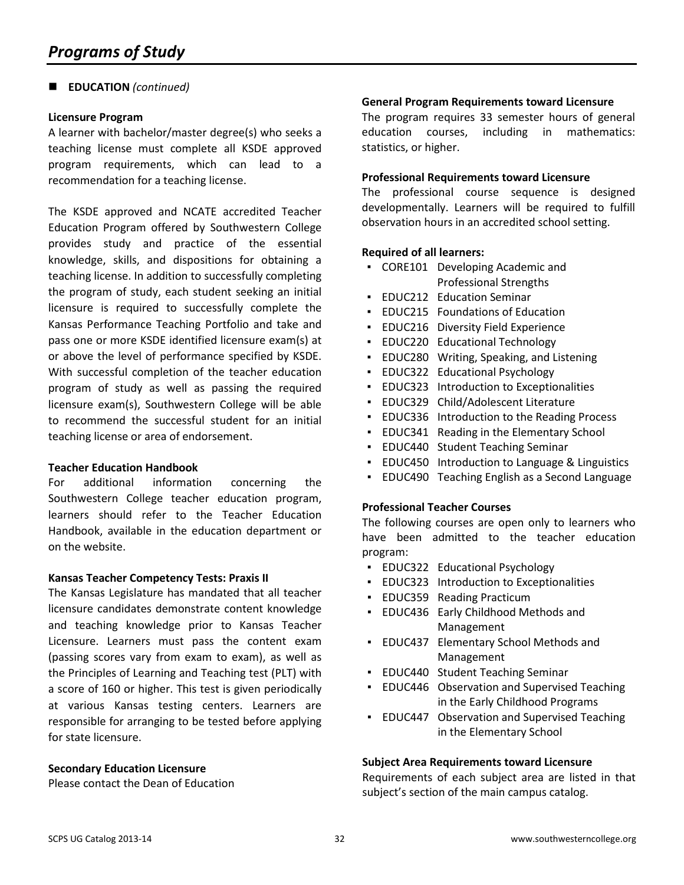# Programs of Study

- **EDUCATION** *(continued)*

**Licensure Program**

A learner with bachelor/master degree(s) who seeks a teaching license must complete all KSDE approved program requirements, which can lead to a recommendation for a teaching license.

The KSDE approved and NCATE accredited Teacher Education Program offered by Southwestern College provides study and practice of the essential knowledge, skills, and dispositions for obtaining a teaching license. In addition to successfully completing the program of study, each student seeking an initial licensure is required to successfully complete the Kansas Performance Teaching Portfolio and take and pass one or more KSDE identified licensure exam(s) at or above the level of performance specified by KSDE. With successful completion of the teacher education program of study as well as passing the required licensure exam(s), Southwestern College will be able to recommend the successful student for an initial teaching license or area of endorsement.

**Teacher Education Handbook**

For additional information concerning the Southwestern College teacher education program, learners should refer to the Teacher Education Handbook, available in the education department or on the website.

**Kansas Teacher Competency Tests: Praxis II**

The Kansas Legislature has mandated that all teacher licensure candidates demonstrate content knowledge and teaching knowledge prior to Kansas Teacher Licensure. Learners must pass the content exam (passing scores vary from exam to exam), as well as the Principles of Learning and Teaching test (PLT) with a score of 160 or higher. This test is given periodically at various Kansas testing centers. Learners are responsible for arranging to be tested before applying for state licensure.

**Secondary Education Licensure**

Please contact the Dean of Education

**General Program Requirements toward Licensure**

The program requires 33 semester hours of general education courses, including in mathematics: statistics, or higher.

**Professional Requirements toward Licensure**

The professional course sequence is designed developmentally. Learners will be required to fulfill observation hours in an accredited school setting.

**Required of all learners:**

- CORE101 Developing Academic and Professional Strengths
- EDUC212 Education Seminar
- EDUC215 Foundations of Education
- EDUC216 Diversity Field Experience
- EDUC220 Educational Technology
- EDUC280 Writing, Speaking, and Listening
- EDUC322 Educational Psychology
- EDUC323 Introduction to Exceptionalities
- EDUC329 Child/Adolescent Literature
- EDUC336 Introduction to the Reading Process
- EDUC341 Reading in the Elementary School
- EDUC440 Student Teaching Seminar
- EDUC450 Introduction to Language & Linguistics
- EDUC490 Teaching English as a Second Language

**Professional Teacher Courses**

The following courses are open only to learners who have been admitted to the teacher education program:

- EDUC322 Educational Psychology
- EDUC323 Introduction to Exceptionalities
- EDUC359 Reading Practicum
- EDUC436 Early Childhood Methods and Management
- EDUC437 Elementary School Methods and Management
- EDUC440 Student Teaching Seminar
- EDUC446 Observation and Supervised Teaching in the Early Childhood Programs
- EDUC447 Observation and Supervised Teaching in the Elementary School

**Subject Area Requirements toward Licensure**

Requirements of each subject area are listed in that subject's section of the main campus catalog.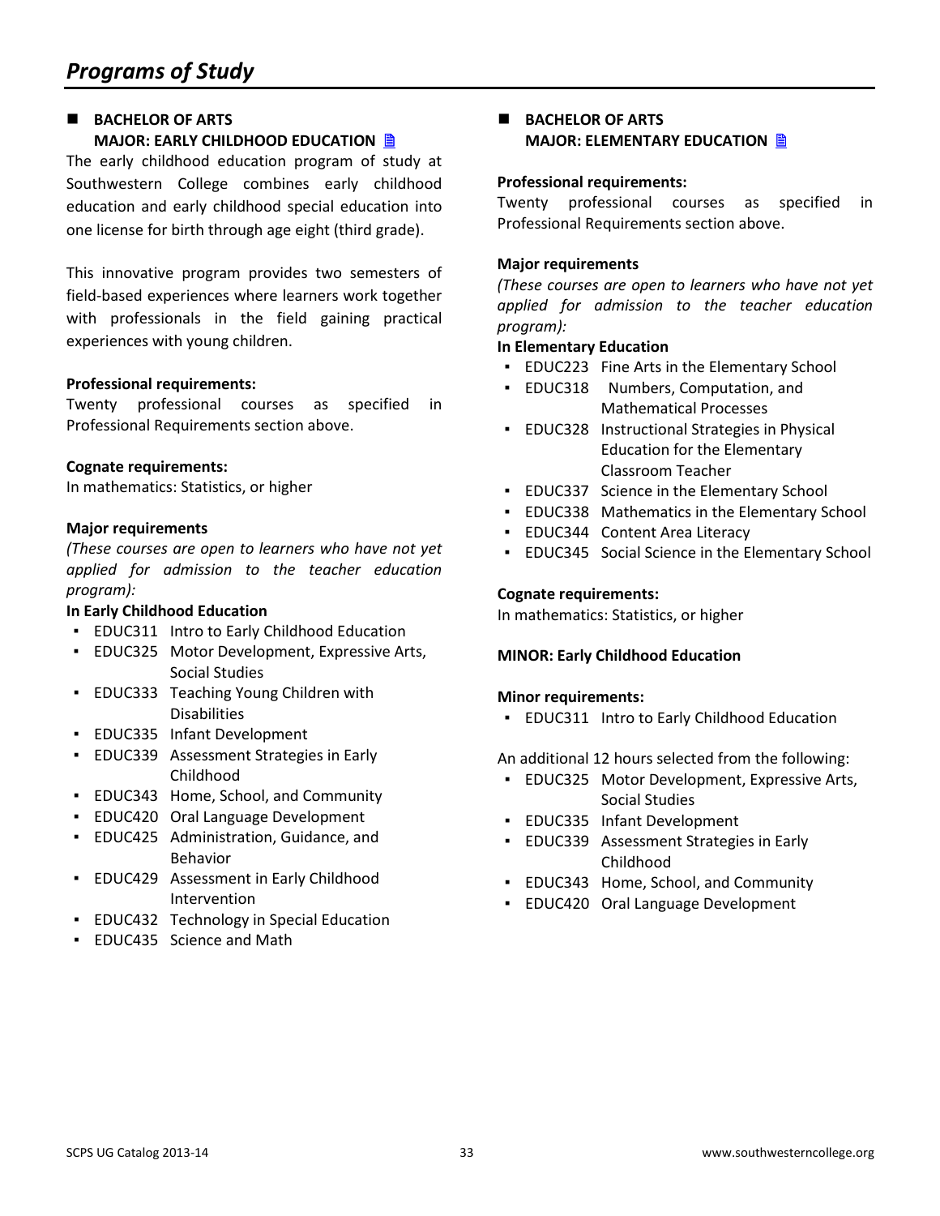# *Programs of Study*

## BACHELOR OF ARTS
## MAJOR: EARLY CHILDHOOD EDUCATION

The early childhood education program of study at Southwestern College combines early childhood education and early childhood special education into one license for birth through age eight (third grade).

This innovative program provides two semesters of field-based experiences where learners work together with professionals in the field gaining practical experiences with young children.

**Professional requirements:**
Twenty professional courses as specified in Professional Requirements section above.

**Cognate requirements:**
In mathematics: Statistics, or higher

**Major requirements**
*(These courses are open to learners who have not yet applied for admission to the teacher education program):*

**In Early Childhood Education**

- EDUC311 Intro to Early Childhood Education
- EDUC325 Motor Development, Expressive Arts, Social Studies
- EDUC333 Teaching Young Children with Disabilities
- EDUC335 Infant Development
- EDUC339 Assessment Strategies in Early Childhood
- EDUC343 Home, School, and Community
- EDUC420 Oral Language Development
- EDUC425 Administration, Guidance, and Behavior
- EDUC429 Assessment in Early Childhood Intervention
- EDUC432 Technology in Special Education
- EDUC435 Science and Math

## BACHELOR OF ARTS
## MAJOR: ELEMENTARY EDUCATION

**Professional requirements:**
Twenty professional courses as specified in Professional Requirements section above.

**Major requirements**
*(These courses are open to learners who have not yet applied for admission to the teacher education program):*

**In Elementary Education**

- EDUC223 Fine Arts in the Elementary School
- EDUC318 Numbers, Computation, and Mathematical Processes
- EDUC328 Instructional Strategies in Physical Education for the Elementary Classroom Teacher
- EDUC337 Science in the Elementary School
- EDUC338 Mathematics in the Elementary School
- EDUC344 Content Area Literacy
- EDUC345 Social Science in the Elementary School

**Cognate requirements:**
In mathematics: Statistics, or higher

**MINOR: Early Childhood Education**

**Minor requirements:**

- EDUC311 Intro to Early Childhood Education

An additional 12 hours selected from the following:

- EDUC325 Motor Development, Expressive Arts, Social Studies
- EDUC335 Infant Development
- EDUC339 Assessment Strategies in Early Childhood
- EDUC343 Home, School, and Community
- EDUC420 Oral Language Development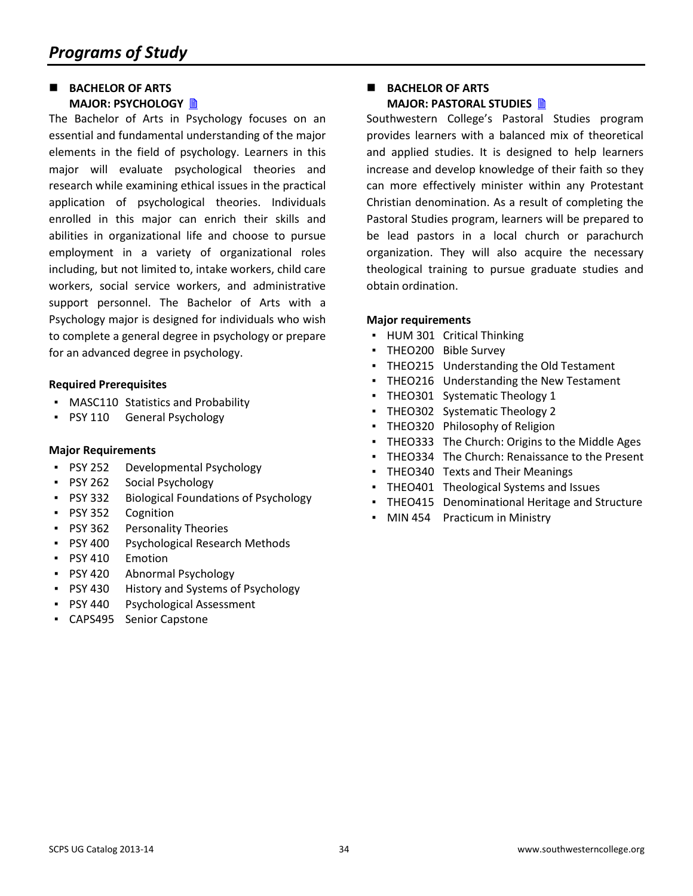# Programs of Study

## BACHELOR OF ARTS
## MAJOR: PSYCHOLOGY

The Bachelor of Arts in Psychology focuses on an essential and fundamental understanding of the major elements in the field of psychology. Learners in this major will evaluate psychological theories and research while examining ethical issues in the practical application of psychological theories. Individuals enrolled in this major can enrich their skills and abilities in organizational life and choose to pursue employment in a variety of organizational roles including, but not limited to, intake workers, child care workers, social service workers, and administrative support personnel. The Bachelor of Arts with a Psychology major is designed for individuals who wish to complete a general degree in psychology or prepare for an advanced degree in psychology.

**Required Prerequisites**

- MASC110 Statistics and Probability
- PSY 110 General Psychology

**Major Requirements**

- PSY 252 Developmental Psychology
- PSY 262 Social Psychology
- PSY 332 Biological Foundations of Psychology
- PSY 352 Cognition
- PSY 362 Personality Theories
- PSY 400 Psychological Research Methods
- PSY 410 Emotion
- PSY 420 Abnormal Psychology
- PSY 430 History and Systems of Psychology
- PSY 440 Psychological Assessment
- CAPS495 Senior Capstone

## BACHELOR OF ARTS
## MAJOR: PASTORAL STUDIES

Southwestern College's Pastoral Studies program provides learners with a balanced mix of theoretical and applied studies. It is designed to help learners increase and develop knowledge of their faith so they can more effectively minister within any Protestant Christian denomination. As a result of completing the Pastoral Studies program, learners will be prepared to be lead pastors in a local church or parachurch organization. They will also acquire the necessary theological training to pursue graduate studies and obtain ordination.

**Major requirements**

- HUM 301 Critical Thinking
- THEO200 Bible Survey
- THEO215 Understanding the Old Testament
- THEO216 Understanding the New Testament
- THEO301 Systematic Theology 1
- THEO302 Systematic Theology 2
- THEO320 Philosophy of Religion
- THEO333 The Church: Origins to the Middle Ages
- THEO334 The Church: Renaissance to the Present
- THEO340 Texts and Their Meanings
- THEO401 Theological Systems and Issues
- THEO415 Denominational Heritage and Structure
- MIN 454 Practicum in Ministry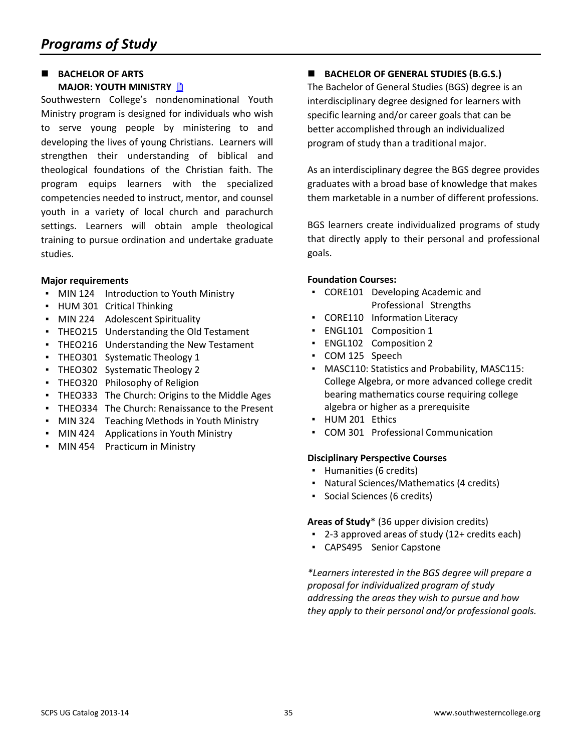# Programs of Study

## BACHELOR OF ARTS
### MAJOR: YOUTH MINISTRY

Southwestern College's nondenominational Youth Ministry program is designed for individuals who wish to serve young people by ministering to and developing the lives of young Christians. Learners will strengthen their understanding of biblical and theological foundations of the Christian faith. The program equips learners with the specialized competencies needed to instruct, mentor, and counsel youth in a variety of local church and parachurch settings. Learners will obtain ample theological training to pursue ordination and undertake graduate studies.

**Major requirements**

- MIN 124 Introduction to Youth Ministry
- HUM 301 Critical Thinking
- MIN 224 Adolescent Spirituality
- THEO215 Understanding the Old Testament
- THEO216 Understanding the New Testament
- THEO301 Systematic Theology 1
- THEO302 Systematic Theology 2
- THEO320 Philosophy of Religion
- THEO333 The Church: Origins to the Middle Ages
- THEO334 The Church: Renaissance to the Present
- MIN 324 Teaching Methods in Youth Ministry
- MIN 424 Applications in Youth Ministry
- MIN 454 Practicum in Ministry

## BACHELOR OF GENERAL STUDIES (B.G.S.)

The Bachelor of General Studies (BGS) degree is an interdisciplinary degree designed for learners with specific learning and/or career goals that can be better accomplished through an individualized program of study than a traditional major.

As an interdisciplinary degree the BGS degree provides graduates with a broad base of knowledge that makes them marketable in a number of different professions.

BGS learners create individualized programs of study that directly apply to their personal and professional goals.

**Foundation Courses:**

- CORE101 Developing Academic and Professional Strengths
- CORE110 Information Literacy
- ENGL101 Composition 1
- ENGL102 Composition 2
- COM 125 Speech
- MASC110: Statistics and Probability, MASC115: College Algebra, or more advanced college credit bearing mathematics course requiring college algebra or higher as a prerequisite
- HUM 201 Ethics
- COM 301 Professional Communication

**Disciplinary Perspective Courses**

- Humanities (6 credits)
- Natural Sciences/Mathematics (4 credits)
- Social Sciences (6 credits)

**Areas of Study*** (36 upper division credits)

- 2-3 approved areas of study (12+ credits each)
- CAPS495 Senior Capstone

*\*Learners interested in the BGS degree will prepare a proposal for individualized program of study addressing the areas they wish to pursue and how they apply to their personal and/or professional goals.*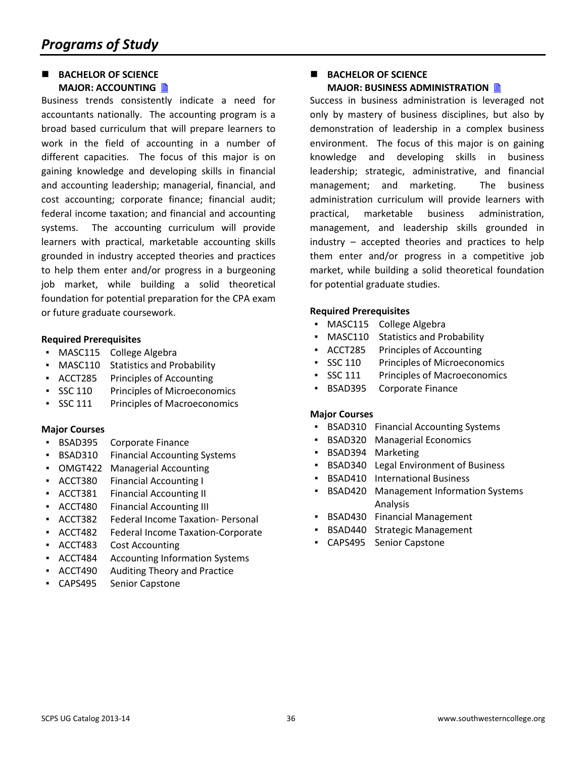# *Programs of Study*

## BACHELOR OF SCIENCE MAJOR: ACCOUNTING

Business trends consistently indicate a need for accountants nationally. The accounting program is a broad based curriculum that will prepare learners to work in the field of accounting in a number of different capacities. The focus of this major is on gaining knowledge and developing skills in financial and accounting leadership; managerial, financial, and cost accounting; corporate finance; financial audit; federal income taxation; and financial and accounting systems. The accounting curriculum will provide learners with practical, marketable accounting skills grounded in industry accepted theories and practices to help them enter and/or progress in a burgeoning job market, while building a solid theoretical foundation for potential preparation for the CPA exam or future graduate coursework.

**Required Prerequisites**

- MASC115 College Algebra
- MASC110 Statistics and Probability
- ACCT285 Principles of Accounting
- SSC 110 Principles of Microeconomics
- SSC 111 Principles of Macroeconomics

**Major Courses**

- BSAD395 Corporate Finance
- BSAD310 Financial Accounting Systems
- OMGT422 Managerial Accounting
- ACCT380 Financial Accounting I
- ACCT381 Financial Accounting II
- ACCT480 Financial Accounting III
- ACCT382 Federal Income Taxation- Personal
- ACCT482 Federal Income Taxation-Corporate
- ACCT483 Cost Accounting
- ACCT484 Accounting Information Systems
- ACCT490 Auditing Theory and Practice
- CAPS495 Senior Capstone

## BACHELOR OF SCIENCE MAJOR: BUSINESS ADMINISTRATION

Success in business administration is leveraged not only by mastery of business disciplines, but also by demonstration of leadership in a complex business environment. The focus of this major is on gaining knowledge and developing skills in business leadership; strategic, administrative, and financial management; and marketing. The business administration curriculum will provide learners with practical, marketable business administration, management, and leadership skills grounded in industry – accepted theories and practices to help them enter and/or progress in a competitive job market, while building a solid theoretical foundation for potential graduate studies.

**Required Prerequisites**

- MASC115 College Algebra
- MASC110 Statistics and Probability
- ACCT285 Principles of Accounting
- SSC 110 Principles of Microeconomics
- SSC 111 Principles of Macroeconomics
- BSAD395 Corporate Finance

**Major Courses**

- BSAD310 Financial Accounting Systems
- BSAD320 Managerial Economics
- BSAD394 Marketing
- BSAD340 Legal Environment of Business
- BSAD410 International Business
- BSAD420 Management Information Systems Analysis
- BSAD430 Financial Management
- BSAD440 Strategic Management
- CAPS495 Senior Capstone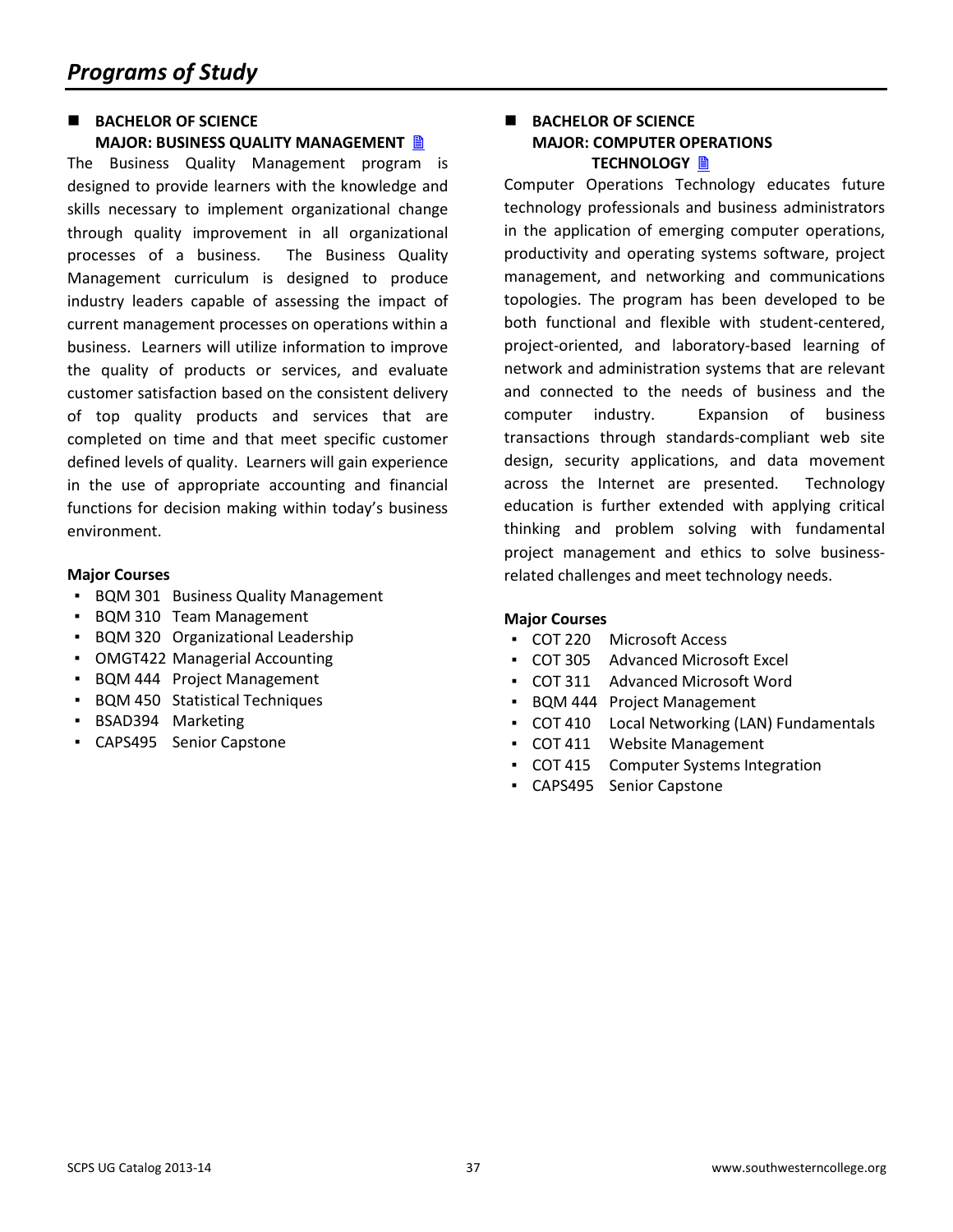# Programs of Study

## BACHELOR OF SCIENCE
## MAJOR: BUSINESS QUALITY MANAGEMENT

The Business Quality Management program is designed to provide learners with the knowledge and skills necessary to implement organizational change through quality improvement in all organizational processes of a business. The Business Quality Management curriculum is designed to produce industry leaders capable of assessing the impact of current management processes on operations within a business. Learners will utilize information to improve the quality of products or services, and evaluate customer satisfaction based on the consistent delivery of top quality products and services that are completed on time and that meet specific customer defined levels of quality. Learners will gain experience in the use of appropriate accounting and financial functions for decision making within today's business environment.

**Major Courses**

- BQM 301 Business Quality Management
- BQM 310 Team Management
- BQM 320 Organizational Leadership
- OMGT422 Managerial Accounting
- BQM 444 Project Management
- BQM 450 Statistical Techniques
- BSAD394 Marketing
- CAPS495 Senior Capstone

## BACHELOR OF SCIENCE
## MAJOR: COMPUTER OPERATIONS TECHNOLOGY

Computer Operations Technology educates future technology professionals and business administrators in the application of emerging computer operations, productivity and operating systems software, project management, and networking and communications topologies. The program has been developed to be both functional and flexible with student-centered, project-oriented, and laboratory-based learning of network and administration systems that are relevant and connected to the needs of business and the computer industry. Expansion of business transactions through standards-compliant web site design, security applications, and data movement across the Internet are presented. Technology education is further extended with applying critical thinking and problem solving with fundamental project management and ethics to solve business-related challenges and meet technology needs.

**Major Courses**

- COT 220 Microsoft Access
- COT 305 Advanced Microsoft Excel
- COT 311 Advanced Microsoft Word
- BQM 444 Project Management
- COT 410 Local Networking (LAN) Fundamentals
- COT 411 Website Management
- COT 415 Computer Systems Integration
- CAPS495 Senior Capstone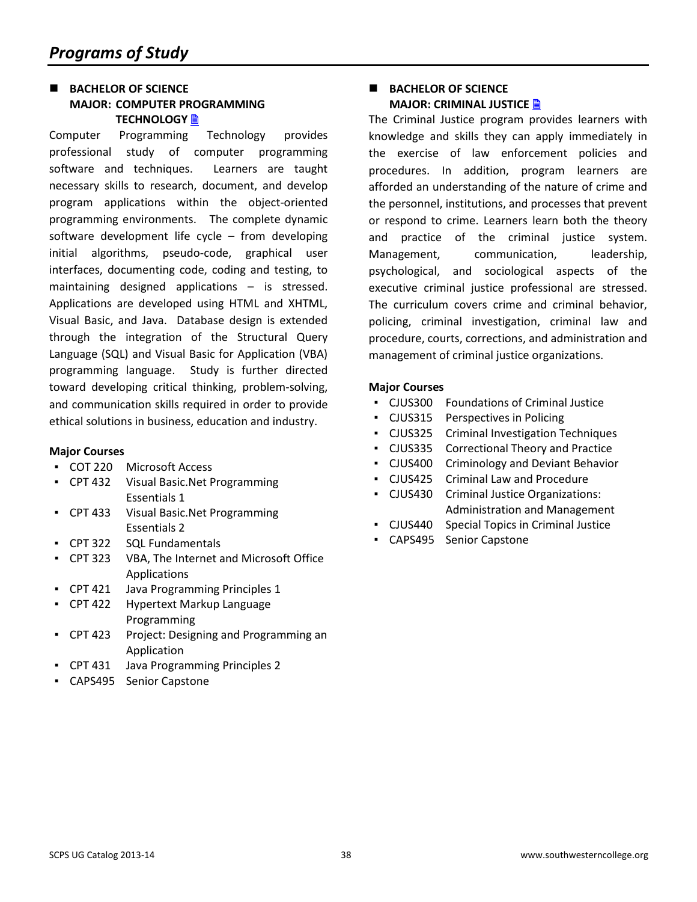# Programs of Study

## BACHELOR OF SCIENCE MAJOR: COMPUTER PROGRAMMING TECHNOLOGY

Computer Programming Technology provides professional study of computer programming software and techniques. Learners are taught necessary skills to research, document, and develop program applications within the object-oriented programming environments. The complete dynamic software development life cycle – from developing initial algorithms, pseudo-code, graphical user interfaces, documenting code, coding and testing, to maintaining designed applications – is stressed. Applications are developed using HTML and XHTML, Visual Basic, and Java. Database design is extended through the integration of the Structural Query Language (SQL) and Visual Basic for Application (VBA) programming language. Study is further directed toward developing critical thinking, problem-solving, and communication skills required in order to provide ethical solutions in business, education and industry.

**Major Courses**

- COT 220 Microsoft Access
- CPT 432 Visual Basic.Net Programming Essentials 1
- CPT 433 Visual Basic.Net Programming Essentials 2
- CPT 322 SQL Fundamentals
- CPT 323 VBA, The Internet and Microsoft Office Applications
- CPT 421 Java Programming Principles 1
- CPT 422 Hypertext Markup Language Programming
- CPT 423 Project: Designing and Programming an Application
- CPT 431 Java Programming Principles 2
- CAPS495 Senior Capstone

## BACHELOR OF SCIENCE MAJOR: CRIMINAL JUSTICE

The Criminal Justice program provides learners with knowledge and skills they can apply immediately in the exercise of law enforcement policies and procedures. In addition, program learners are afforded an understanding of the nature of crime and the personnel, institutions, and processes that prevent or respond to crime. Learners learn both the theory and practice of the criminal justice system. Management, communication, leadership, psychological, and sociological aspects of the executive criminal justice professional are stressed. The curriculum covers crime and criminal behavior, policing, criminal investigation, criminal law and procedure, courts, corrections, and administration and management of criminal justice organizations.

**Major Courses**

- CJUS300 Foundations of Criminal Justice
- CJUS315 Perspectives in Policing
- CJUS325 Criminal Investigation Techniques
- CJUS335 Correctional Theory and Practice
- CJUS400 Criminology and Deviant Behavior
- CJUS425 Criminal Law and Procedure
- CJUS430 Criminal Justice Organizations: Administration and Management
- CJUS440 Special Topics in Criminal Justice
- CAPS495 Senior Capstone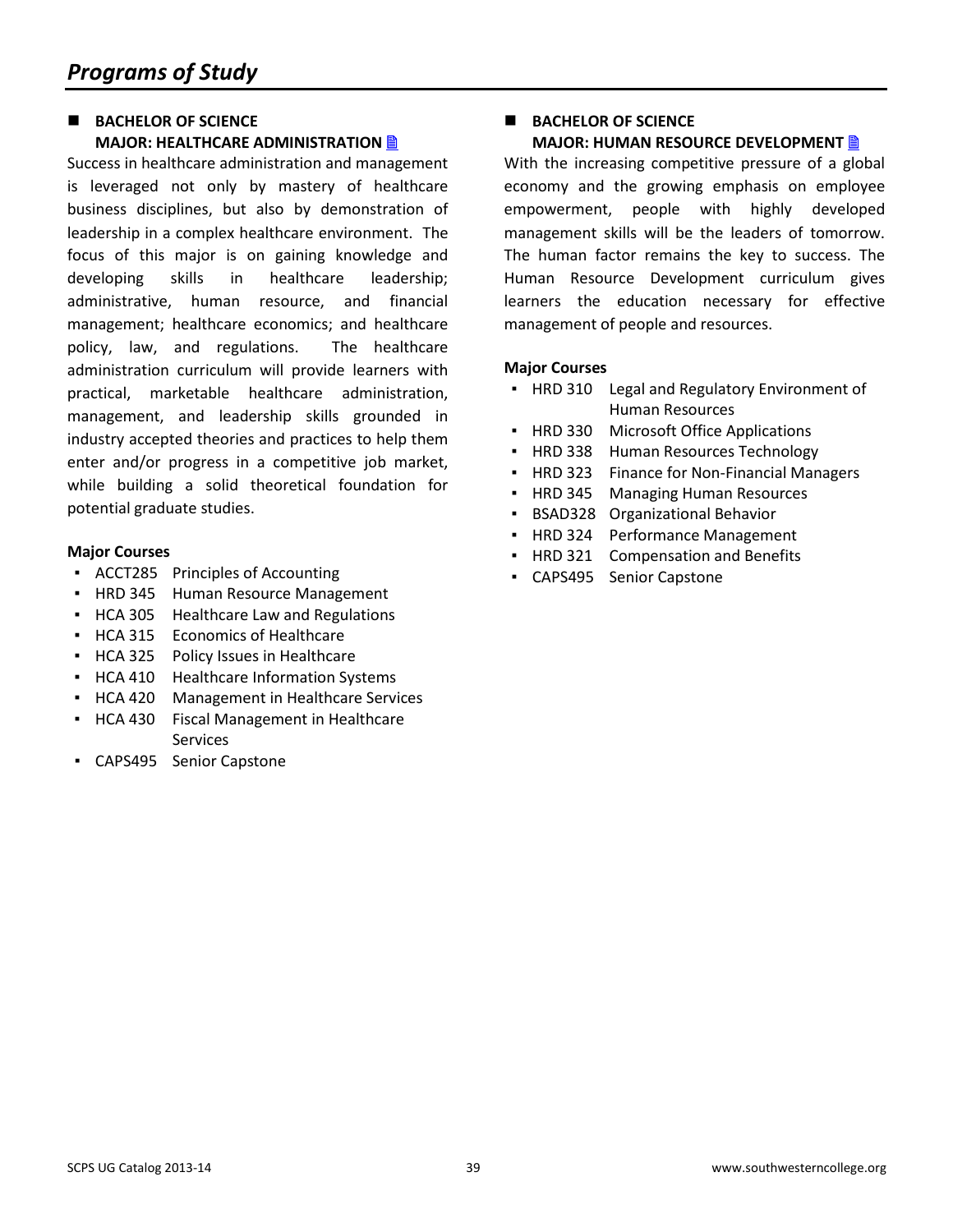# *Programs of Study*

## BACHELOR OF SCIENCE
## MAJOR: HEALTHCARE ADMINISTRATION

Success in healthcare administration and management is leveraged not only by mastery of healthcare business disciplines, but also by demonstration of leadership in a complex healthcare environment. The focus of this major is on gaining knowledge and developing skills in healthcare leadership; administrative, human resource, and financial management; healthcare economics; and healthcare policy, law, and regulations. The healthcare administration curriculum will provide learners with practical, marketable healthcare administration, management, and leadership skills grounded in industry accepted theories and practices to help them enter and/or progress in a competitive job market, while building a solid theoretical foundation for potential graduate studies.

**Major Courses**

- ACCT285 Principles of Accounting
- HRD 345 Human Resource Management
- HCA 305 Healthcare Law and Regulations
- HCA 315 Economics of Healthcare
- HCA 325 Policy Issues in Healthcare
- HCA 410 Healthcare Information Systems
- HCA 420 Management in Healthcare Services
- HCA 430 Fiscal Management in Healthcare Services
- CAPS495 Senior Capstone

## BACHELOR OF SCIENCE
## MAJOR: HUMAN RESOURCE DEVELOPMENT

With the increasing competitive pressure of a global economy and the growing emphasis on employee empowerment, people with highly developed management skills will be the leaders of tomorrow. The human factor remains the key to success. The Human Resource Development curriculum gives learners the education necessary for effective management of people and resources.

**Major Courses**

- HRD 310 Legal and Regulatory Environment of Human Resources
- HRD 330 Microsoft Office Applications
- HRD 338 Human Resources Technology
- HRD 323 Finance for Non-Financial Managers
- HRD 345 Managing Human Resources
- BSAD328 Organizational Behavior
- HRD 324 Performance Management
- HRD 321 Compensation and Benefits
- CAPS495 Senior Capstone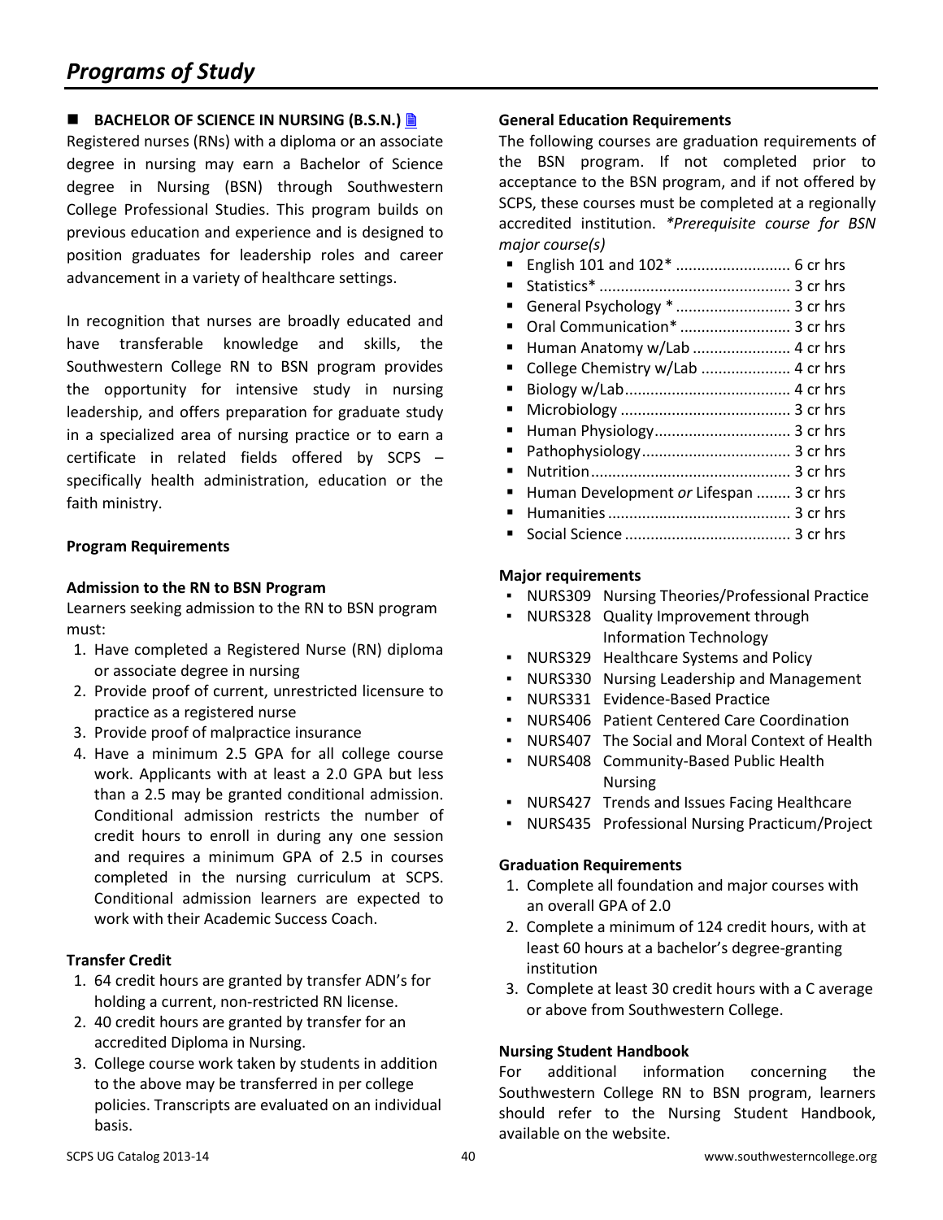# Programs of Study

## BACHELOR OF SCIENCE IN NURSING (B.S.N.)

Registered nurses (RNs) with a diploma or an associate degree in nursing may earn a Bachelor of Science degree in Nursing (BSN) through Southwestern College Professional Studies. This program builds on previous education and experience and is designed to position graduates for leadership roles and career advancement in a variety of healthcare settings.

In recognition that nurses are broadly educated and have transferable knowledge and skills, the Southwestern College RN to BSN program provides the opportunity for intensive study in nursing leadership, and offers preparation for graduate study in a specialized area of nursing practice or to earn a certificate in related fields offered by SCPS – specifically health administration, education or the faith ministry.

### Program Requirements

**Admission to the RN to BSN Program**

Learners seeking admission to the RN to BSN program must:

1. Have completed a Registered Nurse (RN) diploma or associate degree in nursing
2. Provide proof of current, unrestricted licensure to practice as a registered nurse
3. Provide proof of malpractice insurance
4. Have a minimum 2.5 GPA for all college course work. Applicants with at least a 2.0 GPA but less than a 2.5 may be granted conditional admission. Conditional admission restricts the number of credit hours to enroll in during any one session and requires a minimum GPA of 2.5 in courses completed in the nursing curriculum at SCPS. Conditional admission learners are expected to work with their Academic Success Coach.

**Transfer Credit**

1. 64 credit hours are granted by transfer ADN's for holding a current, non-restricted RN license.
2. 40 credit hours are granted by transfer for an accredited Diploma in Nursing.
3. College course work taken by students in addition to the above may be transferred in per college policies. Transcripts are evaluated on an individual basis.

**General Education Requirements**

The following courses are graduation requirements of the BSN program. If not completed prior to acceptance to the BSN program, and if not offered by SCPS, these courses must be completed at a regionally accredited institution. *\*Prerequisite course for BSN major course(s)*

- English 101 and 102* .......................... 6 cr hrs
- Statistics* ............................................ 3 cr hrs
- General Psychology * .......................... 3 cr hrs
- Oral Communication* .......................... 3 cr hrs
- Human Anatomy w/Lab ...................... 4 cr hrs
- College Chemistry w/Lab .................... 4 cr hrs
- Biology w/Lab...................................... 4 cr hrs
- Microbiology ....................................... 3 cr hrs
- Human Physiology............................... 3 cr hrs
- Pathophysiology.................................. 3 cr hrs
- Nutrition.............................................. 3 cr hrs
- Human Development *or* Lifespan ........ 3 cr hrs
- Humanities .......................................... 3 cr hrs
- Social Science ...................................... 3 cr hrs

**Major requirements**

- NURS309 Nursing Theories/Professional Practice
- NURS328 Quality Improvement through Information Technology
- NURS329 Healthcare Systems and Policy
- NURS330 Nursing Leadership and Management
- NURS331 Evidence-Based Practice
- NURS406 Patient Centered Care Coordination
- NURS407 The Social and Moral Context of Health
- NURS408 Community-Based Public Health Nursing
- NURS427 Trends and Issues Facing Healthcare
- NURS435 Professional Nursing Practicum/Project

**Graduation Requirements**

1. Complete all foundation and major courses with an overall GPA of 2.0
2. Complete a minimum of 124 credit hours, with at least 60 hours at a bachelor's degree-granting institution
3. Complete at least 30 credit hours with a C average or above from Southwestern College.

**Nursing Student Handbook**

For additional information concerning the Southwestern College RN to BSN program, learners should refer to the Nursing Student Handbook, available on the website.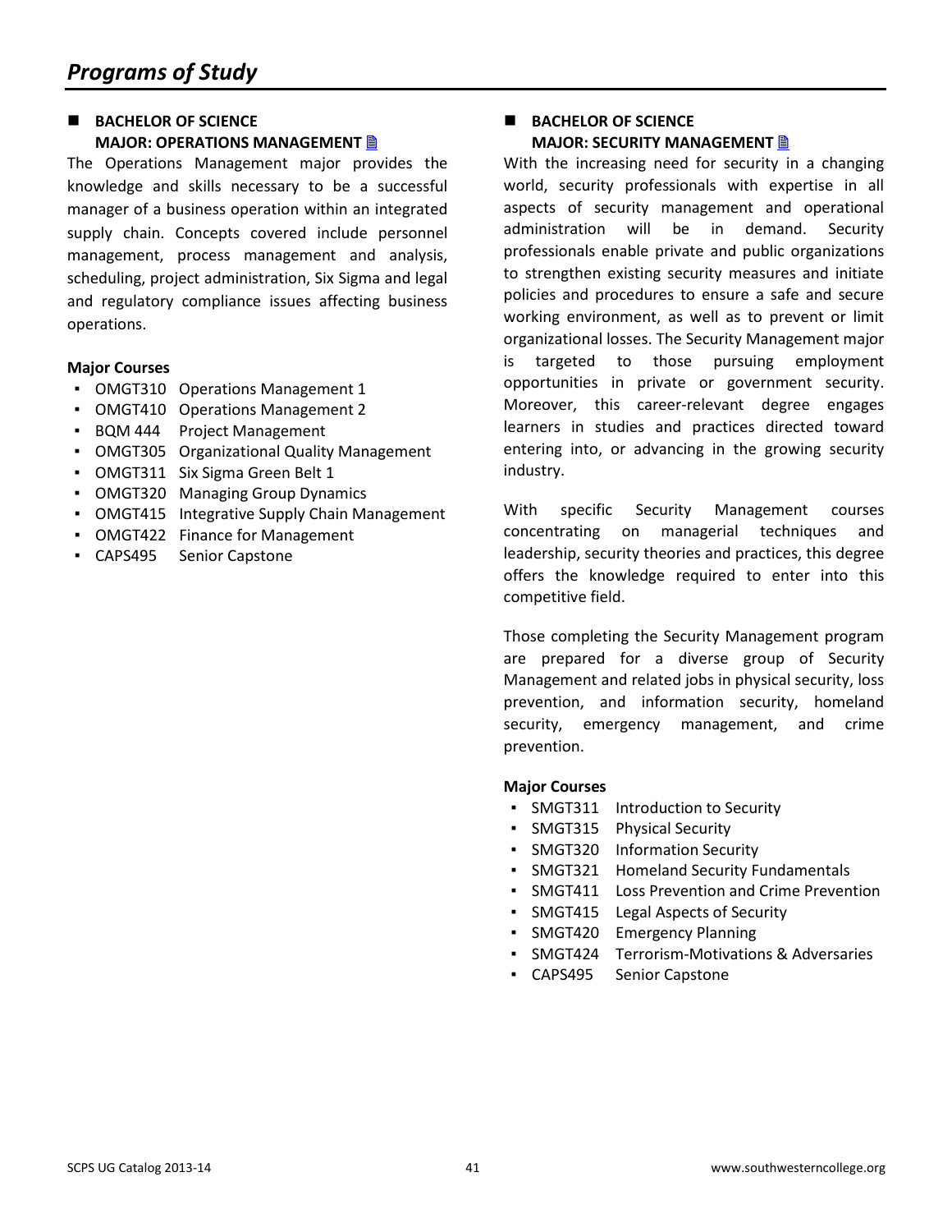# Programs of Study

## BACHELOR OF SCIENCE
### MAJOR: OPERATIONS MANAGEMENT

The Operations Management major provides the knowledge and skills necessary to be a successful manager of a business operation within an integrated supply chain. Concepts covered include personnel management, process management and analysis, scheduling, project administration, Six Sigma and legal and regulatory compliance issues affecting business operations.

**Major Courses**

- OMGT310 Operations Management 1
- OMGT410 Operations Management 2
- BQM 444 Project Management
- OMGT305 Organizational Quality Management
- OMGT311 Six Sigma Green Belt 1
- OMGT320 Managing Group Dynamics
- OMGT415 Integrative Supply Chain Management
- OMGT422 Finance for Management
- CAPS495 Senior Capstone

## BACHELOR OF SCIENCE
### MAJOR: SECURITY MANAGEMENT

With the increasing need for security in a changing world, security professionals with expertise in all aspects of security management and operational administration will be in demand. Security professionals enable private and public organizations to strengthen existing security measures and initiate policies and procedures to ensure a safe and secure working environment, as well as to prevent or limit organizational losses. The Security Management major is targeted to those pursuing employment opportunities in private or government security. Moreover, this career-relevant degree engages learners in studies and practices directed toward entering into, or advancing in the growing security industry.

With specific Security Management courses concentrating on managerial techniques and leadership, security theories and practices, this degree offers the knowledge required to enter into this competitive field.

Those completing the Security Management program are prepared for a diverse group of Security Management and related jobs in physical security, loss prevention, and information security, homeland security, emergency management, and crime prevention.

**Major Courses**

- SMGT311 Introduction to Security
- SMGT315 Physical Security
- SMGT320 Information Security
- SMGT321 Homeland Security Fundamentals
- SMGT411 Loss Prevention and Crime Prevention
- SMGT415 Legal Aspects of Security
- SMGT420 Emergency Planning
- SMGT424 Terrorism-Motivations & Adversaries
- CAPS495 Senior Capstone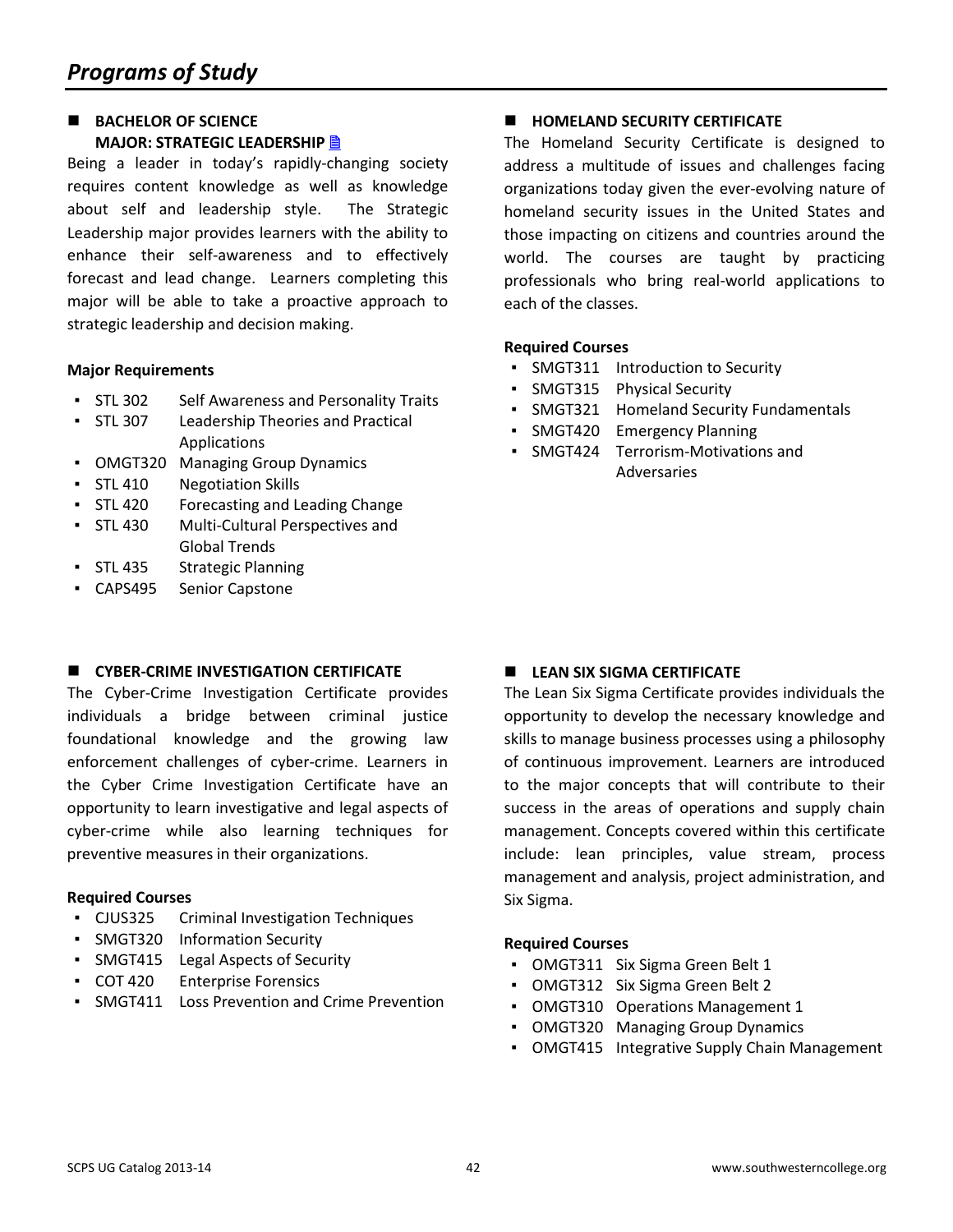# Programs of Study

## BACHELOR OF SCIENCE
## MAJOR: STRATEGIC LEADERSHIP

Being a leader in today's rapidly-changing society requires content knowledge as well as knowledge about self and leadership style. The Strategic Leadership major provides learners with the ability to enhance their self-awareness and to effectively forecast and lead change. Learners completing this major will be able to take a proactive approach to strategic leadership and decision making.

**Major Requirements**

- STL 302 Self Awareness and Personality Traits
- STL 307 Leadership Theories and Practical Applications
- OMGT320 Managing Group Dynamics
- STL 410 Negotiation Skills
- STL 420 Forecasting and Leading Change
- STL 430 Multi-Cultural Perspectives and Global Trends
- STL 435 Strategic Planning
- CAPS495 Senior Capstone

## HOMELAND SECURITY CERTIFICATE

The Homeland Security Certificate is designed to address a multitude of issues and challenges facing organizations today given the ever-evolving nature of homeland security issues in the United States and those impacting on citizens and countries around the world. The courses are taught by practicing professionals who bring real-world applications to each of the classes.

**Required Courses**

- SMGT311 Introduction to Security
- SMGT315 Physical Security
- SMGT321 Homeland Security Fundamentals
- SMGT420 Emergency Planning
- SMGT424 Terrorism-Motivations and Adversaries

## CYBER-CRIME INVESTIGATION CERTIFICATE

The Cyber-Crime Investigation Certificate provides individuals a bridge between criminal justice foundational knowledge and the growing law enforcement challenges of cyber-crime. Learners in the Cyber Crime Investigation Certificate have an opportunity to learn investigative and legal aspects of cyber-crime while also learning techniques for preventive measures in their organizations.

**Required Courses**

- CJUS325 Criminal Investigation Techniques
- SMGT320 Information Security
- SMGT415 Legal Aspects of Security
- COT 420 Enterprise Forensics
- SMGT411 Loss Prevention and Crime Prevention

## LEAN SIX SIGMA CERTIFICATE

The Lean Six Sigma Certificate provides individuals the opportunity to develop the necessary knowledge and skills to manage business processes using a philosophy of continuous improvement. Learners are introduced to the major concepts that will contribute to their success in the areas of operations and supply chain management. Concepts covered within this certificate include: lean principles, value stream, process management and analysis, project administration, and Six Sigma.

**Required Courses**

- OMGT311 Six Sigma Green Belt 1
- OMGT312 Six Sigma Green Belt 2
- OMGT310 Operations Management 1
- OMGT320 Managing Group Dynamics
- OMGT415 Integrative Supply Chain Management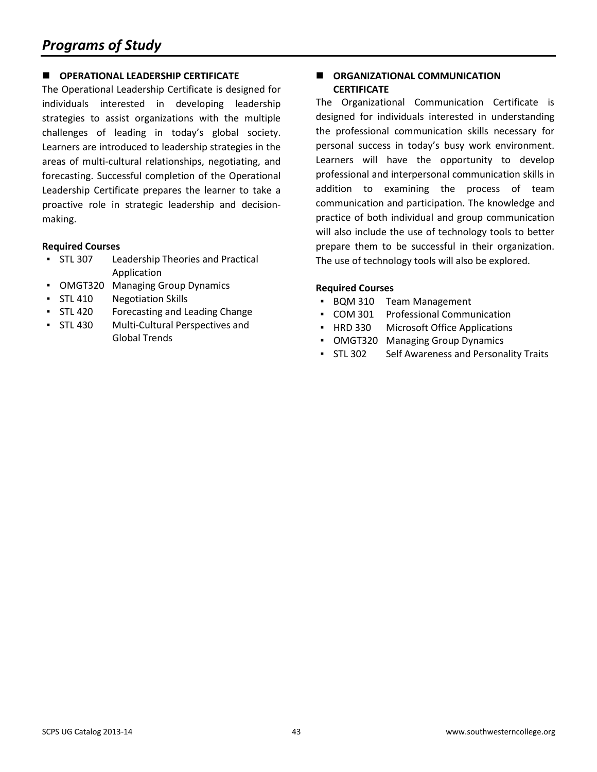# Programs of Study

## OPERATIONAL LEADERSHIP CERTIFICATE

The Operational Leadership Certificate is designed for individuals interested in developing leadership strategies to assist organizations with the multiple challenges of leading in today's global society. Learners are introduced to leadership strategies in the areas of multi-cultural relationships, negotiating, and forecasting. Successful completion of the Operational Leadership Certificate prepares the learner to take a proactive role in strategic leadership and decision-making.

**Required Courses**

- STL 307 Leadership Theories and Practical Application
- OMGT320 Managing Group Dynamics
- STL 410 Negotiation Skills
- STL 420 Forecasting and Leading Change
- STL 430 Multi-Cultural Perspectives and Global Trends

## ORGANIZATIONAL COMMUNICATION CERTIFICATE

The Organizational Communication Certificate is designed for individuals interested in understanding the professional communication skills necessary for personal success in today's busy work environment. Learners will have the opportunity to develop professional and interpersonal communication skills in addition to examining the process of team communication and participation. The knowledge and practice of both individual and group communication will also include the use of technology tools to better prepare them to be successful in their organization. The use of technology tools will also be explored.

**Required Courses**

- BQM 310 Team Management
- COM 301 Professional Communication
- HRD 330 Microsoft Office Applications
- OMGT320 Managing Group Dynamics
- STL 302 Self Awareness and Personality Traits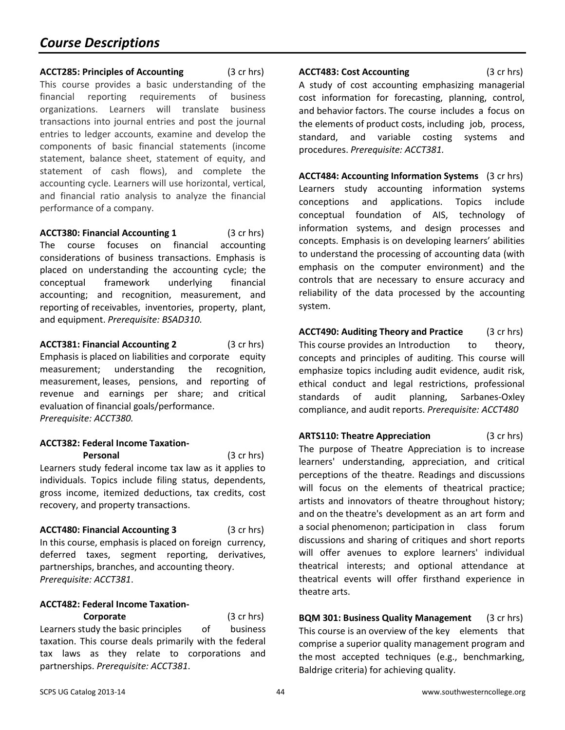# Course Descriptions

**ACCT285: Principles of Accounting** (3 cr hrs)
This course provides a basic understanding of the financial reporting requirements of business organizations. Learners will translate business transactions into journal entries and post the journal entries to ledger accounts, examine and develop the components of basic financial statements (income statement, balance sheet, statement of equity, and statement of cash flows), and complete the accounting cycle. Learners will use horizontal, vertical, and financial ratio analysis to analyze the financial performance of a company.

**ACCT380: Financial Accounting 1** (3 cr hrs)
The course focuses on financial accounting considerations of business transactions. Emphasis is placed on understanding the accounting cycle; the conceptual framework underlying financial accounting; and recognition, measurement, and reporting of receivables, inventories, property, plant, and equipment. *Prerequisite: BSAD310.*

**ACCT381: Financial Accounting 2** (3 cr hrs)
Emphasis is placed on liabilities and corporate equity measurement; understanding the recognition, measurement, leases, pensions, and reporting of revenue and earnings per share; and critical evaluation of financial goals/performance.
*Prerequisite: ACCT380.*

**ACCT382: Federal Income Taxation-Personal** (3 cr hrs)
Learners study federal income tax law as it applies to individuals. Topics include filing status, dependents, gross income, itemized deductions, tax credits, cost recovery, and property transactions.

**ACCT480: Financial Accounting 3** (3 cr hrs)
In this course, emphasis is placed on foreign currency, deferred taxes, segment reporting, derivatives, partnerships, branches, and accounting theory.
*Prerequisite: ACCT381*.

**ACCT482: Federal Income Taxation-Corporate** (3 cr hrs)
Learners study the basic principles of business taxation. This course deals primarily with the federal tax laws as they relate to corporations and partnerships. *Prerequisite: ACCT381*.

**ACCT483: Cost Accounting** (3 cr hrs)
A study of cost accounting emphasizing managerial cost information for forecasting, planning, control, and behavior factors. The course includes a focus on the elements of product costs, including job, process, standard, and variable costing systems and procedures. *Prerequisite: ACCT381.*

**ACCT484: Accounting Information Systems** (3 cr hrs)
Learners study accounting information systems conceptions and applications. Topics include conceptual foundation of AIS, technology of information systems, and design processes and concepts. Emphasis is on developing learners' abilities to understand the processing of accounting data (with emphasis on the computer environment) and the controls that are necessary to ensure accuracy and reliability of the data processed by the accounting system.

**ACCT490: Auditing Theory and Practice** (3 cr hrs)
This course provides an Introduction to theory, concepts and principles of auditing. This course will emphasize topics including audit evidence, audit risk, ethical conduct and legal restrictions, professional standards of audit planning, Sarbanes-Oxley compliance, and audit reports. *Prerequisite: ACCT480*

**ARTS110: Theatre Appreciation** (3 cr hrs)
The purpose of Theatre Appreciation is to increase learners' understanding, appreciation, and critical perceptions of the theatre. Readings and discussions will focus on the elements of theatrical practice; artists and innovators of theatre throughout history; and on the theatre's development as an art form and a social phenomenon; participation in class forum discussions and sharing of critiques and short reports will offer avenues to explore learners' individual theatrical interests; and optional attendance at theatrical events will offer firsthand experience in theatre arts.

**BQM 301: Business Quality Management** (3 cr hrs)
This course is an overview of the key elements that comprise a superior quality management program and the most accepted techniques (e.g., benchmarking, Baldrige criteria) for achieving quality.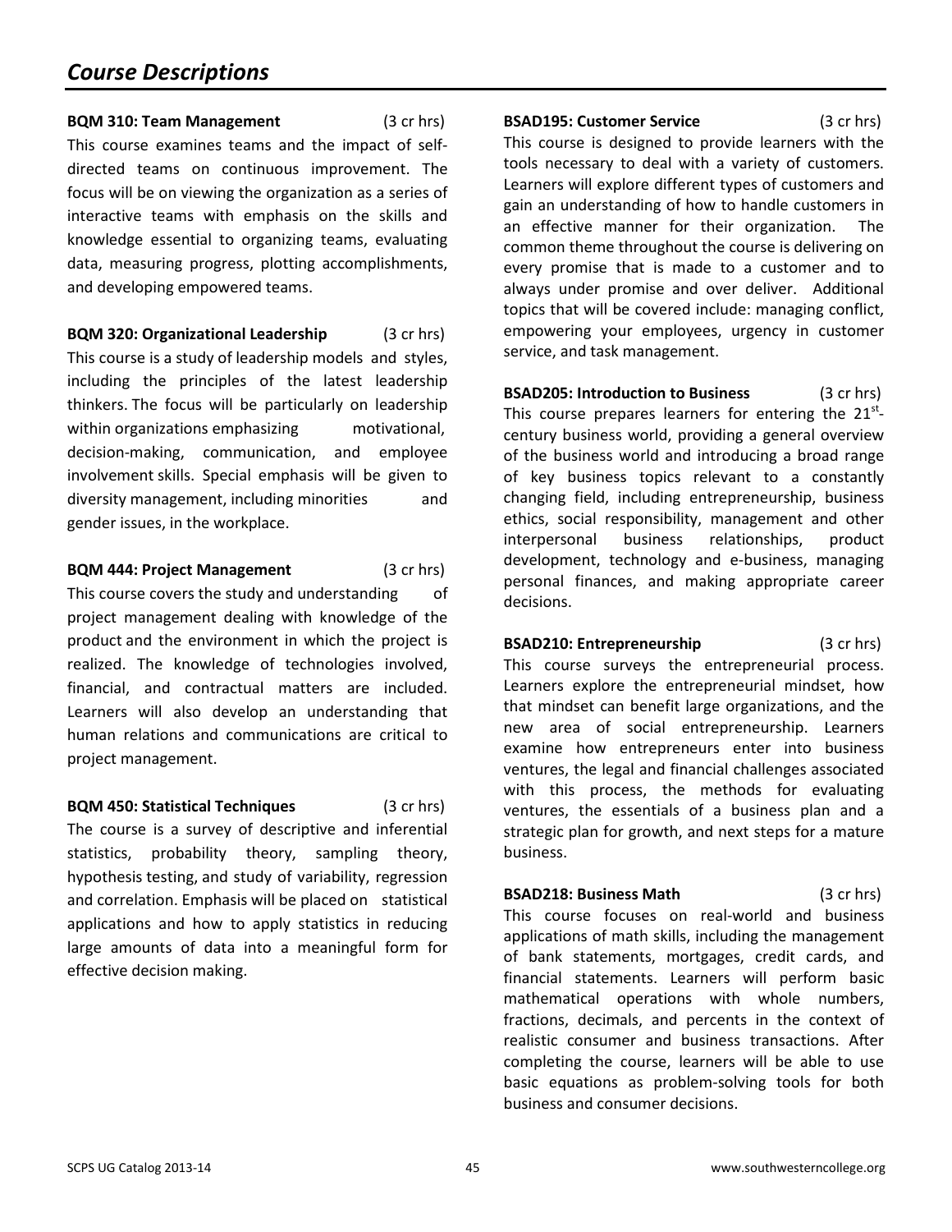## *Course Descriptions*

**BQM 310: Team Management** (3 cr hrs)

This course examines teams and the impact of self-directed teams on continuous improvement. The focus will be on viewing the organization as a series of interactive teams with emphasis on the skills and knowledge essential to organizing teams, evaluating data, measuring progress, plotting accomplishments, and developing empowered teams.

**BQM 320: Organizational Leadership** (3 cr hrs)

This course is a study of leadership models and styles, including the principles of the latest leadership thinkers. The focus will be particularly on leadership within organizations emphasizing motivational, decision-making, communication, and employee involvement skills. Special emphasis will be given to diversity management, including minorities and gender issues, in the workplace.

**BQM 444: Project Management** (3 cr hrs)

This course covers the study and understanding of project management dealing with knowledge of the product and the environment in which the project is realized. The knowledge of technologies involved, financial, and contractual matters are included. Learners will also develop an understanding that human relations and communications are critical to project management.

**BQM 450: Statistical Techniques** (3 cr hrs)

The course is a survey of descriptive and inferential statistics, probability theory, sampling theory, hypothesis testing, and study of variability, regression and correlation. Emphasis will be placed on statistical applications and how to apply statistics in reducing large amounts of data into a meaningful form for effective decision making.

**BSAD195: Customer Service** (3 cr hrs)

This course is designed to provide learners with the tools necessary to deal with a variety of customers. Learners will explore different types of customers and gain an understanding of how to handle customers in an effective manner for their organization. The common theme throughout the course is delivering on every promise that is made to a customer and to always under promise and over deliver. Additional topics that will be covered include: managing conflict, empowering your employees, urgency in customer service, and task management.

**BSAD205: Introduction to Business** (3 cr hrs)

This course prepares learners for entering the 21st-century business world, providing a general overview of the business world and introducing a broad range of key business topics relevant to a constantly changing field, including entrepreneurship, business ethics, social responsibility, management and other interpersonal business relationships, product development, technology and e-business, managing personal finances, and making appropriate career decisions.

**BSAD210: Entrepreneurship** (3 cr hrs)

This course surveys the entrepreneurial process. Learners explore the entrepreneurial mindset, how that mindset can benefit large organizations, and the new area of social entrepreneurship. Learners examine how entrepreneurs enter into business ventures, the legal and financial challenges associated with this process, the methods for evaluating ventures, the essentials of a business plan and a strategic plan for growth, and next steps for a mature business.

**BSAD218: Business Math** (3 cr hrs)

This course focuses on real-world and business applications of math skills, including the management of bank statements, mortgages, credit cards, and financial statements. Learners will perform basic mathematical operations with whole numbers, fractions, decimals, and percents in the context of realistic consumer and business transactions. After completing the course, learners will be able to use basic equations as problem-solving tools for both business and consumer decisions.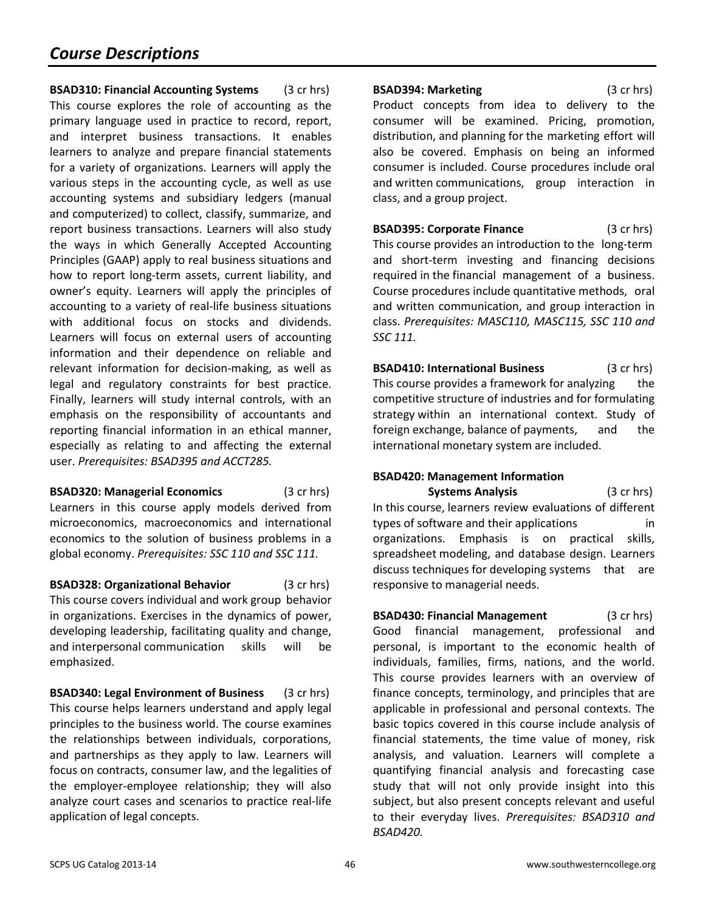# Course Descriptions

**BSAD310: Financial Accounting Systems** (3 cr hrs)
This course explores the role of accounting as the primary language used in practice to record, report, and interpret business transactions. It enables learners to analyze and prepare financial statements for a variety of organizations. Learners will apply the various steps in the accounting cycle, as well as use accounting systems and subsidiary ledgers (manual and computerized) to collect, classify, summarize, and report business transactions. Learners will also study the ways in which Generally Accepted Accounting Principles (GAAP) apply to real business situations and how to report long-term assets, current liability, and owner's equity. Learners will apply the principles of accounting to a variety of real-life business situations with additional focus on stocks and dividends. Learners will focus on external users of accounting information and their dependence on reliable and relevant information for decision-making, as well as legal and regulatory constraints for best practice. Finally, learners will study internal controls, with an emphasis on the responsibility of accountants and reporting financial information in an ethical manner, especially as relating to and affecting the external user. *Prerequisites: BSAD395 and ACCT285.*

**BSAD320: Managerial Economics** (3 cr hrs)
Learners in this course apply models derived from microeconomics, macroeconomics and international economics to the solution of business problems in a global economy. *Prerequisites: SSC 110 and SSC 111.*

**BSAD328: Organizational Behavior** (3 cr hrs)
This course covers individual and work group behavior in organizations. Exercises in the dynamics of power, developing leadership, facilitating quality and change, and interpersonal communication skills will be emphasized.

**BSAD340: Legal Environment of Business** (3 cr hrs)
This course helps learners understand and apply legal principles to the business world. The course examines the relationships between individuals, corporations, and partnerships as they apply to law. Learners will focus on contracts, consumer law, and the legalities of the employer-employee relationship; they will also analyze court cases and scenarios to practice real-life application of legal concepts.

**BSAD394: Marketing** (3 cr hrs)
Product concepts from idea to delivery to the consumer will be examined. Pricing, promotion, distribution, and planning for the marketing effort will also be covered. Emphasis on being an informed consumer is included. Course procedures include oral and written communications, group interaction in class, and a group project.

**BSAD395: Corporate Finance** (3 cr hrs)
This course provides an introduction to the long-term and short-term investing and financing decisions required in the financial management of a business. Course procedures include quantitative methods, oral and written communication, and group interaction in class. *Prerequisites: MASC110, MASC115, SSC 110 and SSC 111.*

**BSAD410: International Business** (3 cr hrs)
This course provides a framework for analyzing the competitive structure of industries and for formulating strategy within an international context. Study of foreign exchange, balance of payments, and the international monetary system are included.

**BSAD420: Management Information Systems Analysis** (3 cr hrs)
In this course, learners review evaluations of different types of software and their applications in organizations. Emphasis is on practical skills, spreadsheet modeling, and database design. Learners discuss techniques for developing systems that are responsive to managerial needs.

**BSAD430: Financial Management** (3 cr hrs)
Good financial management, professional and personal, is important to the economic health of individuals, families, firms, nations, and the world. This course provides learners with an overview of finance concepts, terminology, and principles that are applicable in professional and personal contexts. The basic topics covered in this course include analysis of financial statements, the time value of money, risk analysis, and valuation. Learners will complete a quantifying financial analysis and forecasting case study that will not only provide insight into this subject, but also present concepts relevant and useful to their everyday lives. *Prerequisites: BSAD310 and BSAD420.*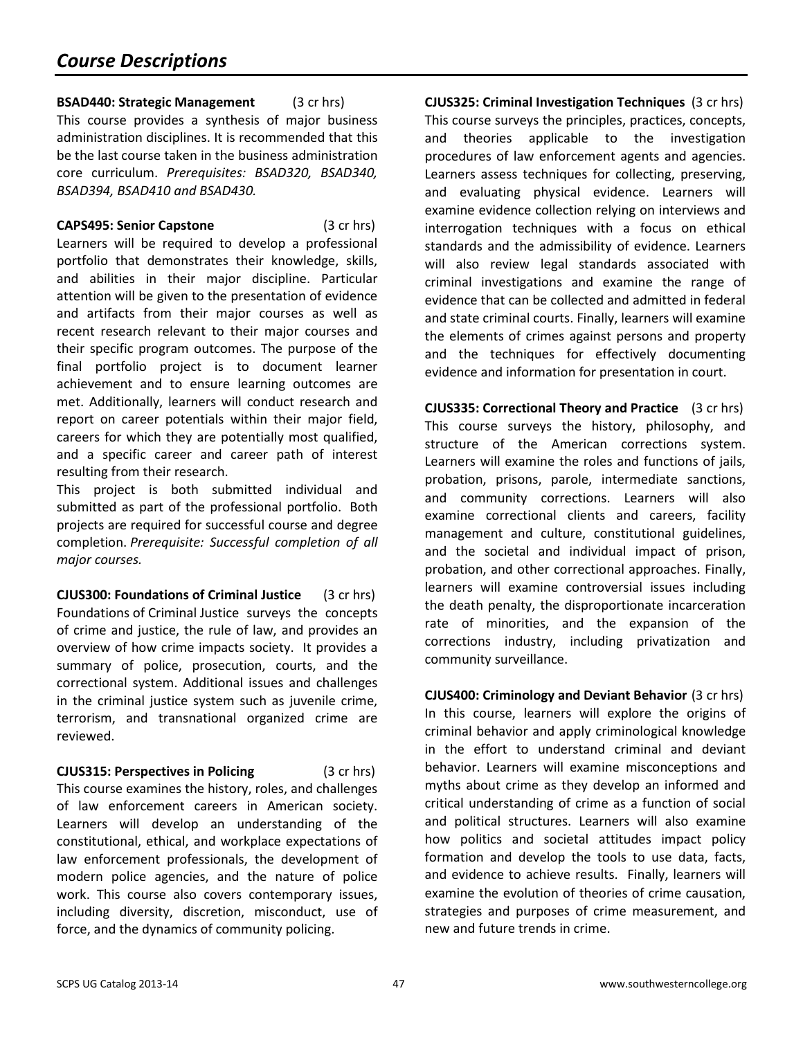## Course Descriptions

**BSAD440: Strategic Management** (3 cr hrs)
This course provides a synthesis of major business administration disciplines. It is recommended that this be the last course taken in the business administration core curriculum. *Prerequisites: BSAD320, BSAD340, BSAD394, BSAD410 and BSAD430.*

**CAPS495: Senior Capstone** (3 cr hrs)
Learners will be required to develop a professional portfolio that demonstrates their knowledge, skills, and abilities in their major discipline. Particular attention will be given to the presentation of evidence and artifacts from their major courses as well as recent research relevant to their major courses and their specific program outcomes. The purpose of the final portfolio project is to document learner achievement and to ensure learning outcomes are met. Additionally, learners will conduct research and report on career potentials within their major field, careers for which they are potentially most qualified, and a specific career and career path of interest resulting from their research.
This project is both submitted individual and submitted as part of the professional portfolio. Both projects are required for successful course and degree completion. *Prerequisite: Successful completion of all major courses.*

**CJUS300: Foundations of Criminal Justice** (3 cr hrs)
Foundations of Criminal Justice surveys the concepts of crime and justice, the rule of law, and provides an overview of how crime impacts society. It provides a summary of police, prosecution, courts, and the correctional system. Additional issues and challenges in the criminal justice system such as juvenile crime, terrorism, and transnational organized crime are reviewed.

**CJUS315: Perspectives in Policing** (3 cr hrs)
This course examines the history, roles, and challenges of law enforcement careers in American society. Learners will develop an understanding of the constitutional, ethical, and workplace expectations of law enforcement professionals, the development of modern police agencies, and the nature of police work. This course also covers contemporary issues, including diversity, discretion, misconduct, use of force, and the dynamics of community policing.

**CJUS325: Criminal Investigation Techniques** (3 cr hrs)
This course surveys the principles, practices, concepts, and theories applicable to the investigation procedures of law enforcement agents and agencies. Learners assess techniques for collecting, preserving, and evaluating physical evidence. Learners will examine evidence collection relying on interviews and interrogation techniques with a focus on ethical standards and the admissibility of evidence. Learners will also review legal standards associated with criminal investigations and examine the range of evidence that can be collected and admitted in federal and state criminal courts. Finally, learners will examine the elements of crimes against persons and property and the techniques for effectively documenting evidence and information for presentation in court.

**CJUS335: Correctional Theory and Practice** (3 cr hrs)
This course surveys the history, philosophy, and structure of the American corrections system. Learners will examine the roles and functions of jails, probation, prisons, parole, intermediate sanctions, and community corrections. Learners will also examine correctional clients and careers, facility management and culture, constitutional guidelines, and the societal and individual impact of prison, probation, and other correctional approaches. Finally, learners will examine controversial issues including the death penalty, the disproportionate incarceration rate of minorities, and the expansion of the corrections industry, including privatization and community surveillance.

**CJUS400: Criminology and Deviant Behavior** (3 cr hrs)
In this course, learners will explore the origins of criminal behavior and apply criminological knowledge in the effort to understand criminal and deviant behavior. Learners will examine misconceptions and myths about crime as they develop an informed and critical understanding of crime as a function of social and political structures. Learners will also examine how politics and societal attitudes impact policy formation and develop the tools to use data, facts, and evidence to achieve results. Finally, learners will examine the evolution of theories of crime causation, strategies and purposes of crime measurement, and new and future trends in crime.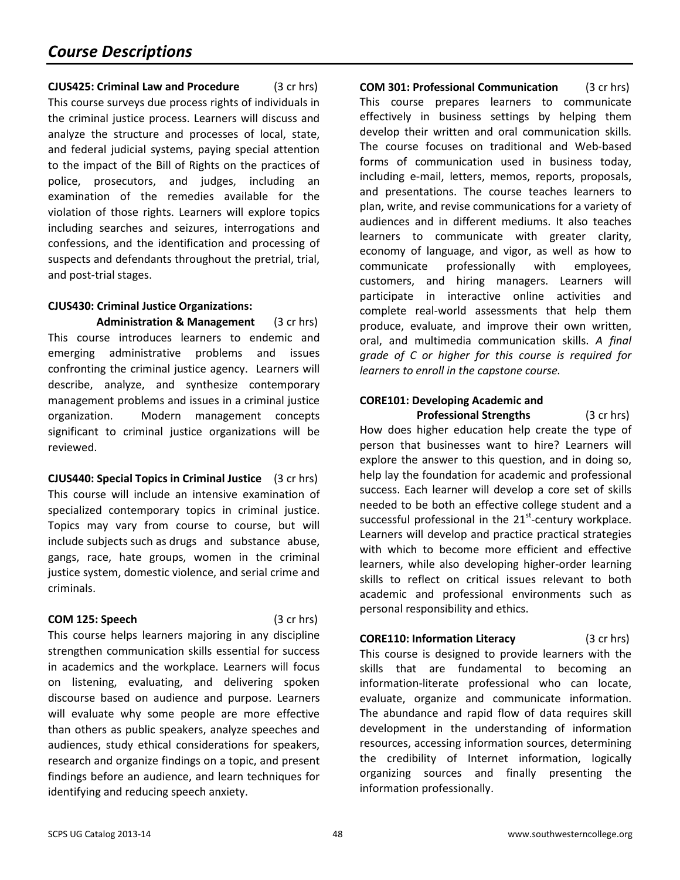## Course Descriptions

**CJUS425: Criminal Law and Procedure** (3 cr hrs)
This course surveys due process rights of individuals in the criminal justice process. Learners will discuss and analyze the structure and processes of local, state, and federal judicial systems, paying special attention to the impact of the Bill of Rights on the practices of police, prosecutors, and judges, including an examination of the remedies available for the violation of those rights. Learners will explore topics including searches and seizures, interrogations and confessions, and the identification and processing of suspects and defendants throughout the pretrial, trial, and post-trial stages.

**CJUS430: Criminal Justice Organizations: Administration & Management** (3 cr hrs)
This course introduces learners to endemic and emerging administrative problems and issues confronting the criminal justice agency. Learners will describe, analyze, and synthesize contemporary management problems and issues in a criminal justice organization. Modern management concepts significant to criminal justice organizations will be reviewed.

**CJUS440: Special Topics in Criminal Justice** (3 cr hrs)
This course will include an intensive examination of specialized contemporary topics in criminal justice. Topics may vary from course to course, but will include subjects such as drugs and substance abuse, gangs, race, hate groups, women in the criminal justice system, domestic violence, and serial crime and criminals.

**COM 125: Speech** (3 cr hrs)
This course helps learners majoring in any discipline strengthen communication skills essential for success in academics and the workplace. Learners will focus on listening, evaluating, and delivering spoken discourse based on audience and purpose. Learners will evaluate why some people are more effective than others as public speakers, analyze speeches and audiences, study ethical considerations for speakers, research and organize findings on a topic, and present findings before an audience, and learn techniques for identifying and reducing speech anxiety.

**COM 301: Professional Communication** (3 cr hrs)
This course prepares learners to communicate effectively in business settings by helping them develop their written and oral communication skills. The course focuses on traditional and Web-based forms of communication used in business today, including e-mail, letters, memos, reports, proposals, and presentations. The course teaches learners to plan, write, and revise communications for a variety of audiences and in different mediums. It also teaches learners to communicate with greater clarity, economy of language, and vigor, as well as how to communicate professionally with employees, customers, and hiring managers. Learners will participate in interactive online activities and complete real-world assessments that help them produce, evaluate, and improve their own written, oral, and multimedia communication skills. *A final grade of C or higher for this course is required for learners to enroll in the capstone course.*

**CORE101: Developing Academic and Professional Strengths** (3 cr hrs)
How does higher education help create the type of person that businesses want to hire? Learners will explore the answer to this question, and in doing so, help lay the foundation for academic and professional success. Each learner will develop a core set of skills needed to be both an effective college student and a successful professional in the 21st-century workplace. Learners will develop and practice practical strategies with which to become more efficient and effective learners, while also developing higher-order learning skills to reflect on critical issues relevant to both academic and professional environments such as personal responsibility and ethics.

**CORE110: Information Literacy** (3 cr hrs)
This course is designed to provide learners with the skills that are fundamental to becoming an information-literate professional who can locate, evaluate, organize and communicate information. The abundance and rapid flow of data requires skill development in the understanding of information resources, accessing information sources, determining the credibility of Internet information, logically organizing sources and finally presenting the information professionally.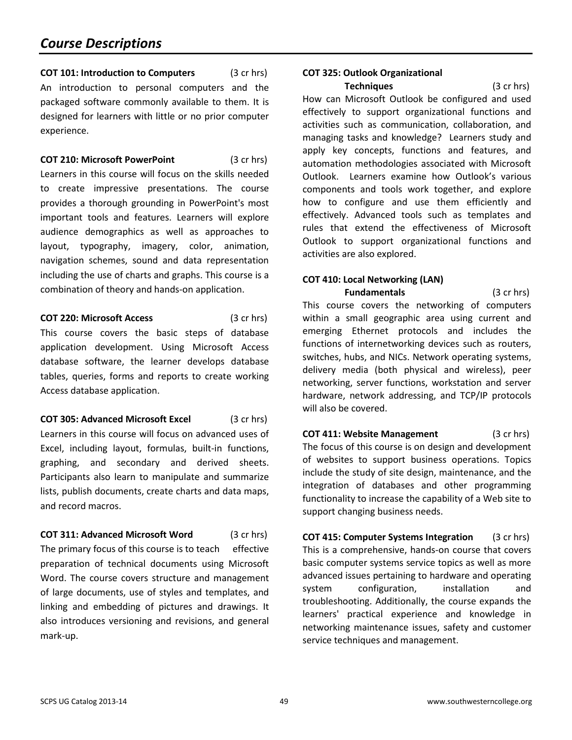# Course Descriptions

**COT 101: Introduction to Computers** (3 cr hrs)
An introduction to personal computers and the packaged software commonly available to them. It is designed for learners with little or no prior computer experience.

**COT 210: Microsoft PowerPoint** (3 cr hrs)
Learners in this course will focus on the skills needed to create impressive presentations. The course provides a thorough grounding in PowerPoint's most important tools and features. Learners will explore audience demographics as well as approaches to layout, typography, imagery, color, animation, navigation schemes, sound and data representation including the use of charts and graphs. This course is a combination of theory and hands-on application.

**COT 220: Microsoft Access** (3 cr hrs)
This course covers the basic steps of database application development. Using Microsoft Access database software, the learner develops database tables, queries, forms and reports to create working Access database application.

**COT 305: Advanced Microsoft Excel** (3 cr hrs)
Learners in this course will focus on advanced uses of Excel, including layout, formulas, built-in functions, graphing, and secondary and derived sheets. Participants also learn to manipulate and summarize lists, publish documents, create charts and data maps, and record macros.

**COT 311: Advanced Microsoft Word** (3 cr hrs)
The primary focus of this course is to teach effective preparation of technical documents using Microsoft Word. The course covers structure and management of large documents, use of styles and templates, and linking and embedding of pictures and drawings. It also introduces versioning and revisions, and general mark-up.

**COT 325: Outlook Organizational Techniques** (3 cr hrs)
How can Microsoft Outlook be configured and used effectively to support organizational functions and activities such as communication, collaboration, and managing tasks and knowledge? Learners study and apply key concepts, functions and features, and automation methodologies associated with Microsoft Outlook. Learners examine how Outlook's various components and tools work together, and explore how to configure and use them efficiently and effectively. Advanced tools such as templates and rules that extend the effectiveness of Microsoft Outlook to support organizational functions and activities are also explored.

**COT 410: Local Networking (LAN) Fundamentals** (3 cr hrs)
This course covers the networking of computers within a small geographic area using current and emerging Ethernet protocols and includes the functions of internetworking devices such as routers, switches, hubs, and NICs. Network operating systems, delivery media (both physical and wireless), peer networking, server functions, workstation and server hardware, network addressing, and TCP/IP protocols will also be covered.

**COT 411: Website Management** (3 cr hrs)
The focus of this course is on design and development of websites to support business operations. Topics include the study of site design, maintenance, and the integration of databases and other programming functionality to increase the capability of a Web site to support changing business needs.

**COT 415: Computer Systems Integration** (3 cr hrs)
This is a comprehensive, hands-on course that covers basic computer systems service topics as well as more advanced issues pertaining to hardware and operating system configuration, installation and troubleshooting. Additionally, the course expands the learners' practical experience and knowledge in networking maintenance issues, safety and customer service techniques and management.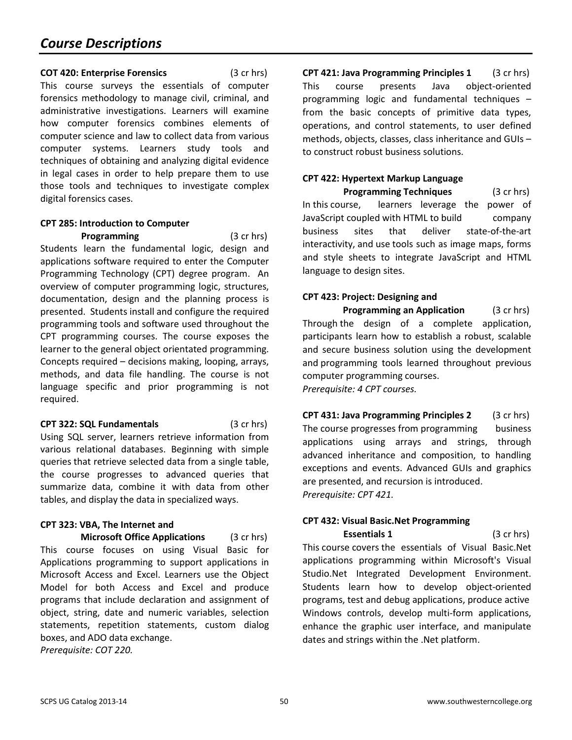# Course Descriptions

**COT 420: Enterprise Forensics** (3 cr hrs)
This course surveys the essentials of computer forensics methodology to manage civil, criminal, and administrative investigations. Learners will examine how computer forensics combines elements of computer science and law to collect data from various computer systems. Learners study tools and techniques of obtaining and analyzing digital evidence in legal cases in order to help prepare them to use those tools and techniques to investigate complex digital forensics cases.

**CPT 285: Introduction to Computer Programming** (3 cr hrs)
Students learn the fundamental logic, design and applications software required to enter the Computer Programming Technology (CPT) degree program. An overview of computer programming logic, structures, documentation, design and the planning process is presented. Students install and configure the required programming tools and software used throughout the CPT programming courses. The course exposes the learner to the general object orientated programming. Concepts required – decisions making, looping, arrays, methods, and data file handling. The course is not language specific and prior programming is not required.

**CPT 322: SQL Fundamentals** (3 cr hrs)
Using SQL server, learners retrieve information from various relational databases. Beginning with simple queries that retrieve selected data from a single table, the course progresses to advanced queries that summarize data, combine it with data from other tables, and display the data in specialized ways.

**CPT 323: VBA, The Internet and Microsoft Office Applications** (3 cr hrs)
This course focuses on using Visual Basic for Applications programming to support applications in Microsoft Access and Excel. Learners use the Object Model for both Access and Excel and produce programs that include declaration and assignment of object, string, date and numeric variables, selection statements, repetition statements, custom dialog boxes, and ADO data exchange.
*Prerequisite: COT 220.*

**CPT 421: Java Programming Principles 1** (3 cr hrs)
This course presents Java object-oriented programming logic and fundamental techniques – from the basic concepts of primitive data types, operations, and control statements, to user defined methods, objects, classes, class inheritance and GUIs – to construct robust business solutions.

**CPT 422: Hypertext Markup Language Programming Techniques** (3 cr hrs)
In this course, learners leverage the power of JavaScript coupled with HTML to build company business sites that deliver state-of-the-art interactivity, and use tools such as image maps, forms and style sheets to integrate JavaScript and HTML language to design sites.

**CPT 423: Project: Designing and Programming an Application** (3 cr hrs)
Through the design of a complete application, participants learn how to establish a robust, scalable and secure business solution using the development and programming tools learned throughout previous computer programming courses.
*Prerequisite: 4 CPT courses.*

**CPT 431: Java Programming Principles 2** (3 cr hrs)
The course progresses from programming business applications using arrays and strings, through advanced inheritance and composition, to handling exceptions and events. Advanced GUIs and graphics are presented, and recursion is introduced.
*Prerequisite: CPT 421.*

**CPT 432: Visual Basic.Net Programming Essentials 1** (3 cr hrs)
This course covers the essentials of Visual Basic.Net applications programming within Microsoft's Visual Studio.Net Integrated Development Environment. Students learn how to develop object-oriented programs, test and debug applications, produce active Windows controls, develop multi-form applications, enhance the graphic user interface, and manipulate dates and strings within the .Net platform.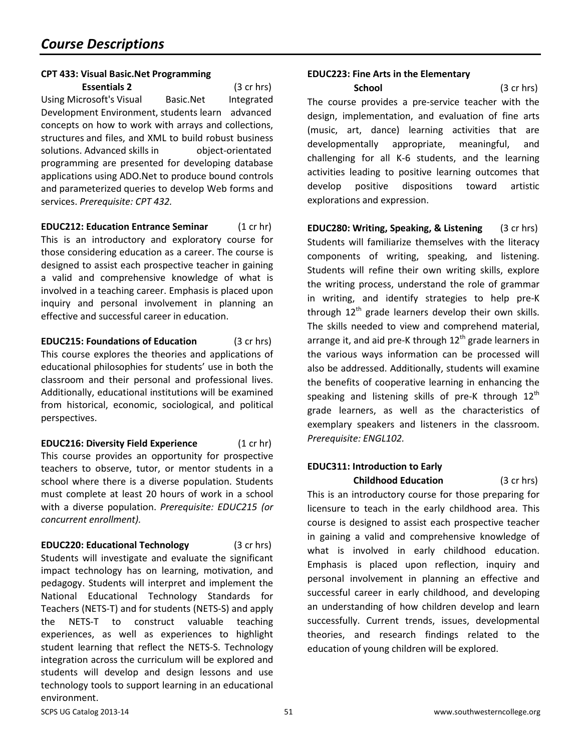# Course Descriptions

**CPT 433: Visual Basic.Net Programming Essentials 2** (3 cr hrs)
Using Microsoft's Visual Basic.Net Integrated Development Environment, students learn advanced concepts on how to work with arrays and collections, structures and files, and XML to build robust business solutions. Advanced skills in object-orientated programming are presented for developing database applications using ADO.Net to produce bound controls and parameterized queries to develop Web forms and services. *Prerequisite: CPT 432.*

**EDUC212: Education Entrance Seminar** (1 cr hr)
This is an introductory and exploratory course for those considering education as a career. The course is designed to assist each prospective teacher in gaining a valid and comprehensive knowledge of what is involved in a teaching career. Emphasis is placed upon inquiry and personal involvement in planning an effective and successful career in education.

**EDUC215: Foundations of Education** (3 cr hrs)
This course explores the theories and applications of educational philosophies for students' use in both the classroom and their personal and professional lives. Additionally, educational institutions will be examined from historical, economic, sociological, and political perspectives.

**EDUC216: Diversity Field Experience** (1 cr hr)
This course provides an opportunity for prospective teachers to observe, tutor, or mentor students in a school where there is a diverse population. Students must complete at least 20 hours of work in a school with a diverse population. *Prerequisite: EDUC215 (or concurrent enrollment).*

**EDUC220: Educational Technology** (3 cr hrs)
Students will investigate and evaluate the significant impact technology has on learning, motivation, and pedagogy. Students will interpret and implement the National Educational Technology Standards for Teachers (NETS-T) and for students (NETS-S) and apply the NETS-T to construct valuable teaching experiences, as well as experiences to highlight student learning that reflect the NETS-S. Technology integration across the curriculum will be explored and students will develop and design lessons and use technology tools to support learning in an educational environment.

**EDUC223: Fine Arts in the Elementary School** (3 cr hrs)
The course provides a pre-service teacher with the design, implementation, and evaluation of fine arts (music, art, dance) learning activities that are developmentally appropriate, meaningful, and challenging for all K-6 students, and the learning activities leading to positive learning outcomes that develop positive dispositions toward artistic explorations and expression.

**EDUC280: Writing, Speaking, & Listening** (3 cr hrs)
Students will familiarize themselves with the literacy components of writing, speaking, and listening. Students will refine their own writing skills, explore the writing process, understand the role of grammar in writing, and identify strategies to help pre-K through 12th grade learners develop their own skills. The skills needed to view and comprehend material, arrange it, and aid pre-K through 12th grade learners in the various ways information can be processed will also be addressed. Additionally, students will examine the benefits of cooperative learning in enhancing the speaking and listening skills of pre-K through 12th grade learners, as well as the characteristics of exemplary speakers and listeners in the classroom. *Prerequisite: ENGL102.*

**EDUC311: Introduction to Early Childhood Education** (3 cr hrs)
This is an introductory course for those preparing for licensure to teach in the early childhood area. This course is designed to assist each prospective teacher in gaining a valid and comprehensive knowledge of what is involved in early childhood education. Emphasis is placed upon reflection, inquiry and personal involvement in planning an effective and successful career in early childhood, and developing an understanding of how children develop and learn successfully. Current trends, issues, developmental theories, and research findings related to the education of young children will be explored.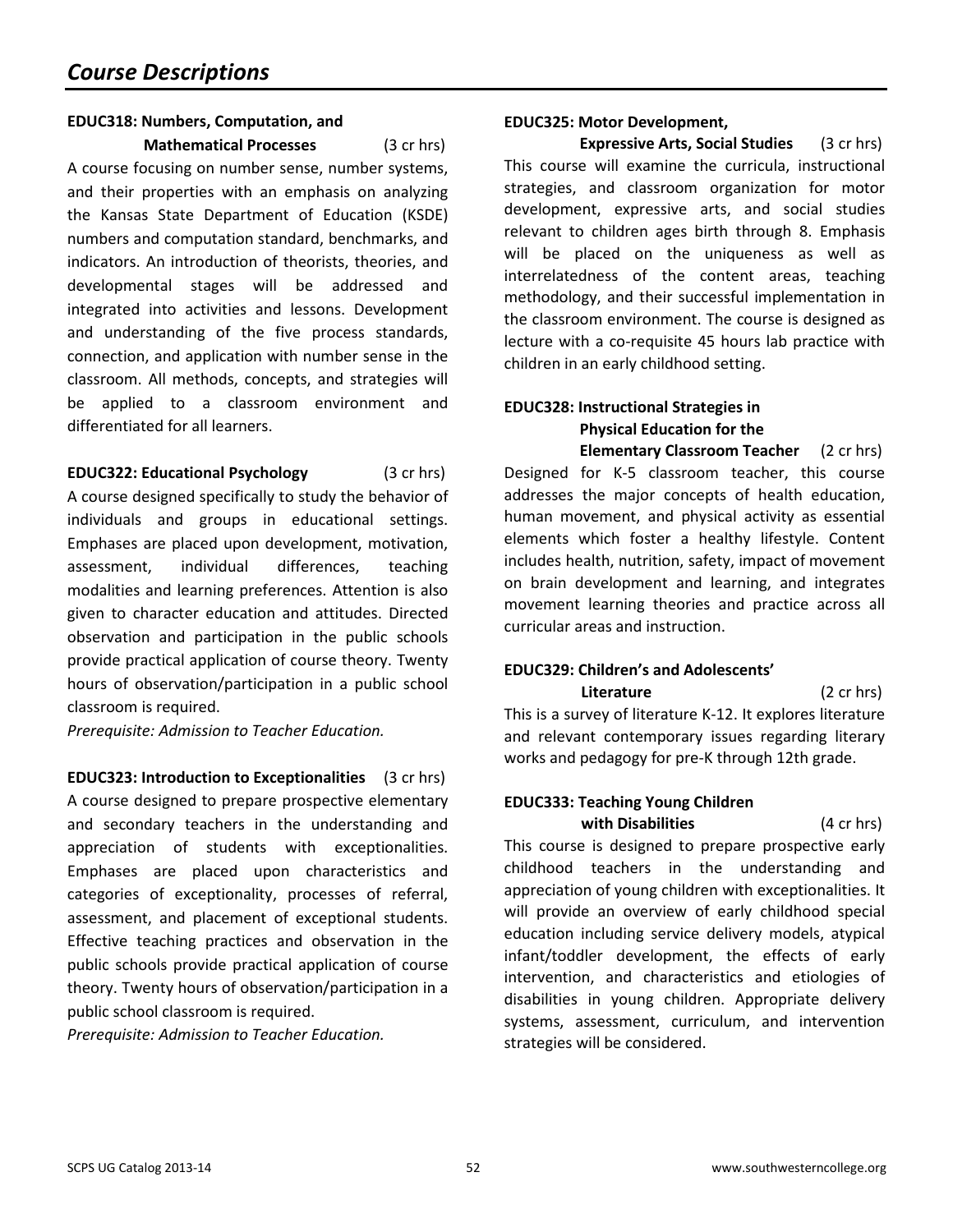## Course Descriptions

**EDUC318: Numbers, Computation, and Mathematical Processes** (3 cr hrs)

A course focusing on number sense, number systems, and their properties with an emphasis on analyzing the Kansas State Department of Education (KSDE) numbers and computation standard, benchmarks, and indicators. An introduction of theorists, theories, and developmental stages will be addressed and integrated into activities and lessons. Development and understanding of the five process standards, connection, and application with number sense in the classroom. All methods, concepts, and strategies will be applied to a classroom environment and differentiated for all learners.

**EDUC322: Educational Psychology** (3 cr hrs)

A course designed specifically to study the behavior of individuals and groups in educational settings. Emphases are placed upon development, motivation, assessment, individual differences, teaching modalities and learning preferences. Attention is also given to character education and attitudes. Directed observation and participation in the public schools provide practical application of course theory. Twenty hours of observation/participation in a public school classroom is required.

*Prerequisite: Admission to Teacher Education.*

**EDUC323: Introduction to Exceptionalities** (3 cr hrs)

A course designed to prepare prospective elementary and secondary teachers in the understanding and appreciation of students with exceptionalities. Emphases are placed upon characteristics and categories of exceptionality, processes of referral, assessment, and placement of exceptional students. Effective teaching practices and observation in the public schools provide practical application of course theory. Twenty hours of observation/participation in a public school classroom is required.

*Prerequisite: Admission to Teacher Education.*

**EDUC325: Motor Development, Expressive Arts, Social Studies** (3 cr hrs)

This course will examine the curricula, instructional strategies, and classroom organization for motor development, expressive arts, and social studies relevant to children ages birth through 8. Emphasis will be placed on the uniqueness as well as interrelatedness of the content areas, teaching methodology, and their successful implementation in the classroom environment. The course is designed as lecture with a co-requisite 45 hours lab practice with children in an early childhood setting.

**EDUC328: Instructional Strategies in Physical Education for the Elementary Classroom Teacher** (2 cr hrs)

Designed for K-5 classroom teacher, this course addresses the major concepts of health education, human movement, and physical activity as essential elements which foster a healthy lifestyle. Content includes health, nutrition, safety, impact of movement on brain development and learning, and integrates movement learning theories and practice across all curricular areas and instruction.

**EDUC329: Children's and Adolescents' Literature** (2 cr hrs)

This is a survey of literature K-12. It explores literature and relevant contemporary issues regarding literary works and pedagogy for pre-K through 12th grade.

**EDUC333: Teaching Young Children with Disabilities** (4 cr hrs)

This course is designed to prepare prospective early childhood teachers in the understanding and appreciation of young children with exceptionalities. It will provide an overview of early childhood special education including service delivery models, atypical infant/toddler development, the effects of early intervention, and characteristics and etiologies of disabilities in young children. Appropriate delivery systems, assessment, curriculum, and intervention strategies will be considered.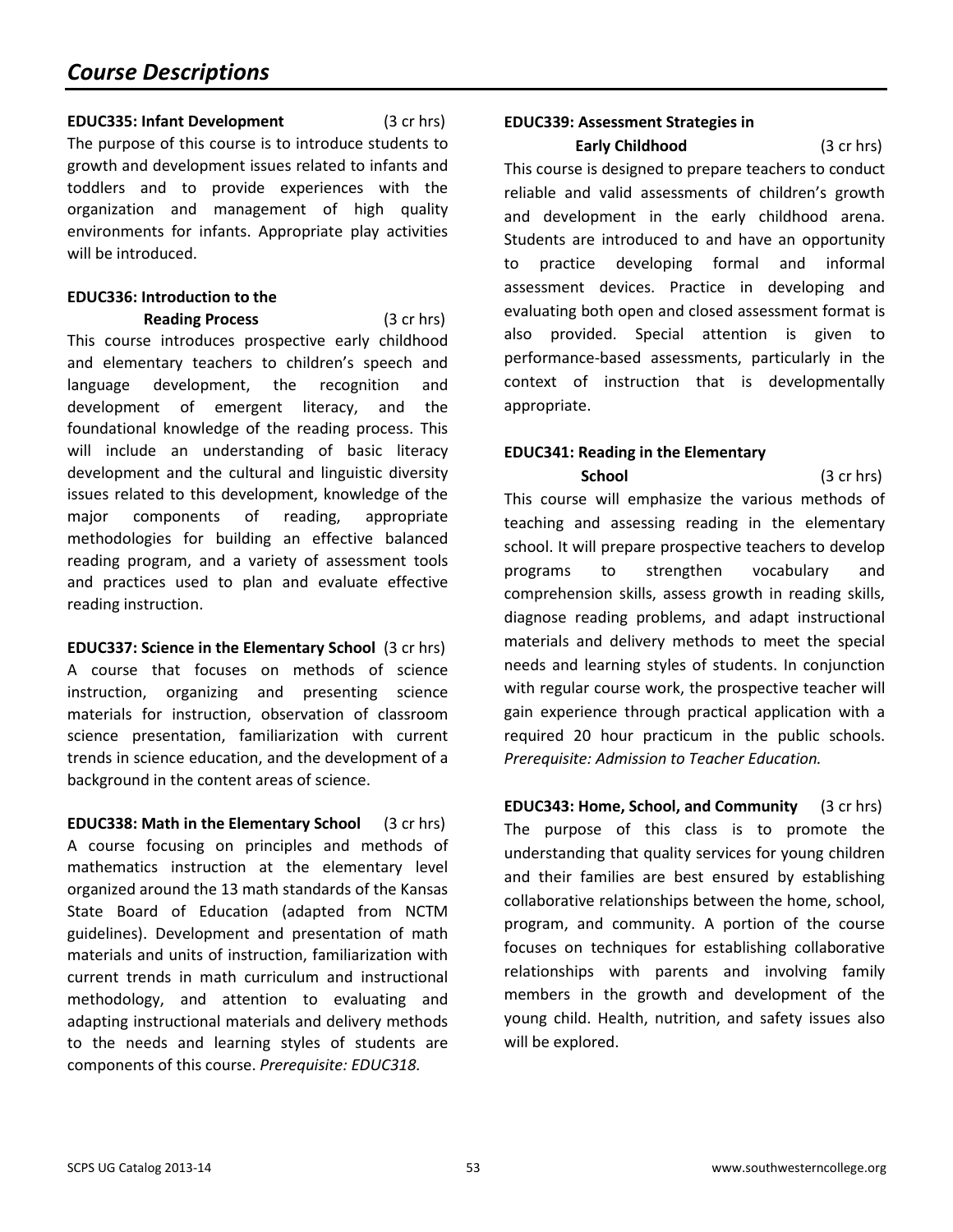# Course Descriptions

**EDUC335: Infant Development** (3 cr hrs)

The purpose of this course is to introduce students to growth and development issues related to infants and toddlers and to provide experiences with the organization and management of high quality environments for infants. Appropriate play activities will be introduced.

**EDUC336: Introduction to the Reading Process** (3 cr hrs)

This course introduces prospective early childhood and elementary teachers to children's speech and language development, the recognition and development of emergent literacy, and the foundational knowledge of the reading process. This will include an understanding of basic literacy development and the cultural and linguistic diversity issues related to this development, knowledge of the major components of reading, appropriate methodologies for building an effective balanced reading program, and a variety of assessment tools and practices used to plan and evaluate effective reading instruction.

**EDUC337: Science in the Elementary School** (3 cr hrs)

A course that focuses on methods of science instruction, organizing and presenting science materials for instruction, observation of classroom science presentation, familiarization with current trends in science education, and the development of a background in the content areas of science.

**EDUC338: Math in the Elementary School** (3 cr hrs)

A course focusing on principles and methods of mathematics instruction at the elementary level organized around the 13 math standards of the Kansas State Board of Education (adapted from NCTM guidelines). Development and presentation of math materials and units of instruction, familiarization with current trends in math curriculum and instructional methodology, and attention to evaluating and adapting instructional materials and delivery methods to the needs and learning styles of students are components of this course. *Prerequisite: EDUC318.*

**EDUC339: Assessment Strategies in Early Childhood** (3 cr hrs)

This course is designed to prepare teachers to conduct reliable and valid assessments of children's growth and development in the early childhood arena. Students are introduced to and have an opportunity to practice developing formal and informal assessment devices. Practice in developing and evaluating both open and closed assessment format is also provided. Special attention is given to performance-based assessments, particularly in the context of instruction that is developmentally appropriate.

**EDUC341: Reading in the Elementary School** (3 cr hrs)

This course will emphasize the various methods of teaching and assessing reading in the elementary school. It will prepare prospective teachers to develop programs to strengthen vocabulary and comprehension skills, assess growth in reading skills, diagnose reading problems, and adapt instructional materials and delivery methods to meet the special needs and learning styles of students. In conjunction with regular course work, the prospective teacher will gain experience through practical application with a required 20 hour practicum in the public schools. *Prerequisite: Admission to Teacher Education.*

**EDUC343: Home, School, and Community** (3 cr hrs)

The purpose of this class is to promote the understanding that quality services for young children and their families are best ensured by establishing collaborative relationships between the home, school, program, and community. A portion of the course focuses on techniques for establishing collaborative relationships with parents and involving family members in the growth and development of the young child. Health, nutrition, and safety issues also will be explored.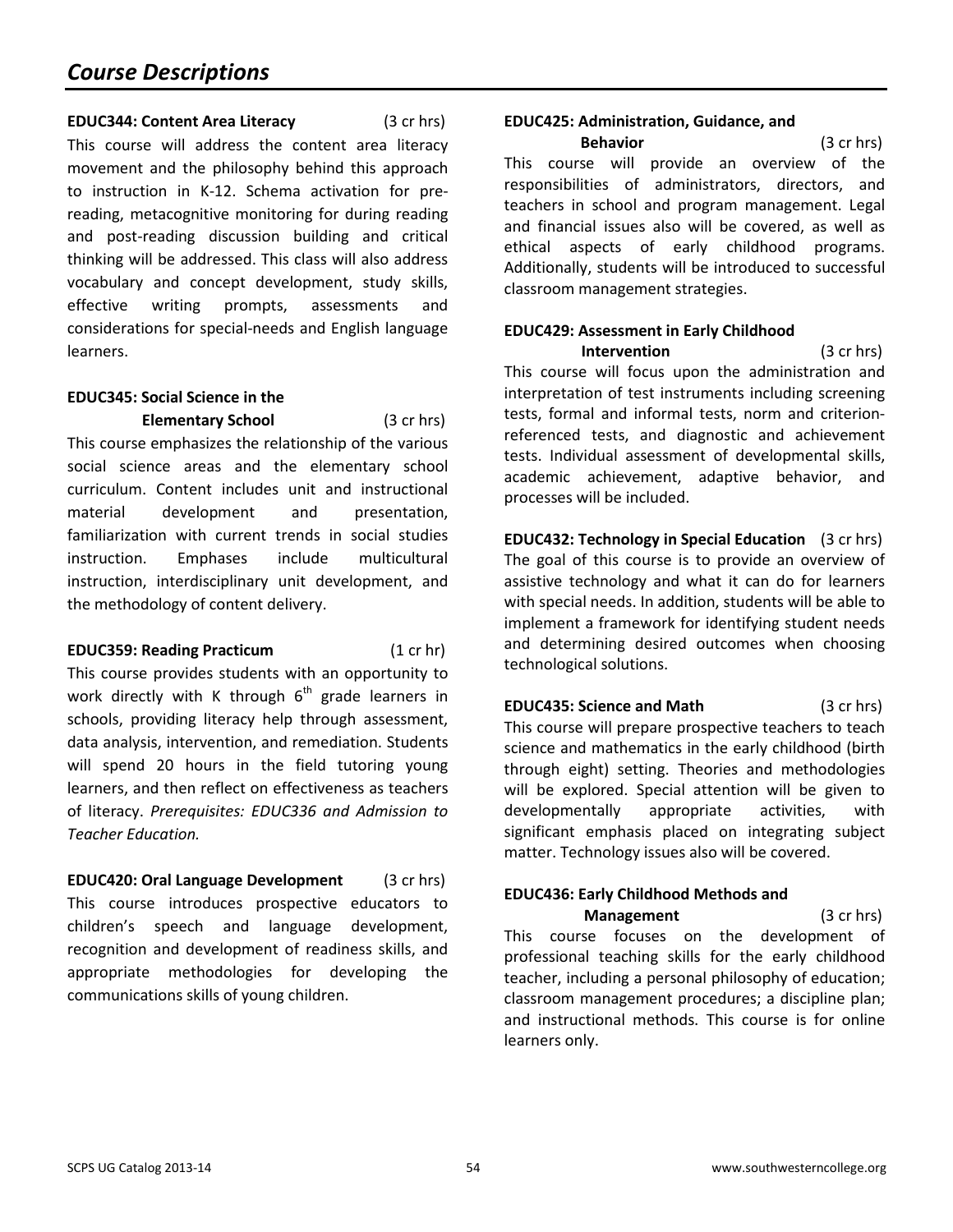## Course Descriptions

**EDUC344: Content Area Literacy** (3 cr hrs)
This course will address the content area literacy movement and the philosophy behind this approach to instruction in K-12. Schema activation for pre-reading, metacognitive monitoring for during reading and post-reading discussion building and critical thinking will be addressed. This class will also address vocabulary and concept development, study skills, effective writing prompts, assessments and considerations for special-needs and English language learners.

**EDUC345: Social Science in the Elementary School** (3 cr hrs)
This course emphasizes the relationship of the various social science areas and the elementary school curriculum. Content includes unit and instructional material development and presentation, familiarization with current trends in social studies instruction. Emphases include multicultural instruction, interdisciplinary unit development, and the methodology of content delivery.

**EDUC359: Reading Practicum** (1 cr hr)
This course provides students with an opportunity to work directly with K through 6th grade learners in schools, providing literacy help through assessment, data analysis, intervention, and remediation. Students will spend 20 hours in the field tutoring young learners, and then reflect on effectiveness as teachers of literacy. *Prerequisites: EDUC336 and Admission to Teacher Education.*

**EDUC420: Oral Language Development** (3 cr hrs)
This course introduces prospective educators to children's speech and language development, recognition and development of readiness skills, and appropriate methodologies for developing the communications skills of young children.

**EDUC425: Administration, Guidance, and Behavior** (3 cr hrs)
This course will provide an overview of the responsibilities of administrators, directors, and teachers in school and program management. Legal and financial issues also will be covered, as well as ethical aspects of early childhood programs. Additionally, students will be introduced to successful classroom management strategies.

**EDUC429: Assessment in Early Childhood Intervention** (3 cr hrs)
This course will focus upon the administration and interpretation of test instruments including screening tests, formal and informal tests, norm and criterion-referenced tests, and diagnostic and achievement tests. Individual assessment of developmental skills, academic achievement, adaptive behavior, and processes will be included.

**EDUC432: Technology in Special Education** (3 cr hrs)
The goal of this course is to provide an overview of assistive technology and what it can do for learners with special needs. In addition, students will be able to implement a framework for identifying student needs and determining desired outcomes when choosing technological solutions.

**EDUC435: Science and Math** (3 cr hrs)
This course will prepare prospective teachers to teach science and mathematics in the early childhood (birth through eight) setting. Theories and methodologies will be explored. Special attention will be given to developmentally appropriate activities, with significant emphasis placed on integrating subject matter. Technology issues also will be covered.

**EDUC436: Early Childhood Methods and Management** (3 cr hrs)
This course focuses on the development of professional teaching skills for the early childhood teacher, including a personal philosophy of education; classroom management procedures; a discipline plan; and instructional methods. This course is for online learners only.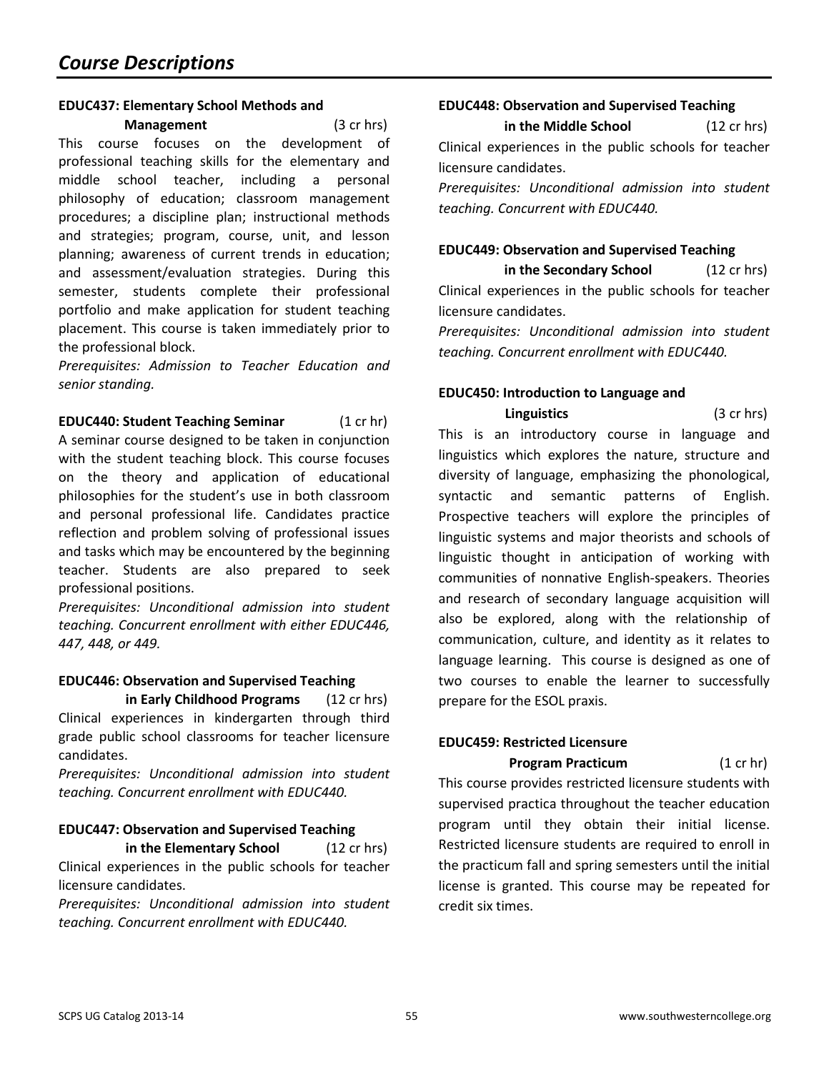# Course Descriptions

**EDUC437: Elementary School Methods and Management** (3 cr hrs)

This course focuses on the development of professional teaching skills for the elementary and middle school teacher, including a personal philosophy of education; classroom management procedures; a discipline plan; instructional methods and strategies; program, course, unit, and lesson planning; awareness of current trends in education; and assessment/evaluation strategies. During this semester, students complete their professional portfolio and make application for student teaching placement. This course is taken immediately prior to the professional block.

*Prerequisites: Admission to Teacher Education and senior standing.*

**EDUC440: Student Teaching Seminar** (1 cr hr)

A seminar course designed to be taken in conjunction with the student teaching block. This course focuses on the theory and application of educational philosophies for the student's use in both classroom and personal professional life. Candidates practice reflection and problem solving of professional issues and tasks which may be encountered by the beginning teacher. Students are also prepared to seek professional positions.

*Prerequisites: Unconditional admission into student teaching. Concurrent enrollment with either EDUC446, 447, 448, or 449.*

**EDUC446: Observation and Supervised Teaching in Early Childhood Programs** (12 cr hrs)

Clinical experiences in kindergarten through third grade public school classrooms for teacher licensure candidates.

*Prerequisites: Unconditional admission into student teaching. Concurrent enrollment with EDUC440.*

**EDUC447: Observation and Supervised Teaching in the Elementary School** (12 cr hrs)

Clinical experiences in the public schools for teacher licensure candidates.

*Prerequisites: Unconditional admission into student teaching. Concurrent enrollment with EDUC440.*

**EDUC448: Observation and Supervised Teaching in the Middle School** (12 cr hrs)

Clinical experiences in the public schools for teacher licensure candidates.

*Prerequisites: Unconditional admission into student teaching. Concurrent with EDUC440.*

**EDUC449: Observation and Supervised Teaching in the Secondary School** (12 cr hrs)

Clinical experiences in the public schools for teacher licensure candidates.

*Prerequisites: Unconditional admission into student teaching. Concurrent enrollment with EDUC440.*

**EDUC450: Introduction to Language and Linguistics** (3 cr hrs)

This is an introductory course in language and linguistics which explores the nature, structure and diversity of language, emphasizing the phonological, syntactic and semantic patterns of English. Prospective teachers will explore the principles of linguistic systems and major theorists and schools of linguistic thought in anticipation of working with communities of nonnative English-speakers. Theories and research of secondary language acquisition will also be explored, along with the relationship of communication, culture, and identity as it relates to language learning. This course is designed as one of two courses to enable the learner to successfully prepare for the ESOL praxis.

**EDUC459: Restricted Licensure Program Practicum** (1 cr hr)

This course provides restricted licensure students with supervised practica throughout the teacher education program until they obtain their initial license. Restricted licensure students are required to enroll in the practicum fall and spring semesters until the initial license is granted. This course may be repeated for credit six times.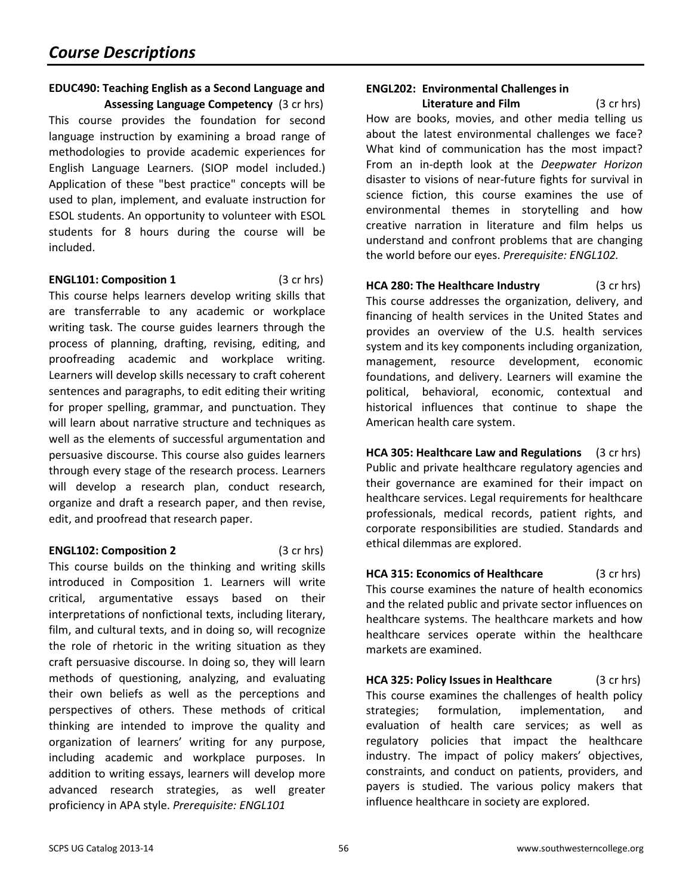# *Course Descriptions*

**EDUC490: Teaching English as a Second Language and Assessing Language Competency** (3 cr hrs)
This course provides the foundation for second language instruction by examining a broad range of methodologies to provide academic experiences for English Language Learners. (SIOP model included.) Application of these "best practice" concepts will be used to plan, implement, and evaluate instruction for ESOL students. An opportunity to volunteer with ESOL students for 8 hours during the course will be included.

**ENGL101: Composition 1** (3 cr hrs)
This course helps learners develop writing skills that are transferrable to any academic or workplace writing task. The course guides learners through the process of planning, drafting, revising, editing, and proofreading academic and workplace writing. Learners will develop skills necessary to craft coherent sentences and paragraphs, to edit editing their writing for proper spelling, grammar, and punctuation. They will learn about narrative structure and techniques as well as the elements of successful argumentation and persuasive discourse. This course also guides learners through every stage of the research process. Learners will develop a research plan, conduct research, organize and draft a research paper, and then revise, edit, and proofread that research paper.

**ENGL102: Composition 2** (3 cr hrs)
This course builds on the thinking and writing skills introduced in Composition 1. Learners will write critical, argumentative essays based on their interpretations of nonfictional texts, including literary, film, and cultural texts, and in doing so, will recognize the role of rhetoric in the writing situation as they craft persuasive discourse. In doing so, they will learn methods of questioning, analyzing, and evaluating their own beliefs as well as the perceptions and perspectives of others. These methods of critical thinking are intended to improve the quality and organization of learners' writing for any purpose, including academic and workplace purposes. In addition to writing essays, learners will develop more advanced research strategies, as well greater proficiency in APA style. *Prerequisite: ENGL101*

**ENGL202: Environmental Challenges in Literature and Film** (3 cr hrs)
How are books, movies, and other media telling us about the latest environmental challenges we face? What kind of communication has the most impact? From an in-depth look at the *Deepwater Horizon* disaster to visions of near-future fights for survival in science fiction, this course examines the use of environmental themes in storytelling and how creative narration in literature and film helps us understand and confront problems that are changing the world before our eyes. *Prerequisite: ENGL102.*

**HCA 280: The Healthcare Industry** (3 cr hrs)
This course addresses the organization, delivery, and financing of health services in the United States and provides an overview of the U.S. health services system and its key components including organization, management, resource development, economic foundations, and delivery. Learners will examine the political, behavioral, economic, contextual and historical influences that continue to shape the American health care system.

**HCA 305: Healthcare Law and Regulations** (3 cr hrs)
Public and private healthcare regulatory agencies and their governance are examined for their impact on healthcare services. Legal requirements for healthcare professionals, medical records, patient rights, and corporate responsibilities are studied. Standards and ethical dilemmas are explored.

**HCA 315: Economics of Healthcare** (3 cr hrs)
This course examines the nature of health economics and the related public and private sector influences on healthcare systems. The healthcare markets and how healthcare services operate within the healthcare markets are examined.

**HCA 325: Policy Issues in Healthcare** (3 cr hrs)
This course examines the challenges of health policy strategies; formulation, implementation, and evaluation of health care services; as well as regulatory policies that impact the healthcare industry. The impact of policy makers' objectives, constraints, and conduct on patients, providers, and payers is studied. The various policy makers that influence healthcare in society are explored.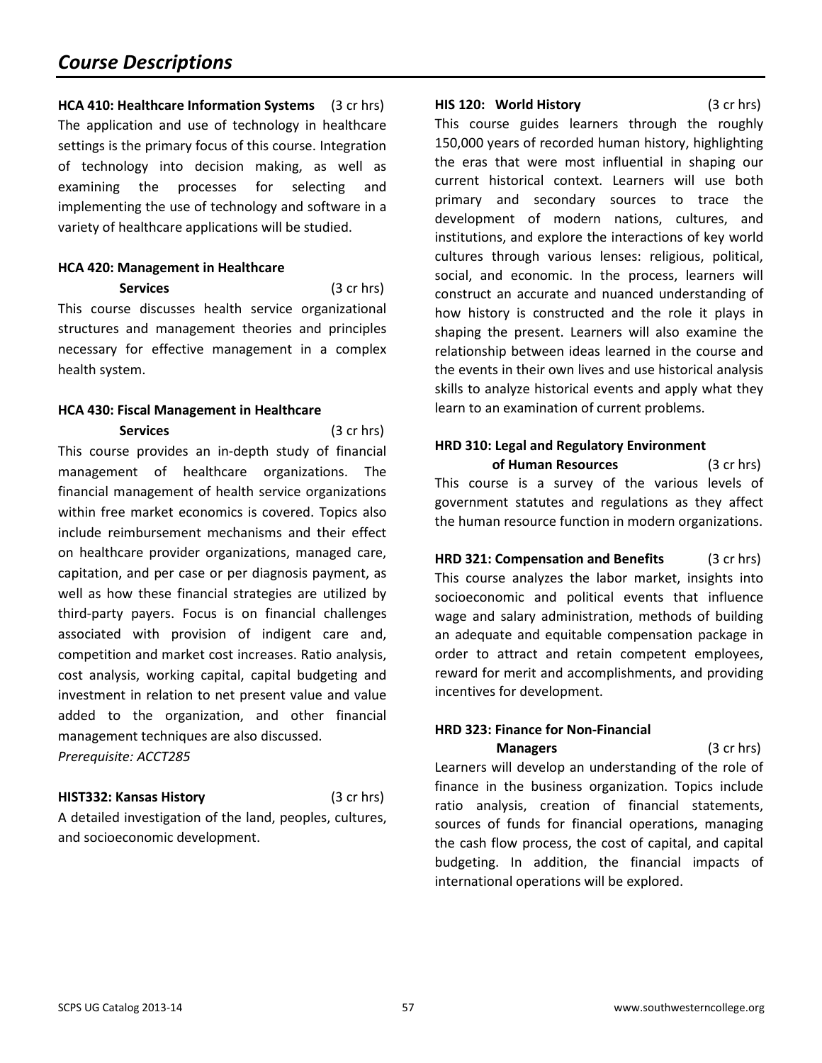## Course Descriptions

**HCA 410: Healthcare Information Systems** (3 cr hrs)
The application and use of technology in healthcare settings is the primary focus of this course. Integration of technology into decision making, as well as examining the processes for selecting and implementing the use of technology and software in a variety of healthcare applications will be studied.

**HCA 420: Management in Healthcare Services** (3 cr hrs)
This course discusses health service organizational structures and management theories and principles necessary for effective management in a complex health system.

**HCA 430: Fiscal Management in Healthcare Services** (3 cr hrs)
This course provides an in-depth study of financial management of healthcare organizations. The financial management of health service organizations within free market economics is covered. Topics also include reimbursement mechanisms and their effect on healthcare provider organizations, managed care, capitation, and per case or per diagnosis payment, as well as how these financial strategies are utilized by third-party payers. Focus is on financial challenges associated with provision of indigent care and, competition and market cost increases. Ratio analysis, cost analysis, working capital, capital budgeting and investment in relation to net present value and value added to the organization, and other financial management techniques are also discussed.
*Prerequisite: ACCT285*

**HIST332: Kansas History** (3 cr hrs)
A detailed investigation of the land, peoples, cultures, and socioeconomic development.

**HIS 120: World History** (3 cr hrs)
This course guides learners through the roughly 150,000 years of recorded human history, highlighting the eras that were most influential in shaping our current historical context. Learners will use both primary and secondary sources to trace the development of modern nations, cultures, and institutions, and explore the interactions of key world cultures through various lenses: religious, political, social, and economic. In the process, learners will construct an accurate and nuanced understanding of how history is constructed and the role it plays in shaping the present. Learners will also examine the relationship between ideas learned in the course and the events in their own lives and use historical analysis skills to analyze historical events and apply what they learn to an examination of current problems.

**HRD 310: Legal and Regulatory Environment of Human Resources** (3 cr hrs)
This course is a survey of the various levels of government statutes and regulations as they affect the human resource function in modern organizations.

**HRD 321: Compensation and Benefits** (3 cr hrs)
This course analyzes the labor market, insights into socioeconomic and political events that influence wage and salary administration, methods of building an adequate and equitable compensation package in order to attract and retain competent employees, reward for merit and accomplishments, and providing incentives for development.

**HRD 323: Finance for Non-Financial Managers** (3 cr hrs)
Learners will develop an understanding of the role of finance in the business organization. Topics include ratio analysis, creation of financial statements, sources of funds for financial operations, managing the cash flow process, the cost of capital, and capital budgeting. In addition, the financial impacts of international operations will be explored.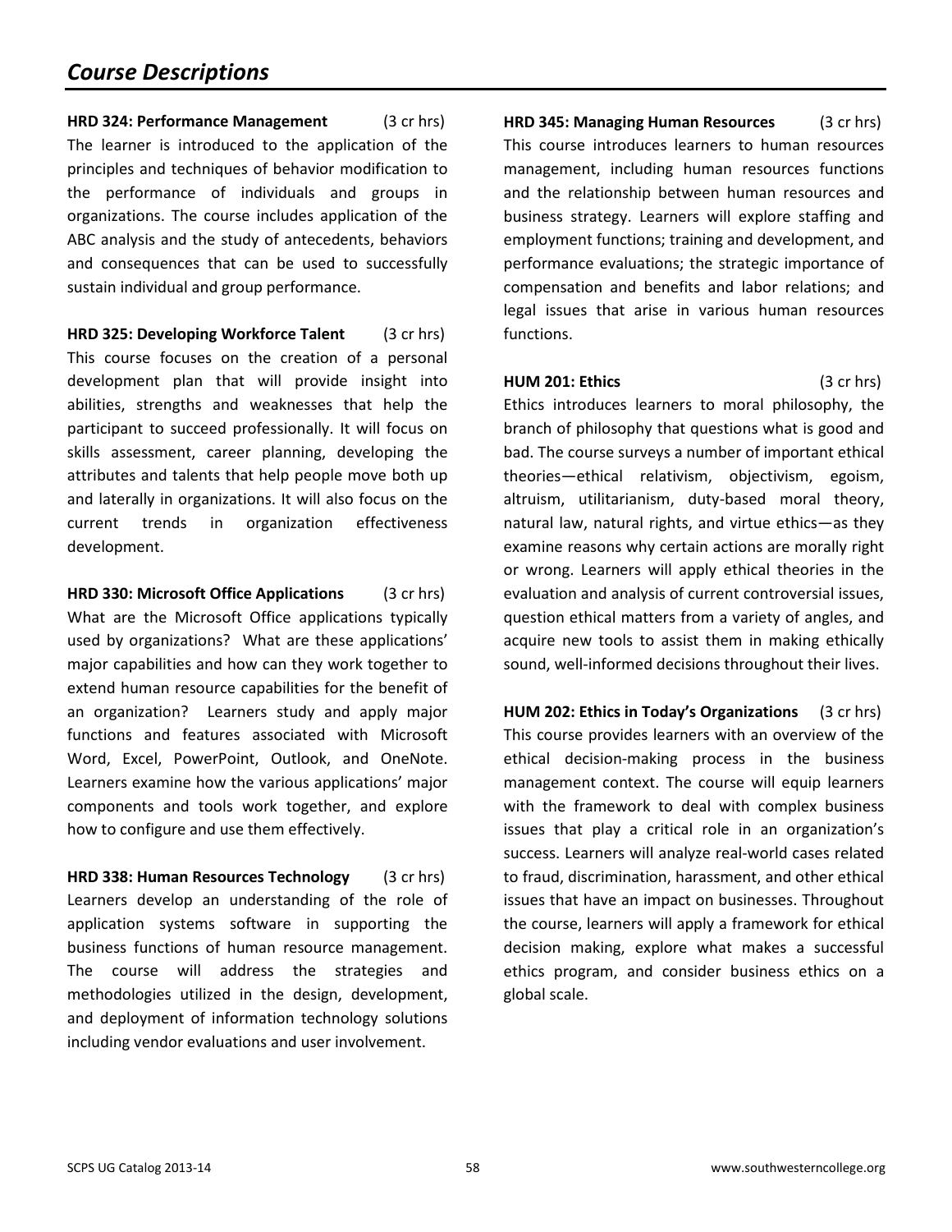# *Course Descriptions*

**HRD 324: Performance Management** (3 cr hrs)
The learner is introduced to the application of the principles and techniques of behavior modification to the performance of individuals and groups in organizations. The course includes application of the ABC analysis and the study of antecedents, behaviors and consequences that can be used to successfully sustain individual and group performance.

**HRD 325: Developing Workforce Talent** (3 cr hrs)
This course focuses on the creation of a personal development plan that will provide insight into abilities, strengths and weaknesses that help the participant to succeed professionally. It will focus on skills assessment, career planning, developing the attributes and talents that help people move both up and laterally in organizations. It will also focus on the current trends in organization effectiveness development.

**HRD 330: Microsoft Office Applications** (3 cr hrs)
What are the Microsoft Office applications typically used by organizations? What are these applications' major capabilities and how can they work together to extend human resource capabilities for the benefit of an organization? Learners study and apply major functions and features associated with Microsoft Word, Excel, PowerPoint, Outlook, and OneNote. Learners examine how the various applications' major components and tools work together, and explore how to configure and use them effectively.

**HRD 338: Human Resources Technology** (3 cr hrs)
Learners develop an understanding of the role of application systems software in supporting the business functions of human resource management. The course will address the strategies and methodologies utilized in the design, development, and deployment of information technology solutions including vendor evaluations and user involvement.

**HRD 345: Managing Human Resources** (3 cr hrs)
This course introduces learners to human resources management, including human resources functions and the relationship between human resources and business strategy. Learners will explore staffing and employment functions; training and development, and performance evaluations; the strategic importance of compensation and benefits and labor relations; and legal issues that arise in various human resources functions.

**HUM 201: Ethics** (3 cr hrs)
Ethics introduces learners to moral philosophy, the branch of philosophy that questions what is good and bad. The course surveys a number of important ethical theories—ethical relativism, objectivism, egoism, altruism, utilitarianism, duty-based moral theory, natural law, natural rights, and virtue ethics—as they examine reasons why certain actions are morally right or wrong. Learners will apply ethical theories in the evaluation and analysis of current controversial issues, question ethical matters from a variety of angles, and acquire new tools to assist them in making ethically sound, well-informed decisions throughout their lives.

**HUM 202: Ethics in Today's Organizations** (3 cr hrs)
This course provides learners with an overview of the ethical decision-making process in the business management context. The course will equip learners with the framework to deal with complex business issues that play a critical role in an organization's success. Learners will analyze real-world cases related to fraud, discrimination, harassment, and other ethical issues that have an impact on businesses. Throughout the course, learners will apply a framework for ethical decision making, explore what makes a successful ethics program, and consider business ethics on a global scale.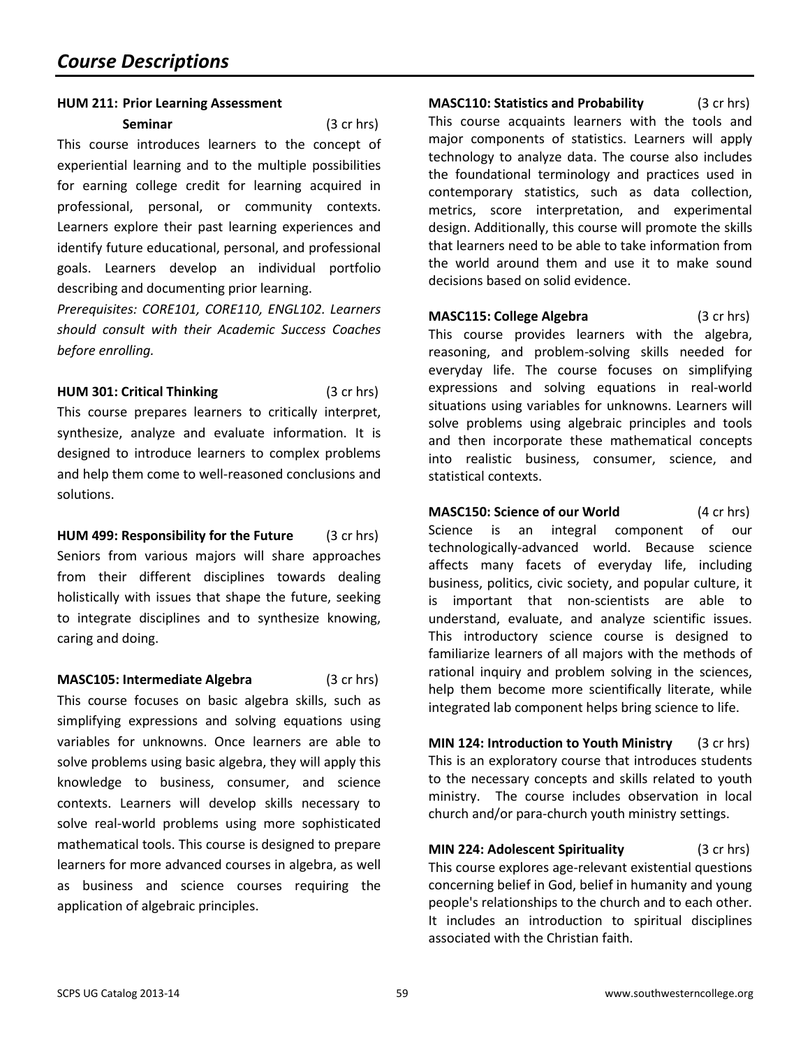## Course Descriptions

**HUM 211: Prior Learning Assessment Seminar** (3 cr hrs)

This course introduces learners to the concept of experiential learning and to the multiple possibilities for earning college credit for learning acquired in professional, personal, or community contexts. Learners explore their past learning experiences and identify future educational, personal, and professional goals. Learners develop an individual portfolio describing and documenting prior learning.

*Prerequisites: CORE101, CORE110, ENGL102. Learners should consult with their Academic Success Coaches before enrolling.*

**HUM 301: Critical Thinking** (3 cr hrs)

This course prepares learners to critically interpret, synthesize, analyze and evaluate information. It is designed to introduce learners to complex problems and help them come to well-reasoned conclusions and solutions.

**HUM 499: Responsibility for the Future** (3 cr hrs)

Seniors from various majors will share approaches from their different disciplines towards dealing holistically with issues that shape the future, seeking to integrate disciplines and to synthesize knowing, caring and doing.

**MASC105: Intermediate Algebra** (3 cr hrs)

This course focuses on basic algebra skills, such as simplifying expressions and solving equations using variables for unknowns. Once learners are able to solve problems using basic algebra, they will apply this knowledge to business, consumer, and science contexts. Learners will develop skills necessary to solve real-world problems using more sophisticated mathematical tools. This course is designed to prepare learners for more advanced courses in algebra, as well as business and science courses requiring the application of algebraic principles.

**MASC110: Statistics and Probability** (3 cr hrs)

This course acquaints learners with the tools and major components of statistics. Learners will apply technology to analyze data. The course also includes the foundational terminology and practices used in contemporary statistics, such as data collection, metrics, score interpretation, and experimental design. Additionally, this course will promote the skills that learners need to be able to take information from the world around them and use it to make sound decisions based on solid evidence.

**MASC115: College Algebra** (3 cr hrs)

This course provides learners with the algebra, reasoning, and problem-solving skills needed for everyday life. The course focuses on simplifying expressions and solving equations in real-world situations using variables for unknowns. Learners will solve problems using algebraic principles and tools and then incorporate these mathematical concepts into realistic business, consumer, science, and statistical contexts.

**MASC150: Science of our World** (4 cr hrs)

Science is an integral component of our technologically-advanced world. Because science affects many facets of everyday life, including business, politics, civic society, and popular culture, it is important that non-scientists are able to understand, evaluate, and analyze scientific issues. This introductory science course is designed to familiarize learners of all majors with the methods of rational inquiry and problem solving in the sciences, help them become more scientifically literate, while integrated lab component helps bring science to life.

**MIN 124: Introduction to Youth Ministry** (3 cr hrs)

This is an exploratory course that introduces students to the necessary concepts and skills related to youth ministry. The course includes observation in local church and/or para-church youth ministry settings.

**MIN 224: Adolescent Spirituality** (3 cr hrs)

This course explores age-relevant existential questions concerning belief in God, belief in humanity and young people's relationships to the church and to each other. It includes an introduction to spiritual disciplines associated with the Christian faith.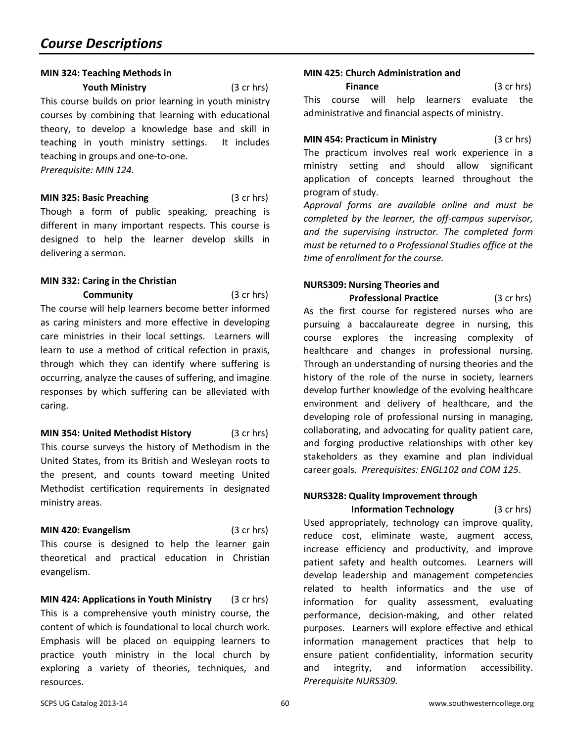## Course Descriptions

**MIN 324: Teaching Methods in Youth Ministry** (3 cr hrs)
This course builds on prior learning in youth ministry courses by combining that learning with educational theory, to develop a knowledge base and skill in teaching in youth ministry settings. It includes teaching in groups and one-to-one.
*Prerequisite: MIN 124.*

**MIN 325: Basic Preaching** (3 cr hrs)
Though a form of public speaking, preaching is different in many important respects. This course is designed to help the learner develop skills in delivering a sermon.

**MIN 332: Caring in the Christian Community** (3 cr hrs)
The course will help learners become better informed as caring ministers and more effective in developing care ministries in their local settings. Learners will learn to use a method of critical refection in praxis, through which they can identify where suffering is occurring, analyze the causes of suffering, and imagine responses by which suffering can be alleviated with caring.

**MIN 354: United Methodist History** (3 cr hrs)
This course surveys the history of Methodism in the United States, from its British and Wesleyan roots to the present, and counts toward meeting United Methodist certification requirements in designated ministry areas.

**MIN 420: Evangelism** (3 cr hrs)
This course is designed to help the learner gain theoretical and practical education in Christian evangelism.

**MIN 424: Applications in Youth Ministry** (3 cr hrs)
This is a comprehensive youth ministry course, the content of which is foundational to local church work. Emphasis will be placed on equipping learners to practice youth ministry in the local church by exploring a variety of theories, techniques, and resources.

**MIN 425: Church Administration and Finance** (3 cr hrs)
This course will help learners evaluate the administrative and financial aspects of ministry.

**MIN 454: Practicum in Ministry** (3 cr hrs)
The practicum involves real work experience in a ministry setting and should allow significant application of concepts learned throughout the program of study.
*Approval forms are available online and must be completed by the learner, the off-campus supervisor, and the supervising instructor. The completed form must be returned to a Professional Studies office at the time of enrollment for the course.*

**NURS309: Nursing Theories and Professional Practice** (3 cr hrs)
As the first course for registered nurses who are pursuing a baccalaureate degree in nursing, this course explores the increasing complexity of healthcare and changes in professional nursing. Through an understanding of nursing theories and the history of the role of the nurse in society, learners develop further knowledge of the evolving healthcare environment and delivery of healthcare, and the developing role of professional nursing in managing, collaborating, and advocating for quality patient care, and forging productive relationships with other key stakeholders as they examine and plan individual career goals. *Prerequisites: ENGL102 and COM 125*.

**NURS328: Quality Improvement through Information Technology** (3 cr hrs)
Used appropriately, technology can improve quality, reduce cost, eliminate waste, augment access, increase efficiency and productivity, and improve patient safety and health outcomes. Learners will develop leadership and management competencies related to health informatics and the use of information for quality assessment, evaluating performance, decision-making, and other related purposes. Learners will explore effective and ethical information management practices that help to ensure patient confidentiality, information security and integrity, and information accessibility. *Prerequisite NURS309.*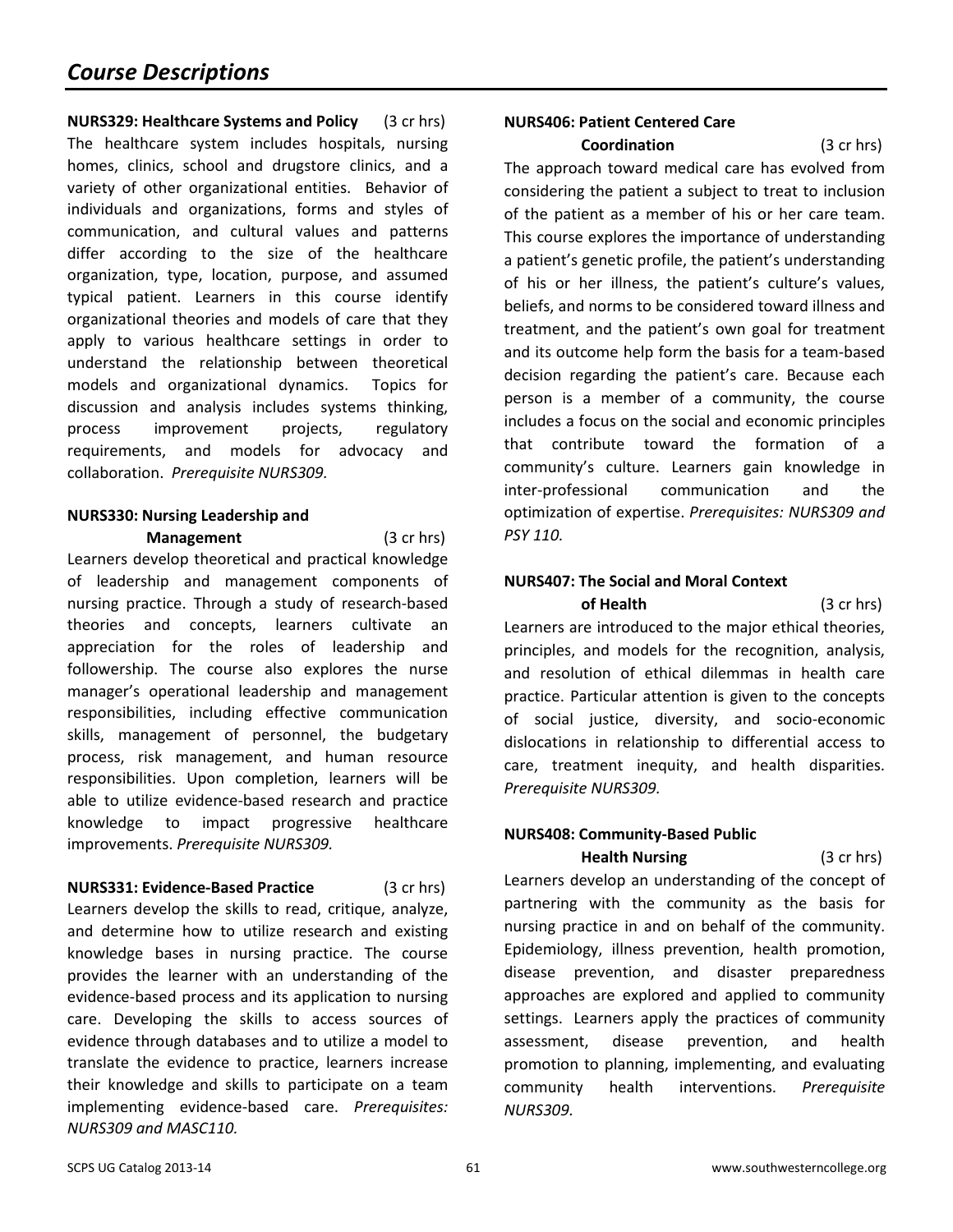# Course Descriptions

**NURS329: Healthcare Systems and Policy** (3 cr hrs)
The healthcare system includes hospitals, nursing homes, clinics, school and drugstore clinics, and a variety of other organizational entities. Behavior of individuals and organizations, forms and styles of communication, and cultural values and patterns differ according to the size of the healthcare organization, type, location, purpose, and assumed typical patient. Learners in this course identify organizational theories and models of care that they apply to various healthcare settings in order to understand the relationship between theoretical models and organizational dynamics. Topics for discussion and analysis includes systems thinking, process improvement projects, regulatory requirements, and models for advocacy and collaboration. *Prerequisite NURS309.*

**NURS330: Nursing Leadership and Management** (3 cr hrs)
Learners develop theoretical and practical knowledge of leadership and management components of nursing practice. Through a study of research-based theories and concepts, learners cultivate an appreciation for the roles of leadership and followership. The course also explores the nurse manager's operational leadership and management responsibilities, including effective communication skills, management of personnel, the budgetary process, risk management, and human resource responsibilities. Upon completion, learners will be able to utilize evidence-based research and practice knowledge to impact progressive healthcare improvements. *Prerequisite NURS309.*

**NURS331: Evidence-Based Practice** (3 cr hrs)
Learners develop the skills to read, critique, analyze, and determine how to utilize research and existing knowledge bases in nursing practice. The course provides the learner with an understanding of the evidence-based process and its application to nursing care. Developing the skills to access sources of evidence through databases and to utilize a model to translate the evidence to practice, learners increase their knowledge and skills to participate on a team implementing evidence-based care. *Prerequisites: NURS309 and MASC110.*

**NURS406: Patient Centered Care Coordination** (3 cr hrs)
The approach toward medical care has evolved from considering the patient a subject to treat to inclusion of the patient as a member of his or her care team. This course explores the importance of understanding a patient's genetic profile, the patient's understanding of his or her illness, the patient's culture's values, beliefs, and norms to be considered toward illness and treatment, and the patient's own goal for treatment and its outcome help form the basis for a team-based decision regarding the patient's care. Because each person is a member of a community, the course includes a focus on the social and economic principles that contribute toward the formation of a community's culture. Learners gain knowledge in inter-professional communication and the optimization of expertise. *Prerequisites: NURS309 and PSY 110.*

**NURS407: The Social and Moral Context of Health** (3 cr hrs)
Learners are introduced to the major ethical theories, principles, and models for the recognition, analysis, and resolution of ethical dilemmas in health care practice. Particular attention is given to the concepts of social justice, diversity, and socio-economic dislocations in relationship to differential access to care, treatment inequity, and health disparities. *Prerequisite NURS309.*

**NURS408: Community-Based Public Health Nursing** (3 cr hrs)
Learners develop an understanding of the concept of partnering with the community as the basis for nursing practice in and on behalf of the community. Epidemiology, illness prevention, health promotion, disease prevention, and disaster preparedness approaches are explored and applied to community settings. Learners apply the practices of community assessment, disease prevention, and health promotion to planning, implementing, and evaluating community health interventions. *Prerequisite NURS309.*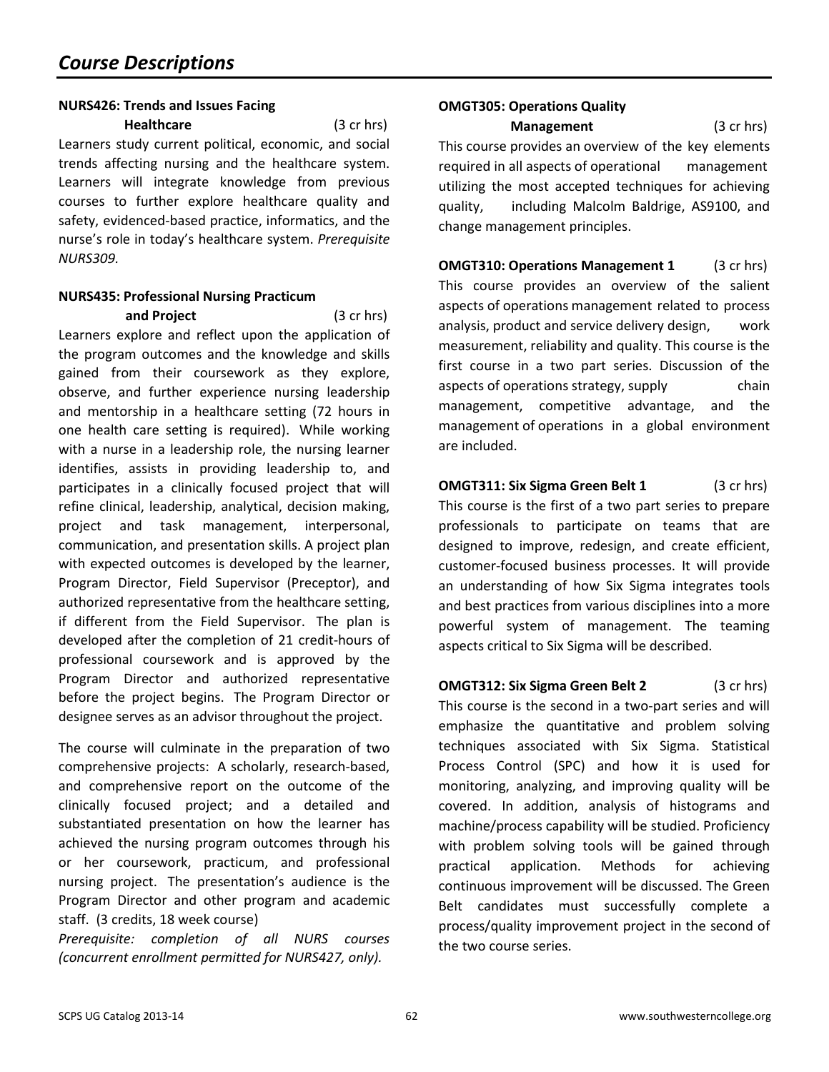# Course Descriptions

**NURS426: Trends and Issues Facing Healthcare** (3 cr hrs)

Learners study current political, economic, and social trends affecting nursing and the healthcare system. Learners will integrate knowledge from previous courses to further explore healthcare quality and safety, evidenced-based practice, informatics, and the nurse's role in today's healthcare system. *Prerequisite NURS309.*

**NURS435: Professional Nursing Practicum and Project** (3 cr hrs)

Learners explore and reflect upon the application of the program outcomes and the knowledge and skills gained from their coursework as they explore, observe, and further experience nursing leadership and mentorship in a healthcare setting (72 hours in one health care setting is required). While working with a nurse in a leadership role, the nursing learner identifies, assists in providing leadership to, and participates in a clinically focused project that will refine clinical, leadership, analytical, decision making, project and task management, interpersonal, communication, and presentation skills. A project plan with expected outcomes is developed by the learner, Program Director, Field Supervisor (Preceptor), and authorized representative from the healthcare setting, if different from the Field Supervisor. The plan is developed after the completion of 21 credit-hours of professional coursework and is approved by the Program Director and authorized representative before the project begins. The Program Director or designee serves as an advisor throughout the project.

The course will culminate in the preparation of two comprehensive projects: A scholarly, research-based, and comprehensive report on the outcome of the clinically focused project; and a detailed and substantiated presentation on how the learner has achieved the nursing program outcomes through his or her coursework, practicum, and professional nursing project. The presentation's audience is the Program Director and other program and academic staff. (3 credits, 18 week course)

*Prerequisite: completion of all NURS courses (concurrent enrollment permitted for NURS427, only).*

**OMGT305: Operations Quality Management** (3 cr hrs)

This course provides an overview of the key elements required in all aspects of operational management utilizing the most accepted techniques for achieving quality, including Malcolm Baldrige, AS9100, and change management principles.

**OMGT310: Operations Management 1** (3 cr hrs)

This course provides an overview of the salient aspects of operations management related to process analysis, product and service delivery design, work measurement, reliability and quality. This course is the first course in a two part series. Discussion of the aspects of operations strategy, supply chain management, competitive advantage, and the management of operations in a global environment are included.

**OMGT311: Six Sigma Green Belt 1** (3 cr hrs)

This course is the first of a two part series to prepare professionals to participate on teams that are designed to improve, redesign, and create efficient, customer-focused business processes. It will provide an understanding of how Six Sigma integrates tools and best practices from various disciplines into a more powerful system of management. The teaming aspects critical to Six Sigma will be described.

**OMGT312: Six Sigma Green Belt 2** (3 cr hrs)

This course is the second in a two-part series and will emphasize the quantitative and problem solving techniques associated with Six Sigma. Statistical Process Control (SPC) and how it is used for monitoring, analyzing, and improving quality will be covered. In addition, analysis of histograms and machine/process capability will be studied. Proficiency with problem solving tools will be gained through practical application. Methods for achieving continuous improvement will be discussed. The Green Belt candidates must successfully complete a process/quality improvement project in the second of the two course series.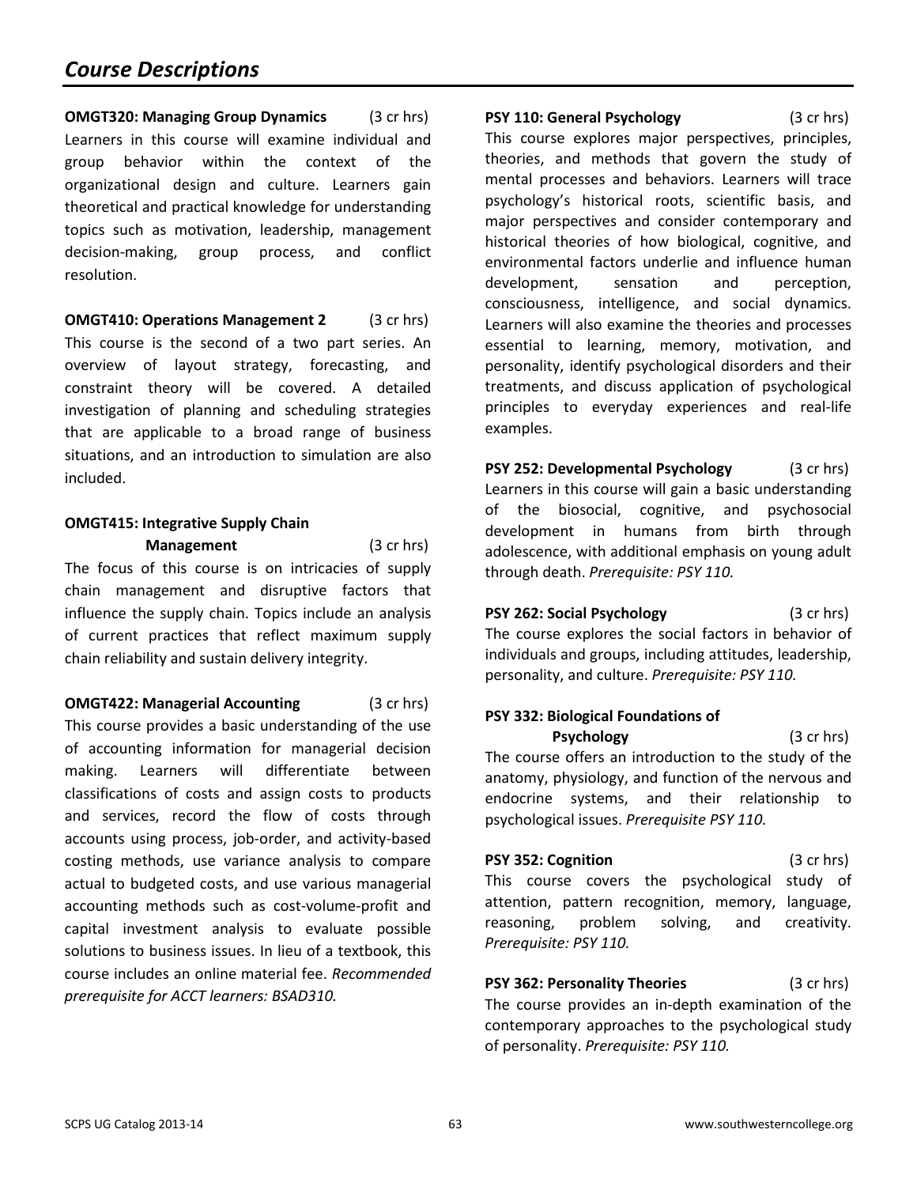## Course Descriptions

**OMGT320: Managing Group Dynamics** (3 cr hrs)
Learners in this course will examine individual and group behavior within the context of the organizational design and culture. Learners gain theoretical and practical knowledge for understanding topics such as motivation, leadership, management decision-making, group process, and conflict resolution.

**OMGT410: Operations Management 2** (3 cr hrs)
This course is the second of a two part series. An overview of layout strategy, forecasting, and constraint theory will be covered. A detailed investigation of planning and scheduling strategies that are applicable to a broad range of business situations, and an introduction to simulation are also included.

**OMGT415: Integrative Supply Chain Management** (3 cr hrs)
The focus of this course is on intricacies of supply chain management and disruptive factors that influence the supply chain. Topics include an analysis of current practices that reflect maximum supply chain reliability and sustain delivery integrity.

**OMGT422: Managerial Accounting** (3 cr hrs)
This course provides a basic understanding of the use of accounting information for managerial decision making. Learners will differentiate between classifications of costs and assign costs to products and services, record the flow of costs through accounts using process, job-order, and activity-based costing methods, use variance analysis to compare actual to budgeted costs, and use various managerial accounting methods such as cost-volume-profit and capital investment analysis to evaluate possible solutions to business issues. In lieu of a textbook, this course includes an online material fee. *Recommended prerequisite for ACCT learners: BSAD310.*

**PSY 110: General Psychology** (3 cr hrs)
This course explores major perspectives, principles, theories, and methods that govern the study of mental processes and behaviors. Learners will trace psychology's historical roots, scientific basis, and major perspectives and consider contemporary and historical theories of how biological, cognitive, and environmental factors underlie and influence human development, sensation and perception, consciousness, intelligence, and social dynamics. Learners will also examine the theories and processes essential to learning, memory, motivation, and personality, identify psychological disorders and their treatments, and discuss application of psychological principles to everyday experiences and real-life examples.

**PSY 252: Developmental Psychology** (3 cr hrs)
Learners in this course will gain a basic understanding of the biosocial, cognitive, and psychosocial development in humans from birth through adolescence, with additional emphasis on young adult through death. *Prerequisite: PSY 110.*

**PSY 262: Social Psychology** (3 cr hrs)
The course explores the social factors in behavior of individuals and groups, including attitudes, leadership, personality, and culture. *Prerequisite: PSY 110.*

**PSY 332: Biological Foundations of Psychology** (3 cr hrs)
The course offers an introduction to the study of the anatomy, physiology, and function of the nervous and endocrine systems, and their relationship to psychological issues. *Prerequisite PSY 110.*

**PSY 352: Cognition** (3 cr hrs)
This course covers the psychological study of attention, pattern recognition, memory, language, reasoning, problem solving, and creativity. *Prerequisite: PSY 110.*

**PSY 362: Personality Theories** (3 cr hrs)
The course provides an in-depth examination of the contemporary approaches to the psychological study of personality. *Prerequisite: PSY 110.*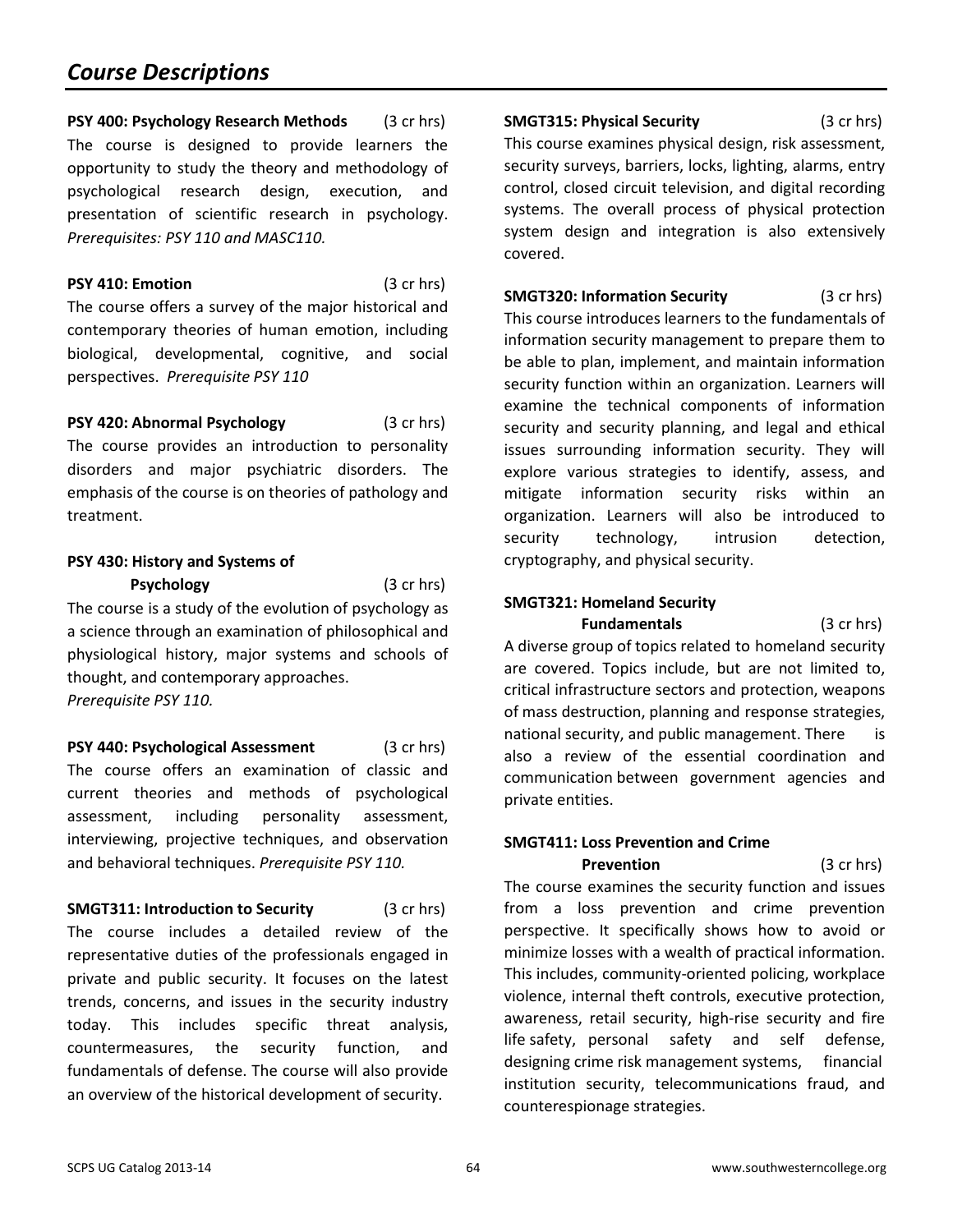# Course Descriptions

**PSY 400: Psychology Research Methods** (3 cr hrs)
The course is designed to provide learners the opportunity to study the theory and methodology of psychological research design, execution, and presentation of scientific research in psychology. *Prerequisites: PSY 110 and MASC110.*

**PSY 410: Emotion** (3 cr hrs)
The course offers a survey of the major historical and contemporary theories of human emotion, including biological, developmental, cognitive, and social perspectives. *Prerequisite PSY 110*

**PSY 420: Abnormal Psychology** (3 cr hrs)
The course provides an introduction to personality disorders and major psychiatric disorders. The emphasis of the course is on theories of pathology and treatment.

**PSY 430: History and Systems of Psychology** (3 cr hrs)
The course is a study of the evolution of psychology as a science through an examination of philosophical and physiological history, major systems and schools of thought, and contemporary approaches.
*Prerequisite PSY 110.*

**PSY 440: Psychological Assessment** (3 cr hrs)
The course offers an examination of classic and current theories and methods of psychological assessment, including personality assessment, interviewing, projective techniques, and observation and behavioral techniques. *Prerequisite PSY 110.*

**SMGT311: Introduction to Security** (3 cr hrs)
The course includes a detailed review of the representative duties of the professionals engaged in private and public security. It focuses on the latest trends, concerns, and issues in the security industry today. This includes specific threat analysis, countermeasures, the security function, and fundamentals of defense. The course will also provide an overview of the historical development of security.

**SMGT315: Physical Security** (3 cr hrs)
This course examines physical design, risk assessment, security surveys, barriers, locks, lighting, alarms, entry control, closed circuit television, and digital recording systems. The overall process of physical protection system design and integration is also extensively covered.

**SMGT320: Information Security** (3 cr hrs)
This course introduces learners to the fundamentals of information security management to prepare them to be able to plan, implement, and maintain information security function within an organization. Learners will examine the technical components of information security and security planning, and legal and ethical issues surrounding information security. They will explore various strategies to identify, assess, and mitigate information security risks within an organization. Learners will also be introduced to security technology, intrusion detection, cryptography, and physical security.

**SMGT321: Homeland Security Fundamentals** (3 cr hrs)
A diverse group of topics related to homeland security are covered. Topics include, but are not limited to, critical infrastructure sectors and protection, weapons of mass destruction, planning and response strategies, national security, and public management. There is also a review of the essential coordination and communication between government agencies and private entities.

**SMGT411: Loss Prevention and Crime Prevention** (3 cr hrs)
The course examines the security function and issues from a loss prevention and crime prevention perspective. It specifically shows how to avoid or minimize losses with a wealth of practical information. This includes, community-oriented policing, workplace violence, internal theft controls, executive protection, awareness, retail security, high-rise security and fire life safety, personal safety and self defense, designing crime risk management systems, financial institution security, telecommunications fraud, and counterespionage strategies.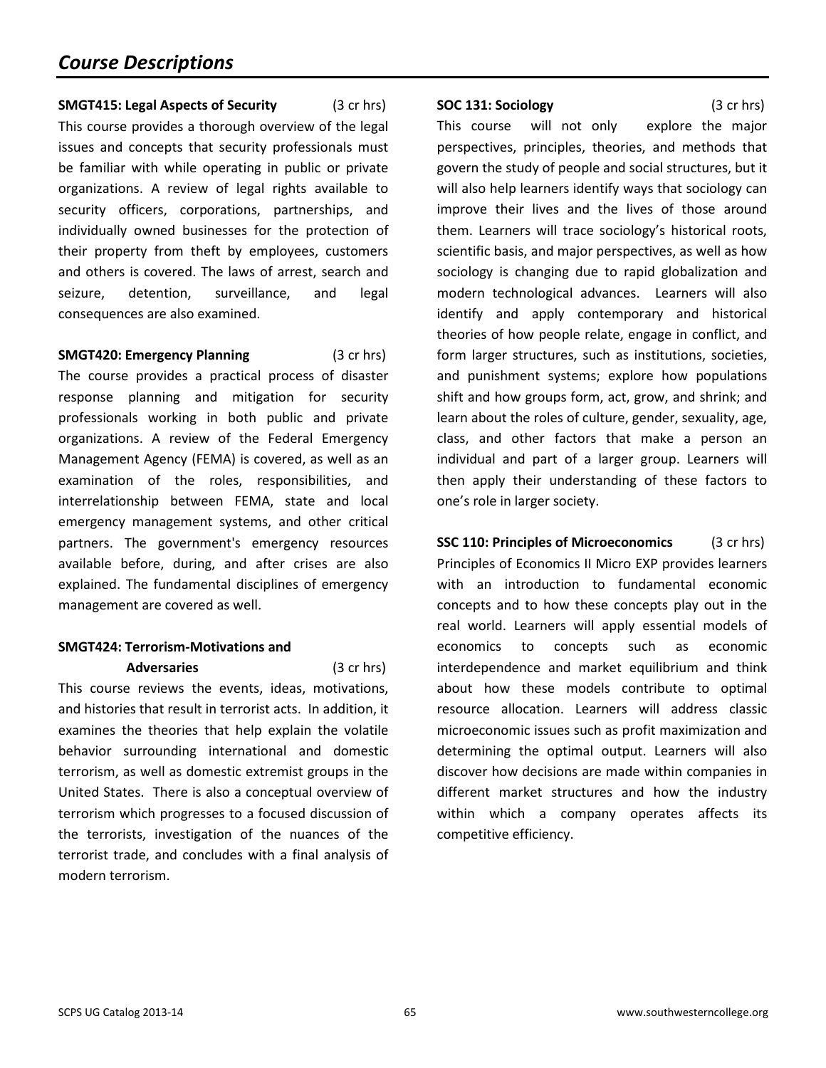## Course Descriptions

**SMGT415: Legal Aspects of Security** (3 cr hrs)

This course provides a thorough overview of the legal issues and concepts that security professionals must be familiar with while operating in public or private organizations. A review of legal rights available to security officers, corporations, partnerships, and individually owned businesses for the protection of their property from theft by employees, customers and others is covered. The laws of arrest, search and seizure, detention, surveillance, and legal consequences are also examined.

**SMGT420: Emergency Planning** (3 cr hrs)

The course provides a practical process of disaster response planning and mitigation for security professionals working in both public and private organizations. A review of the Federal Emergency Management Agency (FEMA) is covered, as well as an examination of the roles, responsibilities, and interrelationship between FEMA, state and local emergency management systems, and other critical partners. The government's emergency resources available before, during, and after crises are also explained. The fundamental disciplines of emergency management are covered as well.

**SMGT424: Terrorism-Motivations and Adversaries** (3 cr hrs)

This course reviews the events, ideas, motivations, and histories that result in terrorist acts. In addition, it examines the theories that help explain the volatile behavior surrounding international and domestic terrorism, as well as domestic extremist groups in the United States. There is also a conceptual overview of terrorism which progresses to a focused discussion of the terrorists, investigation of the nuances of the terrorist trade, and concludes with a final analysis of modern terrorism.

**SOC 131: Sociology** (3 cr hrs)

This course will not only explore the major perspectives, principles, theories, and methods that govern the study of people and social structures, but it will also help learners identify ways that sociology can improve their lives and the lives of those around them. Learners will trace sociology's historical roots, scientific basis, and major perspectives, as well as how sociology is changing due to rapid globalization and modern technological advances. Learners will also identify and apply contemporary and historical theories of how people relate, engage in conflict, and form larger structures, such as institutions, societies, and punishment systems; explore how populations shift and how groups form, act, grow, and shrink; and learn about the roles of culture, gender, sexuality, age, class, and other factors that make a person an individual and part of a larger group. Learners will then apply their understanding of these factors to one's role in larger society.

**SSC 110: Principles of Microeconomics** (3 cr hrs)

Principles of Economics II Micro EXP provides learners with an introduction to fundamental economic concepts and to how these concepts play out in the real world. Learners will apply essential models of economics to concepts such as economic interdependence and market equilibrium and think about how these models contribute to optimal resource allocation. Learners will address classic microeconomic issues such as profit maximization and determining the optimal output. Learners will also discover how decisions are made within companies in different market structures and how the industry within which a company operates affects its competitive efficiency.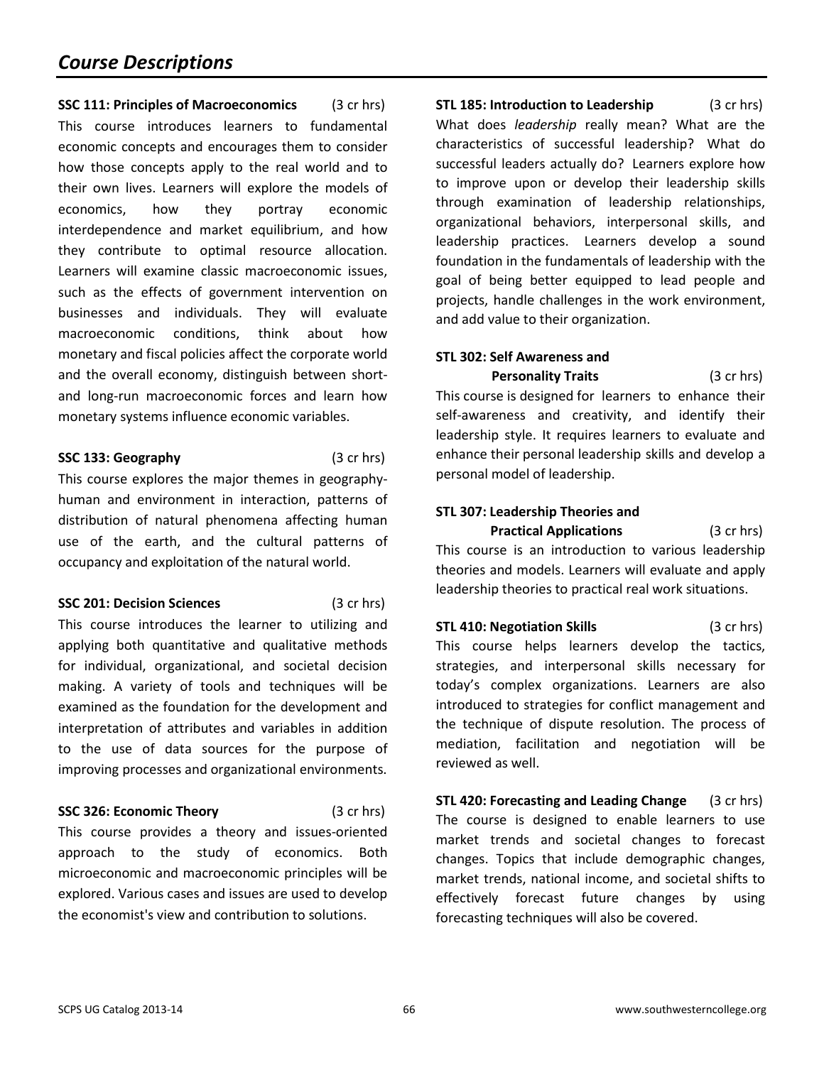## *Course Descriptions*

**SSC 111: Principles of Macroeconomics** (3 cr hrs)
This course introduces learners to fundamental economic concepts and encourages them to consider how those concepts apply to the real world and to their own lives. Learners will explore the models of economics, how they portray economic interdependence and market equilibrium, and how they contribute to optimal resource allocation. Learners will examine classic macroeconomic issues, such as the effects of government intervention on businesses and individuals. They will evaluate macroeconomic conditions, think about how monetary and fiscal policies affect the corporate world and the overall economy, distinguish between short- and long-run macroeconomic forces and learn how monetary systems influence economic variables.

**SSC 133: Geography** (3 cr hrs)
This course explores the major themes in geography-human and environment in interaction, patterns of distribution of natural phenomena affecting human use of the earth, and the cultural patterns of occupancy and exploitation of the natural world.

**SSC 201: Decision Sciences** (3 cr hrs)
This course introduces the learner to utilizing and applying both quantitative and qualitative methods for individual, organizational, and societal decision making. A variety of tools and techniques will be examined as the foundation for the development and interpretation of attributes and variables in addition to the use of data sources for the purpose of improving processes and organizational environments.

**SSC 326: Economic Theory** (3 cr hrs)
This course provides a theory and issues-oriented approach to the study of economics. Both microeconomic and macroeconomic principles will be explored. Various cases and issues are used to develop the economist's view and contribution to solutions.

**STL 185: Introduction to Leadership** (3 cr hrs)
What does *leadership* really mean? What are the characteristics of successful leadership? What do successful leaders actually do? Learners explore how to improve upon or develop their leadership skills through examination of leadership relationships, organizational behaviors, interpersonal skills, and leadership practices. Learners develop a sound foundation in the fundamentals of leadership with the goal of being better equipped to lead people and projects, handle challenges in the work environment, and add value to their organization.

**STL 302: Self Awareness and Personality Traits** (3 cr hrs)
This course is designed for learners to enhance their self-awareness and creativity, and identify their leadership style. It requires learners to evaluate and enhance their personal leadership skills and develop a personal model of leadership.

**STL 307: Leadership Theories and Practical Applications** (3 cr hrs)
This course is an introduction to various leadership theories and models. Learners will evaluate and apply leadership theories to practical real work situations.

**STL 410: Negotiation Skills** (3 cr hrs)
This course helps learners develop the tactics, strategies, and interpersonal skills necessary for today's complex organizations. Learners are also introduced to strategies for conflict management and the technique of dispute resolution. The process of mediation, facilitation and negotiation will be reviewed as well.

**STL 420: Forecasting and Leading Change** (3 cr hrs)
The course is designed to enable learners to use market trends and societal changes to forecast changes. Topics that include demographic changes, market trends, national income, and societal shifts to effectively forecast future changes by using forecasting techniques will also be covered.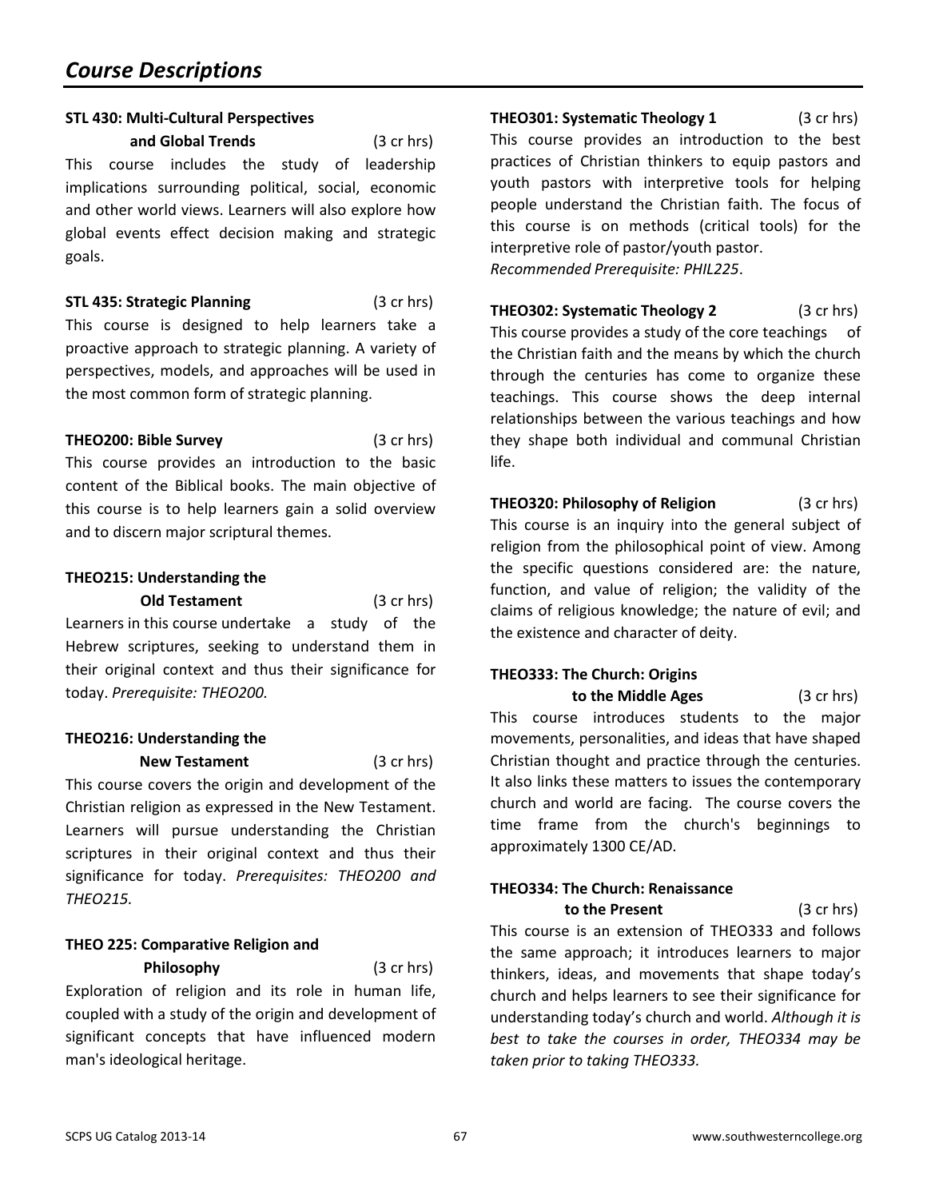## Course Descriptions

**STL 430: Multi-Cultural Perspectives and Global Trends** (3 cr hrs)

This course includes the study of leadership implications surrounding political, social, economic and other world views. Learners will also explore how global events effect decision making and strategic goals.

**STL 435: Strategic Planning** (3 cr hrs)

This course is designed to help learners take a proactive approach to strategic planning. A variety of perspectives, models, and approaches will be used in the most common form of strategic planning.

**THEO200: Bible Survey** (3 cr hrs)

This course provides an introduction to the basic content of the Biblical books. The main objective of this course is to help learners gain a solid overview and to discern major scriptural themes.

**THEO215: Understanding the Old Testament** (3 cr hrs)

Learners in this course undertake a study of the Hebrew scriptures, seeking to understand them in their original context and thus their significance for today. *Prerequisite: THEO200.*

**THEO216: Understanding the New Testament** (3 cr hrs)

This course covers the origin and development of the Christian religion as expressed in the New Testament. Learners will pursue understanding the Christian scriptures in their original context and thus their significance for today. *Prerequisites: THEO200 and THEO215.*

**THEO 225: Comparative Religion and Philosophy** (3 cr hrs)

Exploration of religion and its role in human life, coupled with a study of the origin and development of significant concepts that have influenced modern man's ideological heritage.

**THEO301: Systematic Theology 1** (3 cr hrs)

This course provides an introduction to the best practices of Christian thinkers to equip pastors and youth pastors with interpretive tools for helping people understand the Christian faith. The focus of this course is on methods (critical tools) for the interpretive role of pastor/youth pastor.
*Recommended Prerequisite: PHIL225*.

**THEO302: Systematic Theology 2** (3 cr hrs)

This course provides a study of the core teachings of the Christian faith and the means by which the church through the centuries has come to organize these teachings. This course shows the deep internal relationships between the various teachings and how they shape both individual and communal Christian life.

**THEO320: Philosophy of Religion** (3 cr hrs)

This course is an inquiry into the general subject of religion from the philosophical point of view. Among the specific questions considered are: the nature, function, and value of religion; the validity of the claims of religious knowledge; the nature of evil; and the existence and character of deity.

**THEO333: The Church: Origins to the Middle Ages** (3 cr hrs)

This course introduces students to the major movements, personalities, and ideas that have shaped Christian thought and practice through the centuries. It also links these matters to issues the contemporary church and world are facing. The course covers the time frame from the church's beginnings to approximately 1300 CE/AD.

**THEO334: The Church: Renaissance to the Present** (3 cr hrs)

This course is an extension of THEO333 and follows the same approach; it introduces learners to major thinkers, ideas, and movements that shape today's church and helps learners to see their significance for understanding today's church and world. *Although it is best to take the courses in order, THEO334 may be taken prior to taking THEO333.*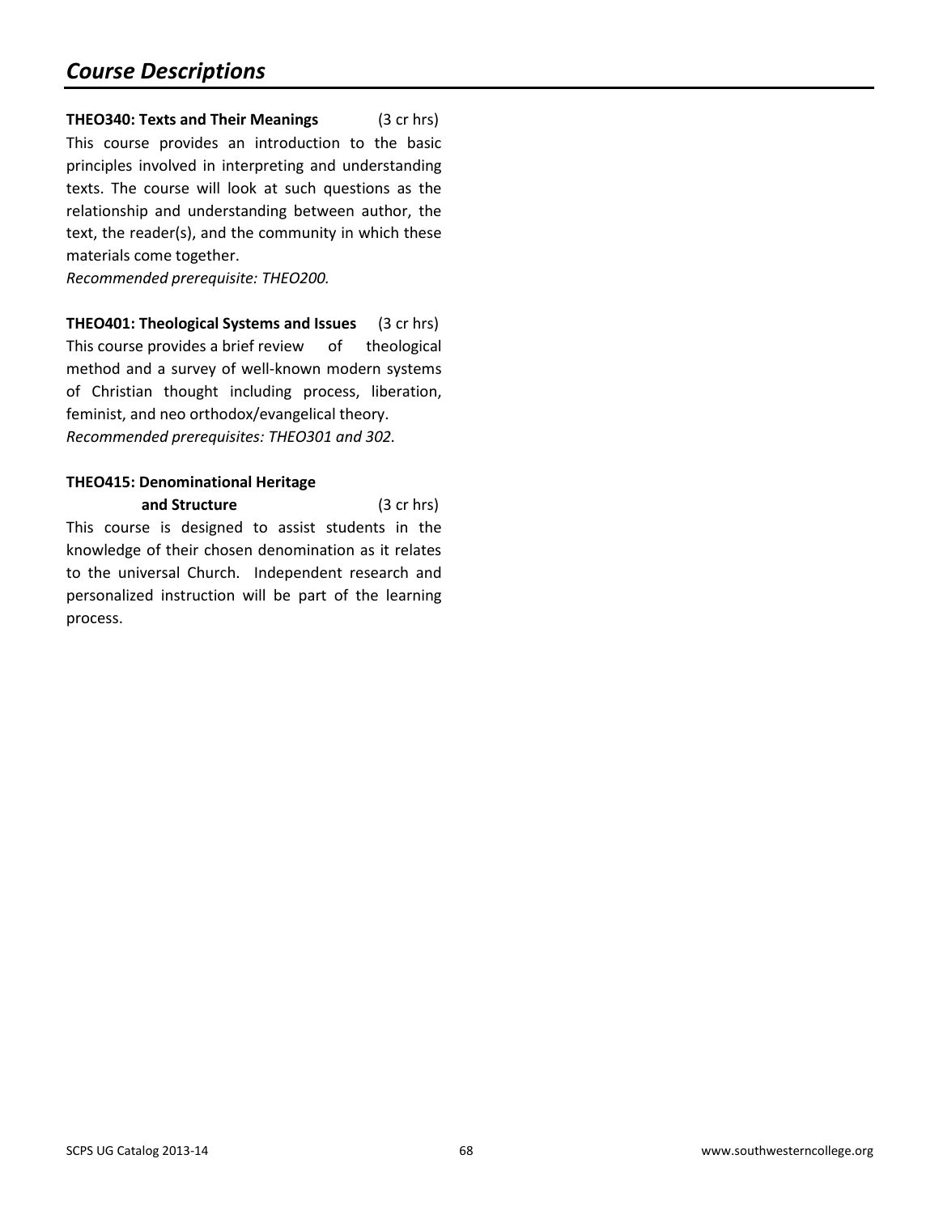## *Course Descriptions*

**THEO340: Texts and Their Meanings** (3 cr hrs)
This course provides an introduction to the basic principles involved in interpreting and understanding texts. The course will look at such questions as the relationship and understanding between author, the text, the reader(s), and the community in which these materials come together.
*Recommended prerequisite: THEO200.*

**THEO401: Theological Systems and Issues** (3 cr hrs)
This course provides a brief review of theological method and a survey of well-known modern systems of Christian thought including process, liberation, feminist, and neo orthodox/evangelical theory.
*Recommended prerequisites: THEO301 and 302.*

**THEO415: Denominational Heritage and Structure** (3 cr hrs)
This course is designed to assist students in the knowledge of their chosen denomination as it relates to the universal Church. Independent research and personalized instruction will be part of the learning process.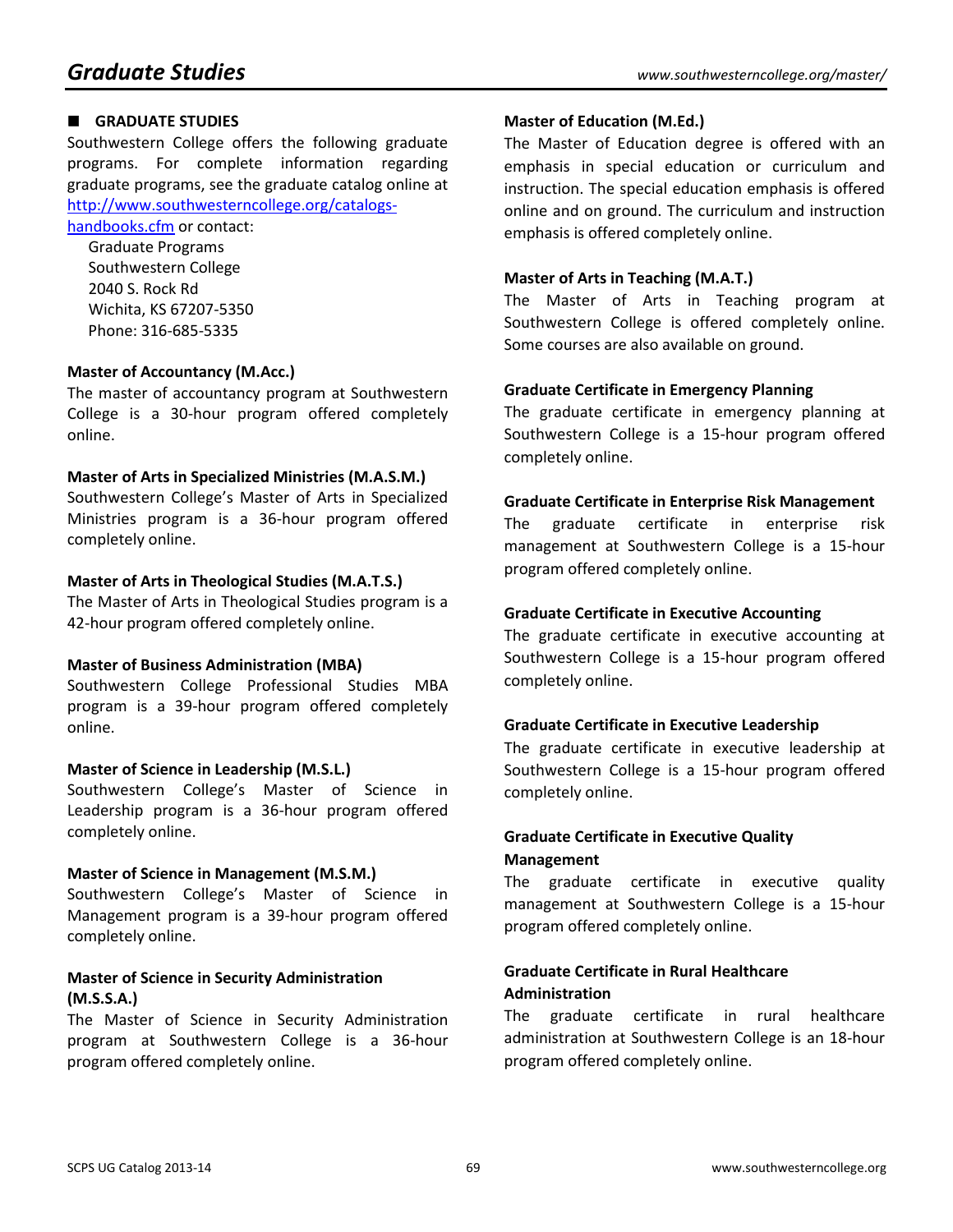## GRADUATE STUDIES

Southwestern College offers the following graduate programs. For complete information regarding graduate programs, see the graduate catalog online at http://www.southwesterncollege.org/catalogs-handbooks.cfm or contact:

Graduate Programs
Southwestern College
2040 S. Rock Rd
Wichita, KS 67207-5350
Phone: 316-685-5335

**Master of Accountancy (M.Acc.)**

The master of accountancy program at Southwestern College is a 30-hour program offered completely online.

**Master of Arts in Specialized Ministries (M.A.S.M.)**

Southwestern College's Master of Arts in Specialized Ministries program is a 36-hour program offered completely online.

**Master of Arts in Theological Studies (M.A.T.S.)**

The Master of Arts in Theological Studies program is a 42-hour program offered completely online.

**Master of Business Administration (MBA)**

Southwestern College Professional Studies MBA program is a 39-hour program offered completely online.

**Master of Science in Leadership (M.S.L.)**

Southwestern College's Master of Science in Leadership program is a 36-hour program offered completely online.

**Master of Science in Management (M.S.M.)**

Southwestern College's Master of Science in Management program is a 39-hour program offered completely online.

**Master of Science in Security Administration (M.S.S.A.)**

The Master of Science in Security Administration program at Southwestern College is a 36-hour program offered completely online.

**Master of Education (M.Ed.)**

The Master of Education degree is offered with an emphasis in special education or curriculum and instruction. The special education emphasis is offered online and on ground. The curriculum and instruction emphasis is offered completely online.

**Master of Arts in Teaching (M.A.T.)**

The Master of Arts in Teaching program at Southwestern College is offered completely online. Some courses are also available on ground.

**Graduate Certificate in Emergency Planning**

The graduate certificate in emergency planning at Southwestern College is a 15-hour program offered completely online.

**Graduate Certificate in Enterprise Risk Management**

The graduate certificate in enterprise risk management at Southwestern College is a 15-hour program offered completely online.

**Graduate Certificate in Executive Accounting**

The graduate certificate in executive accounting at Southwestern College is a 15-hour program offered completely online.

**Graduate Certificate in Executive Leadership**

The graduate certificate in executive leadership at Southwestern College is a 15-hour program offered completely online.

**Graduate Certificate in Executive Quality Management**

The graduate certificate in executive quality management at Southwestern College is a 15-hour program offered completely online.

**Graduate Certificate in Rural Healthcare Administration**

The graduate certificate in rural healthcare administration at Southwestern College is an 18-hour program offered completely online.